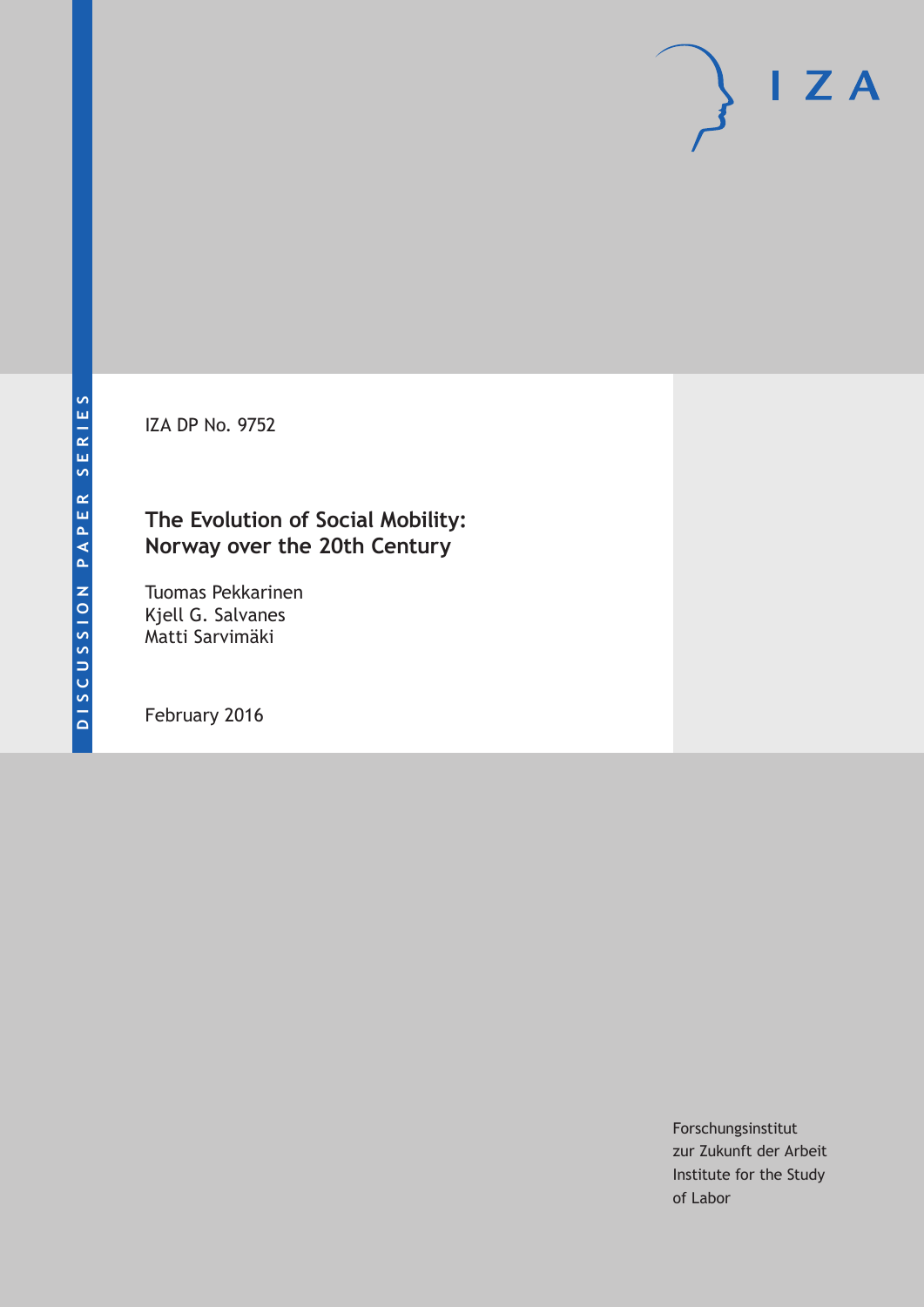DISCUSSION PAPER SERIES

IZA DP No. 9752

# The Evolution of Social Mobility: Norway over the 20th Century

Tuomas Pekkarinen
Kjell G. Salvanes
Matti Sarvimäki

February 2016

Forschungsinstitut
zur Zukunft der Arbeit
Institute for the Study
of Labor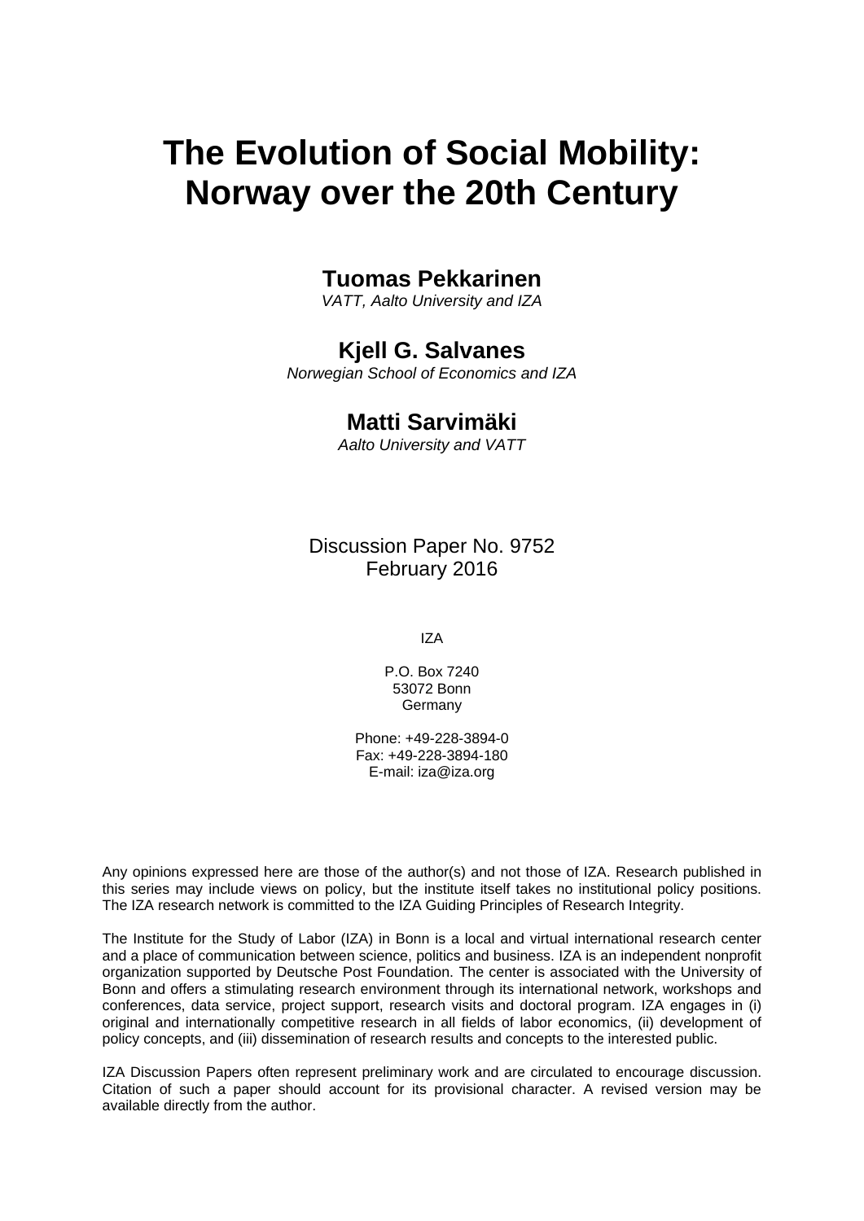# The Evolution of Social Mobility: Norway over the 20th Century

**Tuomas Pekkarinen**
*VATT, Aalto University and IZA*

**Kjell G. Salvanes**
*Norwegian School of Economics and IZA*

**Matti Sarvimäki**
*Aalto University and VATT*

Discussion Paper No. 9752
February 2016

IZA

P.O. Box 7240
53072 Bonn
Germany

Phone: +49-228-3894-0
Fax: +49-228-3894-180
E-mail: iza@iza.org

Any opinions expressed here are those of the author(s) and not those of IZA. Research published in this series may include views on policy, but the institute itself takes no institutional policy positions. The IZA research network is committed to the IZA Guiding Principles of Research Integrity.

The Institute for the Study of Labor (IZA) in Bonn is a local and virtual international research center and a place of communication between science, politics and business. IZA is an independent nonprofit organization supported by Deutsche Post Foundation. The center is associated with the University of Bonn and offers a stimulating research environment through its international network, workshops and conferences, data service, project support, research visits and doctoral program. IZA engages in (i) original and internationally competitive research in all fields of labor economics, (ii) development of policy concepts, and (iii) dissemination of research results and concepts to the interested public.

IZA Discussion Papers often represent preliminary work and are circulated to encourage discussion. Citation of such a paper should account for its provisional character. A revised version may be available directly from the author.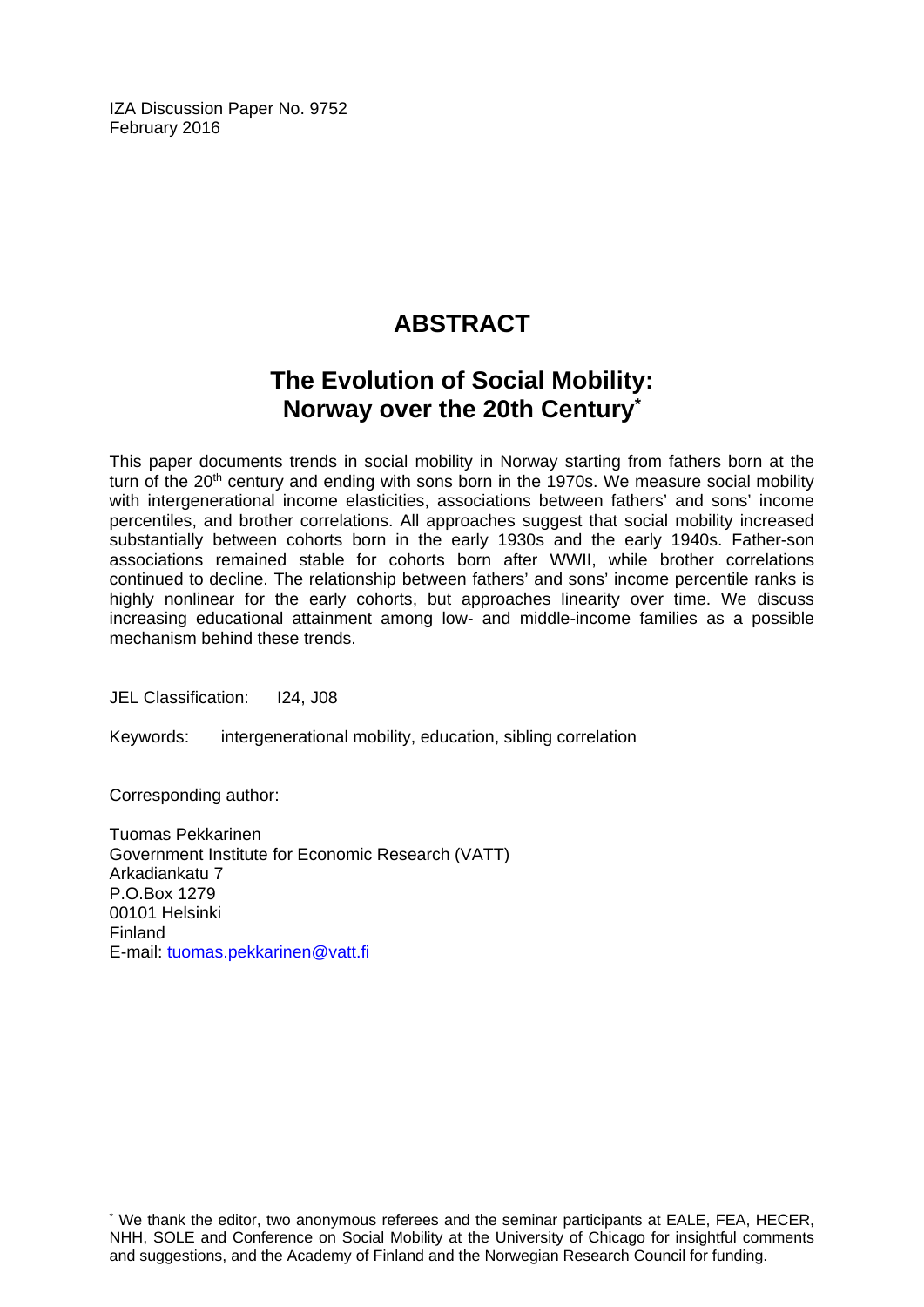IZA Discussion Paper No. 9752
February 2016

# ABSTRACT

## The Evolution of Social Mobility: Norway over the 20th Century*

This paper documents trends in social mobility in Norway starting from fathers born at the turn of the 20th century and ending with sons born in the 1970s. We measure social mobility with intergenerational income elasticities, associations between fathers' and sons' income percentiles, and brother correlations. All approaches suggest that social mobility increased substantially between cohorts born in the early 1930s and the early 1940s. Father-son associations remained stable for cohorts born after WWII, while brother correlations continued to decline. The relationship between fathers' and sons' income percentile ranks is highly nonlinear for the early cohorts, but approaches linearity over time. We discuss increasing educational attainment among low- and middle-income families as a possible mechanism behind these trends.

JEL Classification: I24, J08

Keywords: intergenerational mobility, education, sibling correlation

Corresponding author:

Tuomas Pekkarinen
Government Institute for Economic Research (VATT)
Arkadiankatu 7
P.O.Box 1279
00101 Helsinki
Finland
E-mail: tuomas.pekkarinen@vatt.fi

* We thank the editor, two anonymous referees and the seminar participants at EALE, FEA, HECER, NHH, SOLE and Conference on Social Mobility at the University of Chicago for insightful comments and suggestions, and the Academy of Finland and the Norwegian Research Council for funding.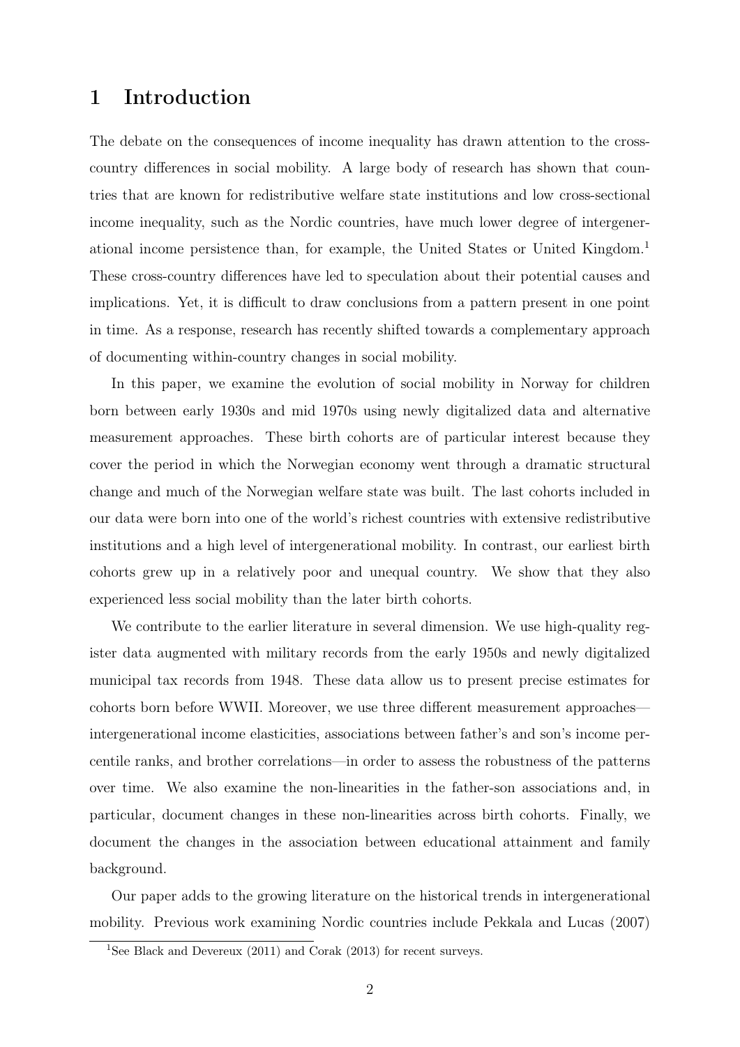# 1 Introduction

The debate on the consequences of income inequality has drawn attention to the cross-country differences in social mobility. A large body of research has shown that countries that are known for redistributive welfare state institutions and low cross-sectional income inequality, such as the Nordic countries, have much lower degree of intergenerational income persistence than, for example, the United States or United Kingdom.[1] These cross-country differences have led to speculation about their potential causes and implications. Yet, it is difficult to draw conclusions from a pattern present in one point in time. As a response, research has recently shifted towards a complementary approach of documenting within-country changes in social mobility.

In this paper, we examine the evolution of social mobility in Norway for children born between early 1930s and mid 1970s using newly digitalized data and alternative measurement approaches. These birth cohorts are of particular interest because they cover the period in which the Norwegian economy went through a dramatic structural change and much of the Norwegian welfare state was built. The last cohorts included in our data were born into one of the world's richest countries with extensive redistributive institutions and a high level of intergenerational mobility. In contrast, our earliest birth cohorts grew up in a relatively poor and unequal country. We show that they also experienced less social mobility than the later birth cohorts.

We contribute to the earlier literature in several dimension. We use high-quality register data augmented with military records from the early 1950s and newly digitalized municipal tax records from 1948. These data allow us to present precise estimates for cohorts born before WWII. Moreover, we use three different measurement approaches—intergenerational income elasticities, associations between father's and son's income percentile ranks, and brother correlations—in order to assess the robustness of the patterns over time. We also examine the non-linearities in the father-son associations and, in particular, document changes in these non-linearities across birth cohorts. Finally, we document the changes in the association between educational attainment and family background.

Our paper adds to the growing literature on the historical trends in intergenerational mobility. Previous work examining Nordic countries include Pekkala and Lucas (2007)

[1] See Black and Devereux (2011) and Corak (2013) for recent surveys.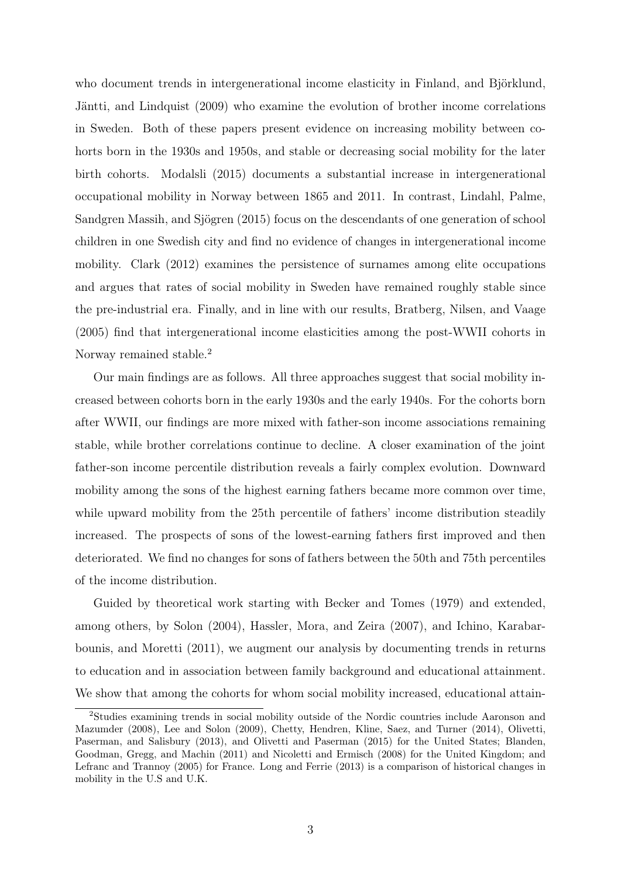who document trends in intergenerational income elasticity in Finland, and Björklund, Jäntti, and Lindquist (2009) who examine the evolution of brother income correlations in Sweden. Both of these papers present evidence on increasing mobility between cohorts born in the 1930s and 1950s, and stable or decreasing social mobility for the later birth cohorts. Modalsli (2015) documents a substantial increase in intergenerational occupational mobility in Norway between 1865 and 2011. In contrast, Lindahl, Palme, Sandgren Massih, and Sjögren (2015) focus on the descendants of one generation of school children in one Swedish city and find no evidence of changes in intergenerational income mobility. Clark (2012) examines the persistence of surnames among elite occupations and argues that rates of social mobility in Sweden have remained roughly stable since the pre-industrial era. Finally, and in line with our results, Bratberg, Nilsen, and Vaage (2005) find that intergenerational income elasticities among the post-WWII cohorts in Norway remained stable.[2]

Our main findings are as follows. All three approaches suggest that social mobility increased between cohorts born in the early 1930s and the early 1940s. For the cohorts born after WWII, our findings are more mixed with father-son income associations remaining stable, while brother correlations continue to decline. A closer examination of the joint father-son income percentile distribution reveals a fairly complex evolution. Downward mobility among the sons of the highest earning fathers became more common over time, while upward mobility from the 25th percentile of fathers' income distribution steadily increased. The prospects of sons of the lowest-earning fathers first improved and then deteriorated. We find no changes for sons of fathers between the 50th and 75th percentiles of the income distribution.

Guided by theoretical work starting with Becker and Tomes (1979) and extended, among others, by Solon (2004), Hassler, Mora, and Zeira (2007), and Ichino, Karabarbounis, and Moretti (2011), we augment our analysis by documenting trends in returns to education and in association between family background and educational attainment. We show that among the cohorts for whom social mobility increased, educational attain-

[2] Studies examining trends in social mobility outside of the Nordic countries include Aaronson and Mazumder (2008), Lee and Solon (2009), Chetty, Hendren, Kline, Saez, and Turner (2014), Olivetti, Paserman, and Salisbury (2013), and Olivetti and Paserman (2015) for the United States; Blanden, Goodman, Gregg, and Machin (2011) and Nicoletti and Ermisch (2008) for the United Kingdom; and Lefranc and Trannoy (2005) for France. Long and Ferrie (2013) is a comparison of historical changes in mobility in the U.S and U.K.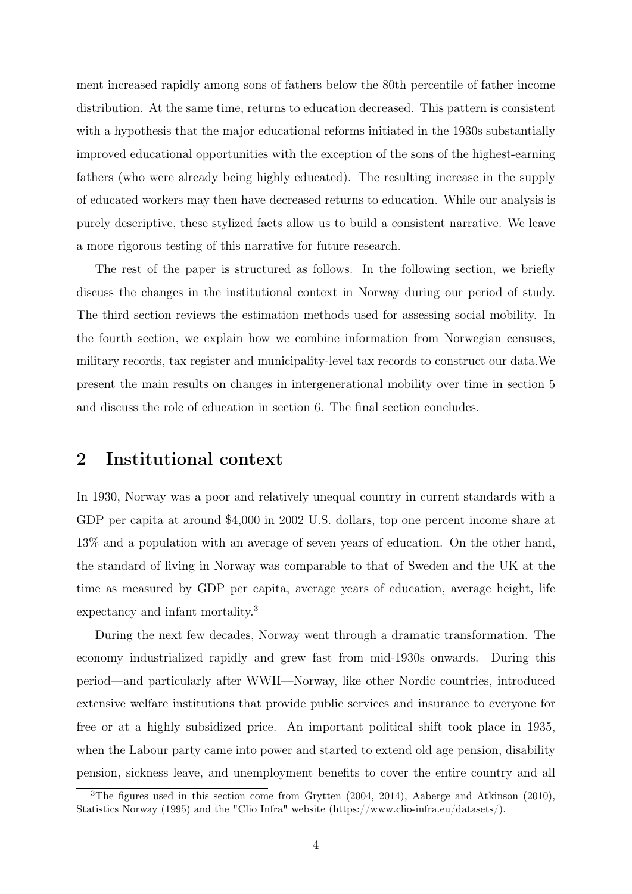ment increased rapidly among sons of fathers below the 80th percentile of father income distribution. At the same time, returns to education decreased. This pattern is consistent with a hypothesis that the major educational reforms initiated in the 1930s substantially improved educational opportunities with the exception of the sons of the highest-earning fathers (who were already being highly educated). The resulting increase in the supply of educated workers may then have decreased returns to education. While our analysis is purely descriptive, these stylized facts allow us to build a consistent narrative. We leave a more rigorous testing of this narrative for future research.

The rest of the paper is structured as follows. In the following section, we briefly discuss the changes in the institutional context in Norway during our period of study. The third section reviews the estimation methods used for assessing social mobility. In the fourth section, we explain how we combine information from Norwegian censuses, military records, tax register and municipality-level tax records to construct our data.We present the main results on changes in intergenerational mobility over time in section 5 and discuss the role of education in section 6. The final section concludes.

## 2 Institutional context

In 1930, Norway was a poor and relatively unequal country in current standards with a GDP per capita at around $4,000 in 2002 U.S. dollars, top one percent income share at 13% and a population with an average of seven years of education. On the other hand, the standard of living in Norway was comparable to that of Sweden and the UK at the time as measured by GDP per capita, average years of education, average height, life expectancy and infant mortality.[3]

During the next few decades, Norway went through a dramatic transformation. The economy industrialized rapidly and grew fast from mid-1930s onwards. During this period—and particularly after WWII—Norway, like other Nordic countries, introduced extensive welfare institutions that provide public services and insurance to everyone for free or at a highly subsidized price. An important political shift took place in 1935, when the Labour party came into power and started to extend old age pension, disability pension, sickness leave, and unemployment benefits to cover the entire country and all

[3] The figures used in this section come from Grytten (2004, 2014), Aaberge and Atkinson (2010), Statistics Norway (1995) and the "Clio Infra" website (https://www.clio-infra.eu/datasets/).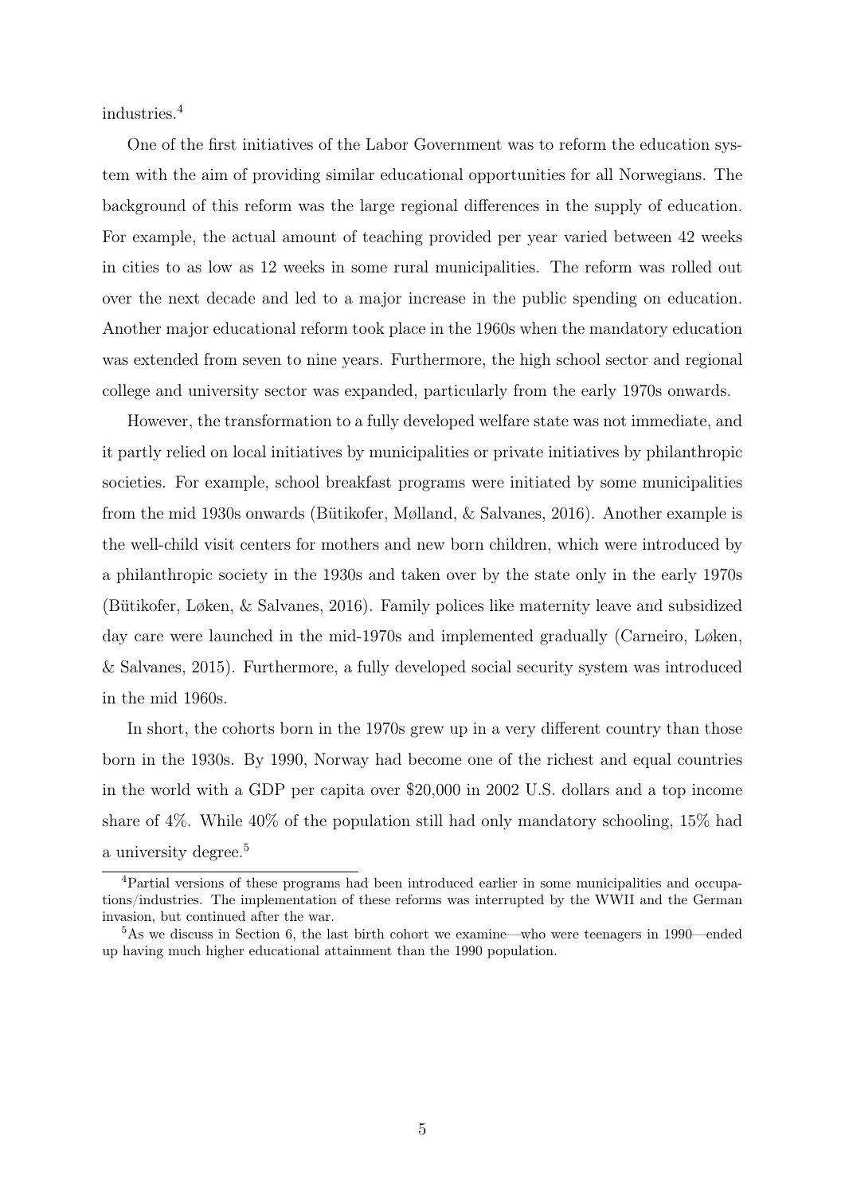industries.[4]

One of the first initiatives of the Labor Government was to reform the education system with the aim of providing similar educational opportunities for all Norwegians. The background of this reform was the large regional differences in the supply of education. For example, the actual amount of teaching provided per year varied between 42 weeks in cities to as low as 12 weeks in some rural municipalities. The reform was rolled out over the next decade and led to a major increase in the public spending on education. Another major educational reform took place in the 1960s when the mandatory education was extended from seven to nine years. Furthermore, the high school sector and regional college and university sector was expanded, particularly from the early 1970s onwards.

However, the transformation to a fully developed welfare state was not immediate, and it partly relied on local initiatives by municipalities or private initiatives by philanthropic societies. For example, school breakfast programs were initiated by some municipalities from the mid 1930s onwards (Bütikofer, Mølland, & Salvanes, 2016). Another example is the well-child visit centers for mothers and new born children, which were introduced by a philanthropic society in the 1930s and taken over by the state only in the early 1970s (Bütikofer, Løken, & Salvanes, 2016). Family polices like maternity leave and subsidized day care were launched in the mid-1970s and implemented gradually (Carneiro, Løken, & Salvanes, 2015). Furthermore, a fully developed social security system was introduced in the mid 1960s.

In short, the cohorts born in the 1970s grew up in a very different country than those born in the 1930s. By 1990, Norway had become one of the richest and equal countries in the world with a GDP per capita over $20,000 in 2002 U.S. dollars and a top income share of 4%. While 40% of the population still had only mandatory schooling, 15% had a university degree.[5]

---

[4] Partial versions of these programs had been introduced earlier in some municipalities and occupations/industries. The implementation of these reforms was interrupted by the WWII and the German invasion, but continued after the war.

[5] As we discuss in Section 6, the last birth cohort we examine—who were teenagers in 1990—ended up having much higher educational attainment than the 1990 population.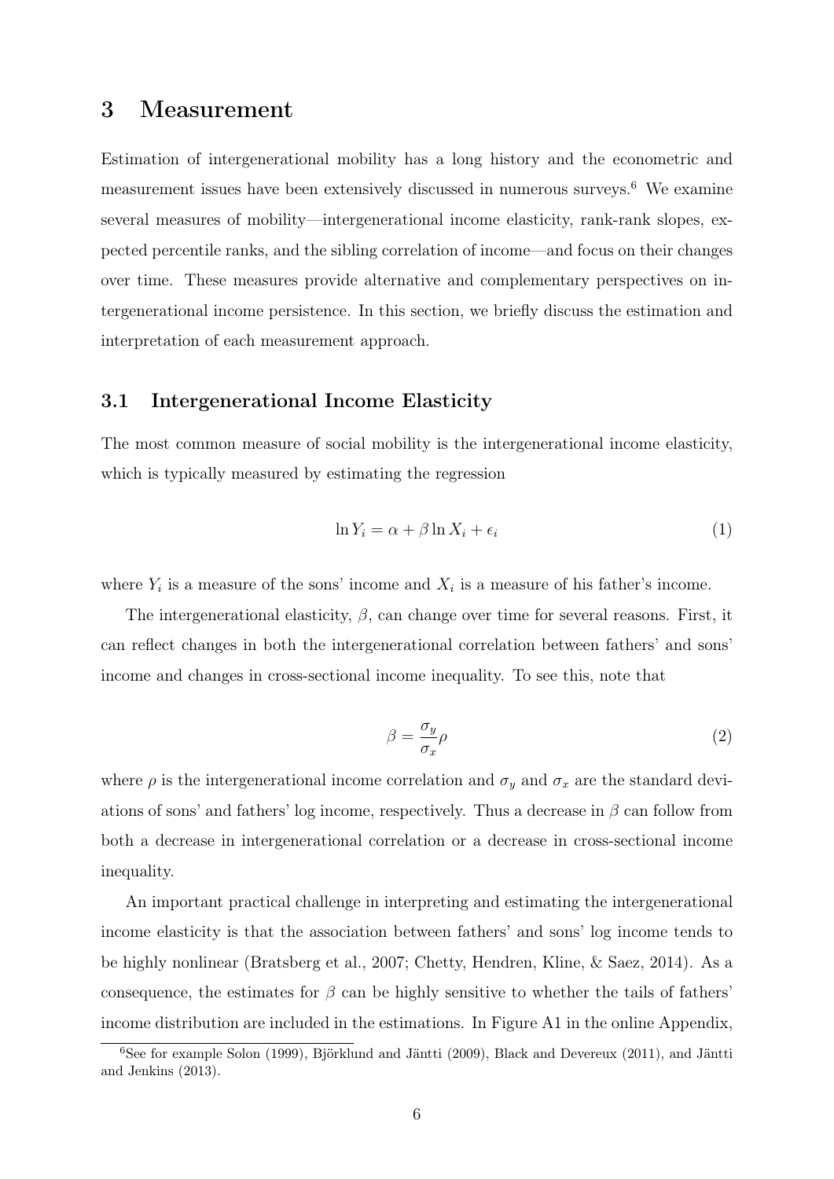## 3 Measurement

Estimation of intergenerational mobility has a long history and the econometric and measurement issues have been extensively discussed in numerous surveys.[6] We examine several measures of mobility—intergenerational income elasticity, rank-rank slopes, expected percentile ranks, and the sibling correlation of income—and focus on their changes over time. These measures provide alternative and complementary perspectives on intergenerational income persistence. In this section, we briefly discuss the estimation and interpretation of each measurement approach.

### 3.1 Intergenerational Income Elasticity

The most common measure of social mobility is the intergenerational income elasticity, which is typically measured by estimating the regression

$$\ln Y_i = \alpha + \beta \ln X_i + \epsilon_i \tag{1}$$

where $Y_i$ is a measure of the sons' income and $X_i$ is a measure of his father's income.

The intergenerational elasticity, $\beta$, can change over time for several reasons. First, it can reflect changes in both the intergenerational correlation between fathers' and sons' income and changes in cross-sectional income inequality. To see this, note that

$$\beta = \frac{\sigma_y}{\sigma_x}\rho \tag{2}$$

where $\rho$ is the intergenerational income correlation and $\sigma_y$ and $\sigma_x$ are the standard deviations of sons' and fathers' log income, respectively. Thus a decrease in $\beta$ can follow from both a decrease in intergenerational correlation or a decrease in cross-sectional income inequality.

An important practical challenge in interpreting and estimating the intergenerational income elasticity is that the association between fathers' and sons' log income tends to be highly nonlinear (Bratsberg et al., 2007; Chetty, Hendren, Kline, & Saez, 2014). As a consequence, the estimates for $\beta$ can be highly sensitive to whether the tails of fathers' income distribution are included in the estimations. In Figure A1 in the online Appendix,

[6] See for example Solon (1999), Björklund and Jäntti (2009), Black and Devereux (2011), and Jäntti and Jenkins (2013).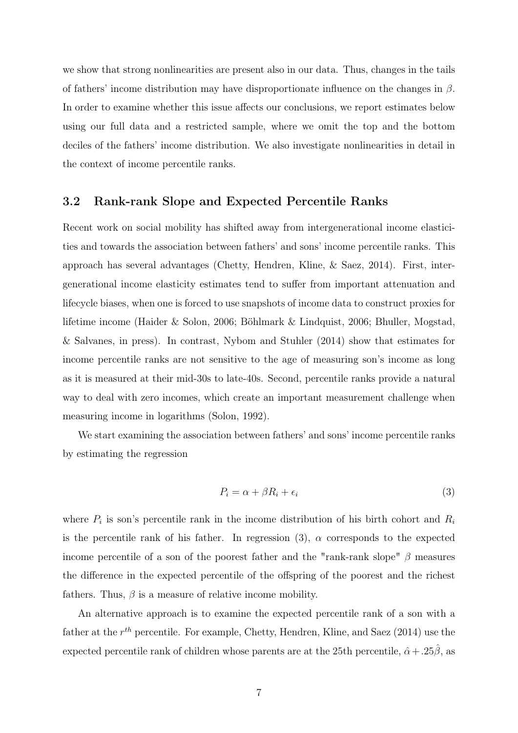we show that strong nonlinearities are present also in our data. Thus, changes in the tails of fathers' income distribution may have disproportionate influence on the changes in $\beta$. In order to examine whether this issue affects our conclusions, we report estimates below using our full data and a restricted sample, where we omit the top and the bottom deciles of the fathers' income distribution. We also investigate nonlinearities in detail in the context of income percentile ranks.

## 3.2 Rank-rank Slope and Expected Percentile Ranks

Recent work on social mobility has shifted away from intergenerational income elasticities and towards the association between fathers' and sons' income percentile ranks. This approach has several advantages (Chetty, Hendren, Kline, & Saez, 2014). First, intergenerational income elasticity estimates tend to suffer from important attenuation and lifecycle biases, when one is forced to use snapshots of income data to construct proxies for lifetime income (Haider & Solon, 2006; Böhlmark & Lindquist, 2006; Bhuller, Mogstad, & Salvanes, in press). In contrast, Nybom and Stuhler (2014) show that estimates for income percentile ranks are not sensitive to the age of measuring son's income as long as it is measured at their mid-30s to late-40s. Second, percentile ranks provide a natural way to deal with zero incomes, which create an important measurement challenge when measuring income in logarithms (Solon, 1992).

We start examining the association between fathers' and sons' income percentile ranks by estimating the regression

$$P_i = \alpha + \beta R_i + \epsilon_i \tag{3}$$

where $P_i$ is son's percentile rank in the income distribution of his birth cohort and $R_i$ is the percentile rank of his father. In regression (3), $\alpha$ corresponds to the expected income percentile of a son of the poorest father and the "rank-rank slope" $\beta$ measures the difference in the expected percentile of the offspring of the poorest and the richest fathers. Thus, $\beta$ is a measure of relative income mobility.

An alternative approach is to examine the expected percentile rank of a son with a father at the $r^{th}$ percentile. For example, Chetty, Hendren, Kline, and Saez (2014) use the expected percentile rank of children whose parents are at the 25th percentile, $\hat{\alpha} + .25\hat{\beta}$, as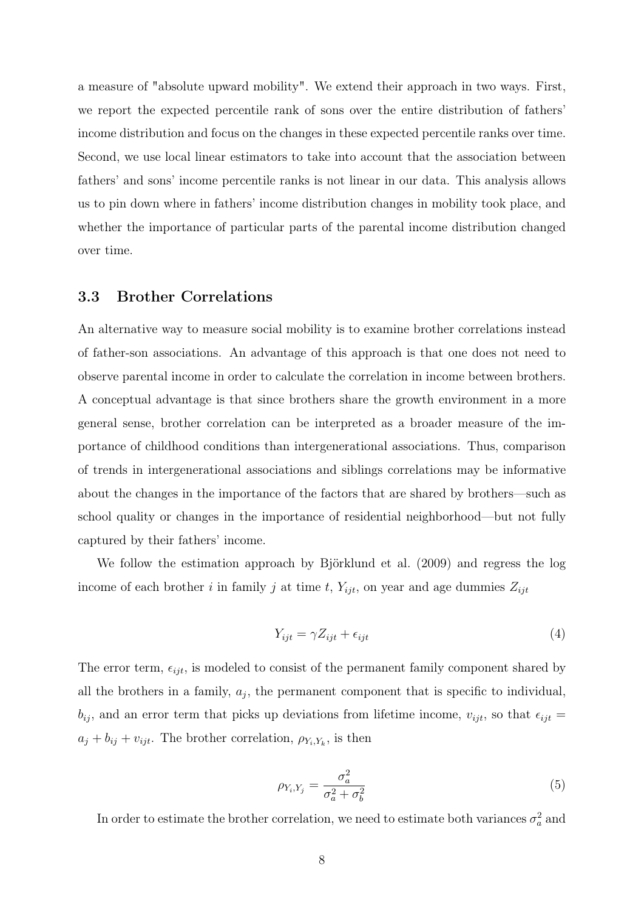a measure of "absolute upward mobility". We extend their approach in two ways. First, we report the expected percentile rank of sons over the entire distribution of fathers' income distribution and focus on the changes in these expected percentile ranks over time. Second, we use local linear estimators to take into account that the association between fathers' and sons' income percentile ranks is not linear in our data. This analysis allows us to pin down where in fathers' income distribution changes in mobility took place, and whether the importance of particular parts of the parental income distribution changed over time.

### 3.3 Brother Correlations

An alternative way to measure social mobility is to examine brother correlations instead of father-son associations. An advantage of this approach is that one does not need to observe parental income in order to calculate the correlation in income between brothers. A conceptual advantage is that since brothers share the growth environment in a more general sense, brother correlation can be interpreted as a broader measure of the importance of childhood conditions than intergenerational associations. Thus, comparison of trends in intergenerational associations and siblings correlations may be informative about the changes in the importance of the factors that are shared by brothers—such as school quality or changes in the importance of residential neighborhood—but not fully captured by their fathers' income.

We follow the estimation approach by Björklund et al. (2009) and regress the log income of each brother $i$ in family $j$ at time $t$, $Y_{ijt}$, on year and age dummies $Z_{ijt}$

$$Y_{ijt} = \gamma Z_{ijt} + \epsilon_{ijt} \tag{4}$$

The error term, $\epsilon_{ijt}$, is modeled to consist of the permanent family component shared by all the brothers in a family, $a_j$, the permanent component that is specific to individual, $b_{ij}$, and an error term that picks up deviations from lifetime income, $v_{ijt}$, so that $\epsilon_{ijt} = a_j + b_{ij} + v_{ijt}$. The brother correlation, $\rho_{Y_i,Y_k}$, is then

$$\rho_{Y_i,Y_j} = \frac{\sigma_a^2}{\sigma_a^2 + \sigma_b^2} \tag{5}$$

In order to estimate the brother correlation, we need to estimate both variances $\sigma_a^2$ and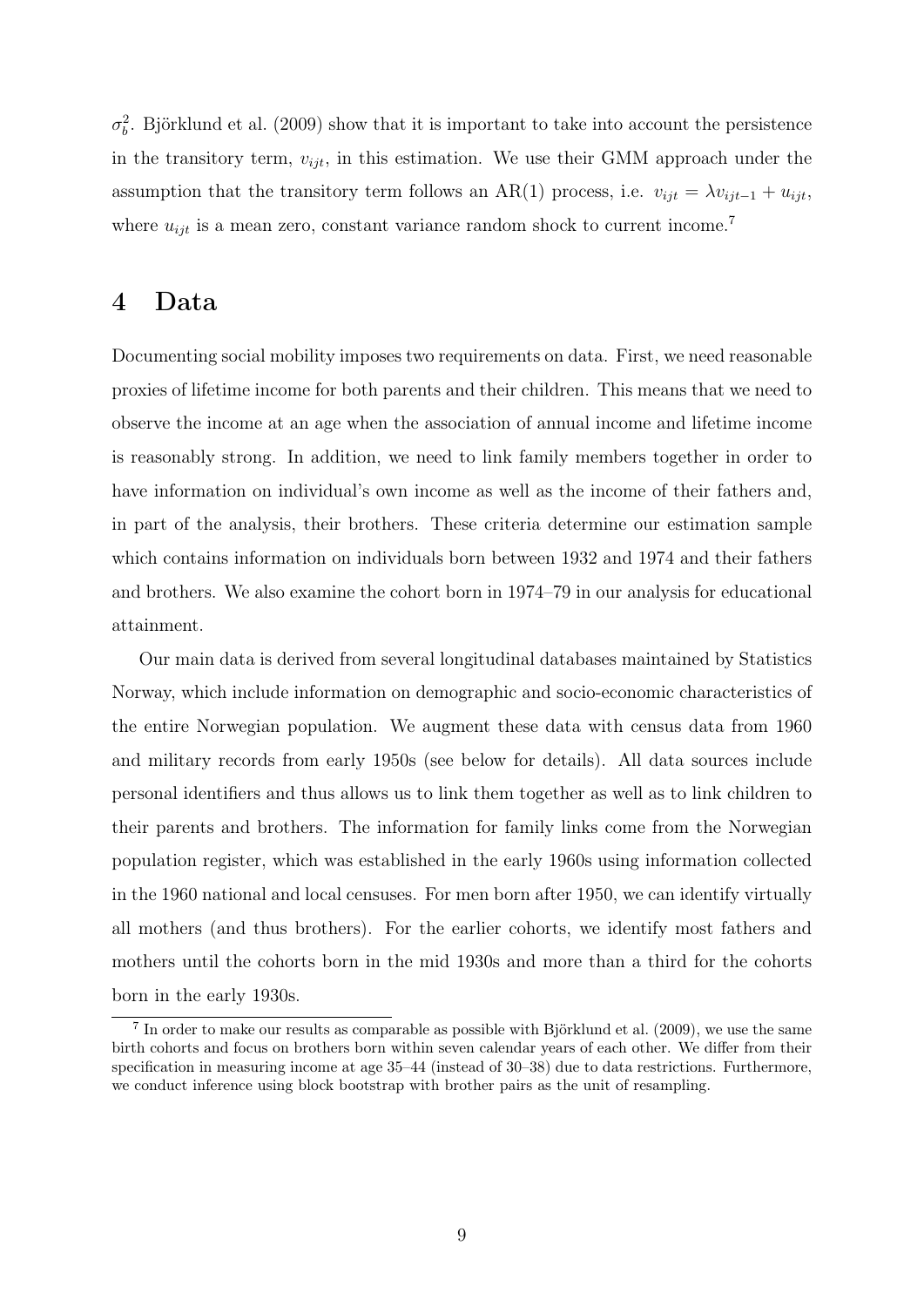$\sigma_b^2$. Björklund et al. (2009) show that it is important to take into account the persistence in the transitory term, $v_{ijt}$, in this estimation. We use their GMM approach under the assumption that the transitory term follows an AR(1) process, i.e. $v_{ijt} = \lambda v_{ijt-1} + u_{ijt}$, where $u_{ijt}$ is a mean zero, constant variance random shock to current income.[7]

# 4 Data

Documenting social mobility imposes two requirements on data. First, we need reasonable proxies of lifetime income for both parents and their children. This means that we need to observe the income at an age when the association of annual income and lifetime income is reasonably strong. In addition, we need to link family members together in order to have information on individual's own income as well as the income of their fathers and, in part of the analysis, their brothers. These criteria determine our estimation sample which contains information on individuals born between 1932 and 1974 and their fathers and brothers. We also examine the cohort born in 1974–79 in our analysis for educational attainment.

Our main data is derived from several longitudinal databases maintained by Statistics Norway, which include information on demographic and socio-economic characteristics of the entire Norwegian population. We augment these data with census data from 1960 and military records from early 1950s (see below for details). All data sources include personal identifiers and thus allows us to link them together as well as to link children to their parents and brothers. The information for family links come from the Norwegian population register, which was established in the early 1960s using information collected in the 1960 national and local censuses. For men born after 1950, we can identify virtually all mothers (and thus brothers). For the earlier cohorts, we identify most fathers and mothers until the cohorts born in the mid 1930s and more than a third for the cohorts born in the early 1930s.

[7] In order to make our results as comparable as possible with Björklund et al. (2009), we use the same birth cohorts and focus on brothers born within seven calendar years of each other. We differ from their specification in measuring income at age 35–44 (instead of 30–38) due to data restrictions. Furthermore, we conduct inference using block bootstrap with brother pairs as the unit of resampling.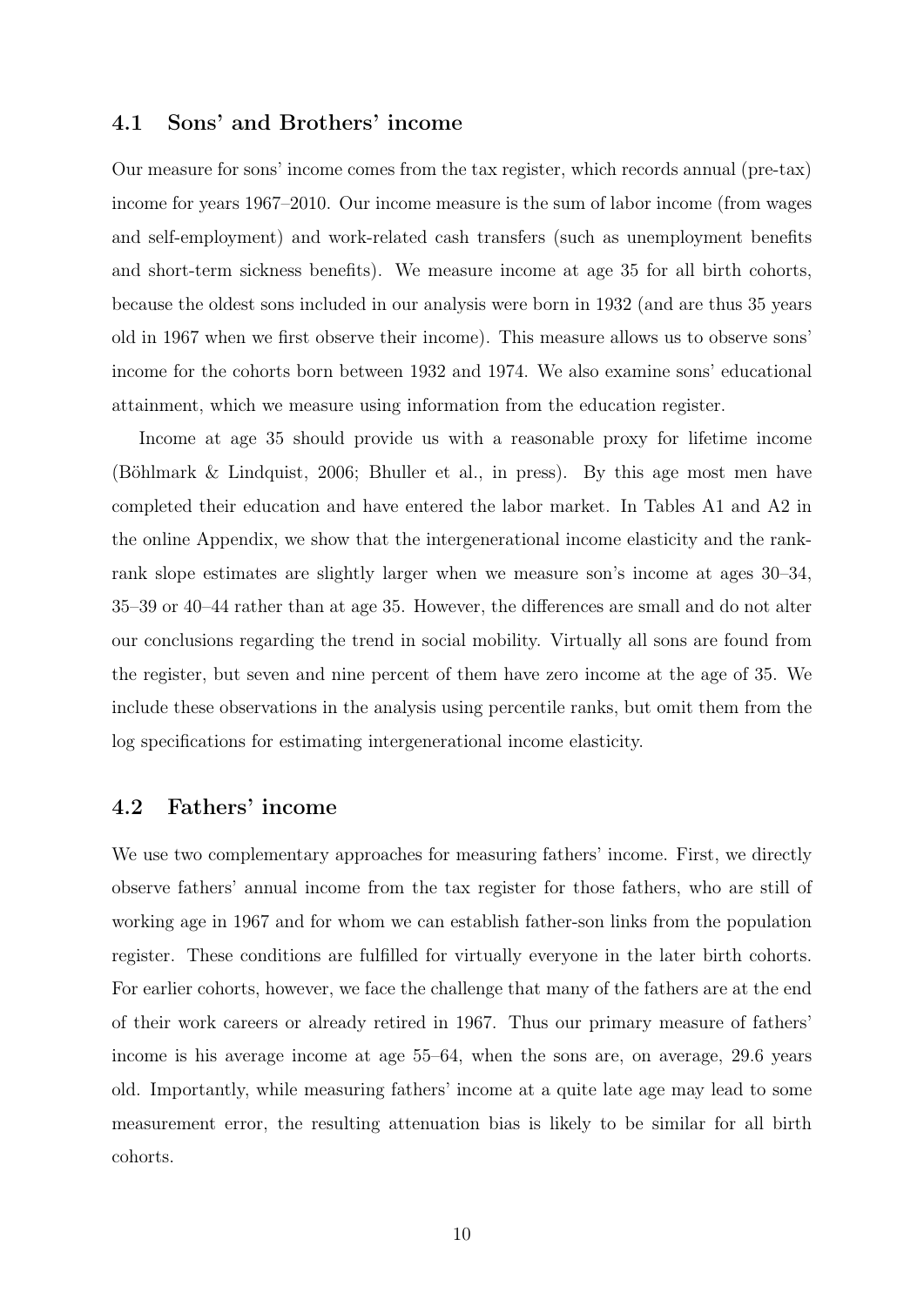## 4.1 Sons' and Brothers' income

Our measure for sons' income comes from the tax register, which records annual (pre-tax) income for years 1967–2010. Our income measure is the sum of labor income (from wages and self-employment) and work-related cash transfers (such as unemployment benefits and short-term sickness benefits). We measure income at age 35 for all birth cohorts, because the oldest sons included in our analysis were born in 1932 (and are thus 35 years old in 1967 when we first observe their income). This measure allows us to observe sons' income for the cohorts born between 1932 and 1974. We also examine sons' educational attainment, which we measure using information from the education register.

Income at age 35 should provide us with a reasonable proxy for lifetime income (Böhlmark & Lindquist, 2006; Bhuller et al., in press). By this age most men have completed their education and have entered the labor market. In Tables A1 and A2 in the online Appendix, we show that the intergenerational income elasticity and the rank-rank slope estimates are slightly larger when we measure son's income at ages 30–34, 35–39 or 40–44 rather than at age 35. However, the differences are small and do not alter our conclusions regarding the trend in social mobility. Virtually all sons are found from the register, but seven and nine percent of them have zero income at the age of 35. We include these observations in the analysis using percentile ranks, but omit them from the log specifications for estimating intergenerational income elasticity.

## 4.2 Fathers' income

We use two complementary approaches for measuring fathers' income. First, we directly observe fathers' annual income from the tax register for those fathers, who are still of working age in 1967 and for whom we can establish father-son links from the population register. These conditions are fulfilled for virtually everyone in the later birth cohorts. For earlier cohorts, however, we face the challenge that many of the fathers are at the end of their work careers or already retired in 1967. Thus our primary measure of fathers' income is his average income at age 55–64, when the sons are, on average, 29.6 years old. Importantly, while measuring fathers' income at a quite late age may lead to some measurement error, the resulting attenuation bias is likely to be similar for all birth cohorts.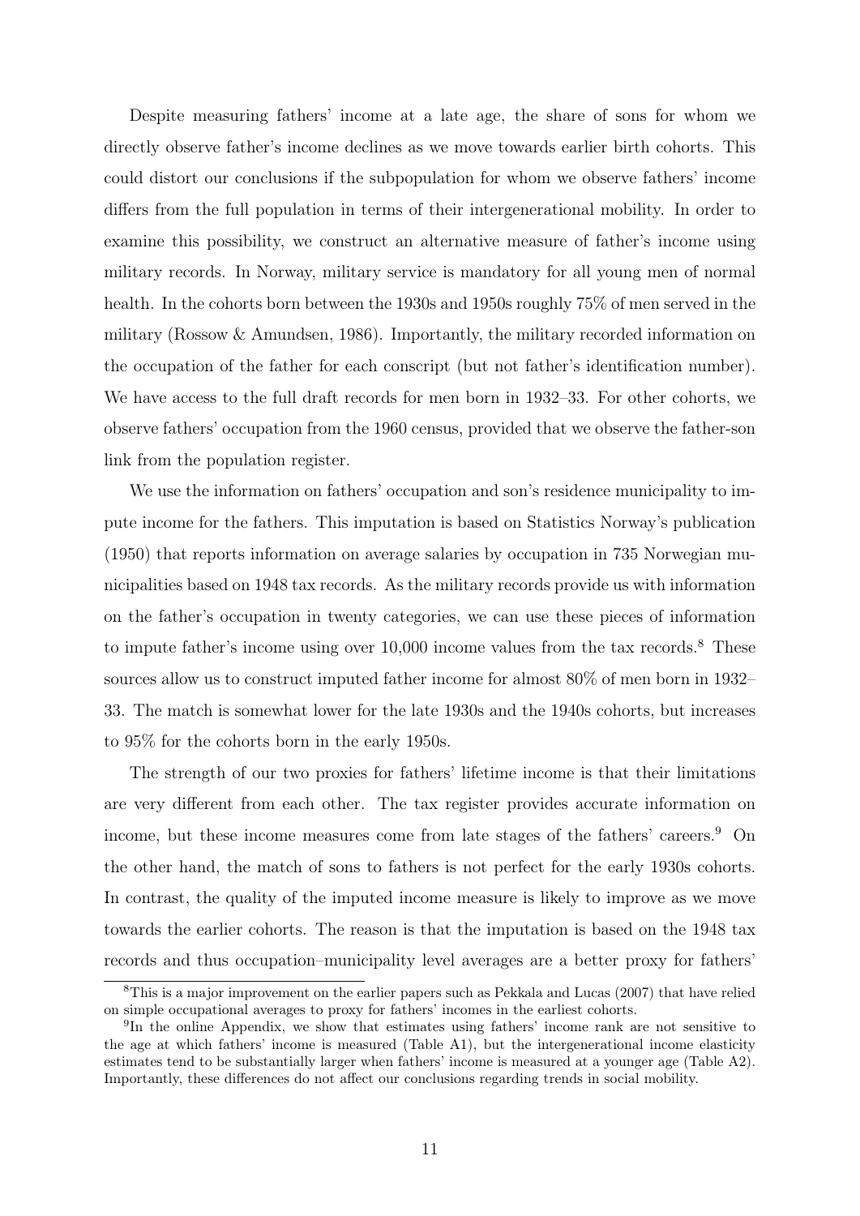Despite measuring fathers' income at a late age, the share of sons for whom we directly observe father's income declines as we move towards earlier birth cohorts. This could distort our conclusions if the subpopulation for whom we observe fathers' income differs from the full population in terms of their intergenerational mobility. In order to examine this possibility, we construct an alternative measure of father's income using military records. In Norway, military service is mandatory for all young men of normal health. In the cohorts born between the 1930s and 1950s roughly 75% of men served in the military (Rossow & Amundsen, 1986). Importantly, the military recorded information on the occupation of the father for each conscript (but not father's identification number). We have access to the full draft records for men born in 1932–33. For other cohorts, we observe fathers' occupation from the 1960 census, provided that we observe the father-son link from the population register.

We use the information on fathers' occupation and son's residence municipality to impute income for the fathers. This imputation is based on Statistics Norway's publication (1950) that reports information on average salaries by occupation in 735 Norwegian municipalities based on 1948 tax records. As the military records provide us with information on the father's occupation in twenty categories, we can use these pieces of information to impute father's income using over 10,000 income values from the tax records.[8] These sources allow us to construct imputed father income for almost 80% of men born in 1932–33. The match is somewhat lower for the late 1930s and the 1940s cohorts, but increases to 95% for the cohorts born in the early 1950s.

The strength of our two proxies for fathers' lifetime income is that their limitations are very different from each other. The tax register provides accurate information on income, but these income measures come from late stages of the fathers' careers.[9] On the other hand, the match of sons to fathers is not perfect for the early 1930s cohorts. In contrast, the quality of the imputed income measure is likely to improve as we move towards the earlier cohorts. The reason is that the imputation is based on the 1948 tax records and thus occupation–municipality level averages are a better proxy for fathers'

[8]This is a major improvement on the earlier papers such as Pekkala and Lucas (2007) that have relied on simple occupational averages to proxy for fathers' incomes in the earliest cohorts.

[9]In the online Appendix, we show that estimates using fathers' income rank are not sensitive to the age at which fathers' income is measured (Table A1), but the intergenerational income elasticity estimates tend to be substantially larger when fathers' income is measured at a younger age (Table A2). Importantly, these differences do not affect our conclusions regarding trends in social mobility.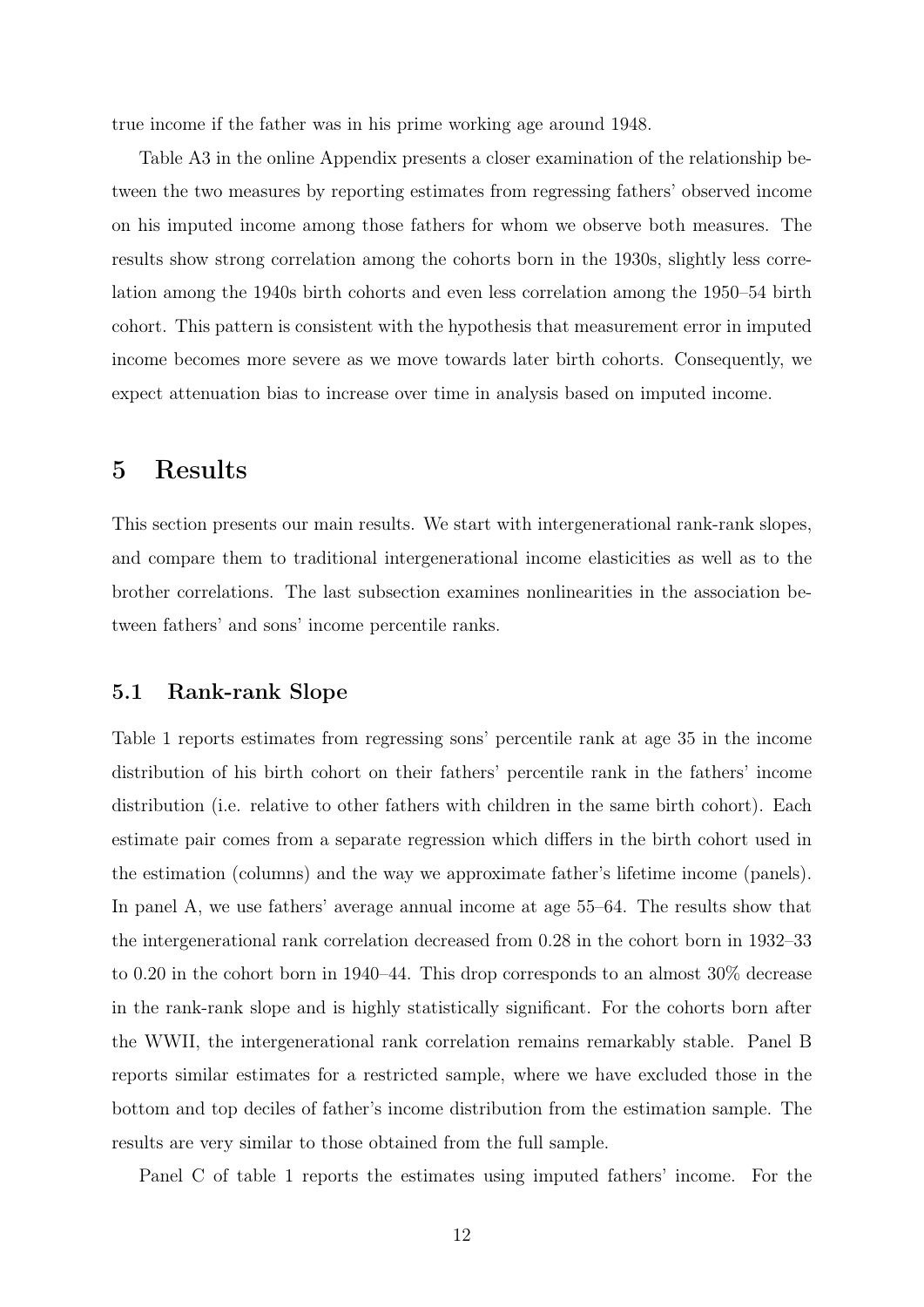true income if the father was in his prime working age around 1948.

Table A3 in the online Appendix presents a closer examination of the relationship between the two measures by reporting estimates from regressing fathers' observed income on his imputed income among those fathers for whom we observe both measures. The results show strong correlation among the cohorts born in the 1930s, slightly less correlation among the 1940s birth cohorts and even less correlation among the 1950–54 birth cohort. This pattern is consistent with the hypothesis that measurement error in imputed income becomes more severe as we move towards later birth cohorts. Consequently, we expect attenuation bias to increase over time in analysis based on imputed income.

# 5 Results

This section presents our main results. We start with intergenerational rank-rank slopes, and compare them to traditional intergenerational income elasticities as well as to the brother correlations. The last subsection examines nonlinearities in the association between fathers' and sons' income percentile ranks.

## 5.1 Rank-rank Slope

Table 1 reports estimates from regressing sons' percentile rank at age 35 in the income distribution of his birth cohort on their fathers' percentile rank in the fathers' income distribution (i.e. relative to other fathers with children in the same birth cohort). Each estimate pair comes from a separate regression which differs in the birth cohort used in the estimation (columns) and the way we approximate father's lifetime income (panels). In panel A, we use fathers' average annual income at age 55–64. The results show that the intergenerational rank correlation decreased from 0.28 in the cohort born in 1932–33 to 0.20 in the cohort born in 1940–44. This drop corresponds to an almost 30% decrease in the rank-rank slope and is highly statistically significant. For the cohorts born after the WWII, the intergenerational rank correlation remains remarkably stable. Panel B reports similar estimates for a restricted sample, where we have excluded those in the bottom and top deciles of father's income distribution from the estimation sample. The results are very similar to those obtained from the full sample.

Panel C of table 1 reports the estimates using imputed fathers' income. For the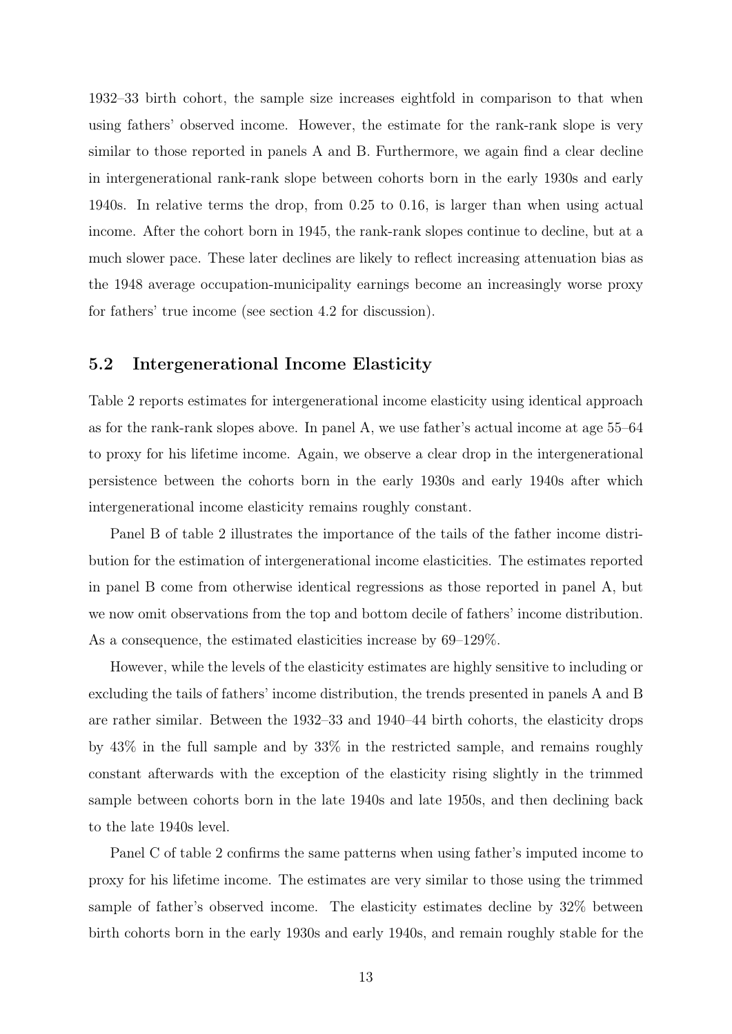1932–33 birth cohort, the sample size increases eightfold in comparison to that when using fathers' observed income. However, the estimate for the rank-rank slope is very similar to those reported in panels A and B. Furthermore, we again find a clear decline in intergenerational rank-rank slope between cohorts born in the early 1930s and early 1940s. In relative terms the drop, from 0.25 to 0.16, is larger than when using actual income. After the cohort born in 1945, the rank-rank slopes continue to decline, but at a much slower pace. These later declines are likely to reflect increasing attenuation bias as the 1948 average occupation-municipality earnings become an increasingly worse proxy for fathers' true income (see section 4.2 for discussion).

## 5.2 Intergenerational Income Elasticity

Table 2 reports estimates for intergenerational income elasticity using identical approach as for the rank-rank slopes above. In panel A, we use father's actual income at age 55–64 to proxy for his lifetime income. Again, we observe a clear drop in the intergenerational persistence between the cohorts born in the early 1930s and early 1940s after which intergenerational income elasticity remains roughly constant.

Panel B of table 2 illustrates the importance of the tails of the father income distribution for the estimation of intergenerational income elasticities. The estimates reported in panel B come from otherwise identical regressions as those reported in panel A, but we now omit observations from the top and bottom decile of fathers' income distribution. As a consequence, the estimated elasticities increase by 69–129%.

However, while the levels of the elasticity estimates are highly sensitive to including or excluding the tails of fathers' income distribution, the trends presented in panels A and B are rather similar. Between the 1932–33 and 1940–44 birth cohorts, the elasticity drops by 43% in the full sample and by 33% in the restricted sample, and remains roughly constant afterwards with the exception of the elasticity rising slightly in the trimmed sample between cohorts born in the late 1940s and late 1950s, and then declining back to the late 1940s level.

Panel C of table 2 confirms the same patterns when using father's imputed income to proxy for his lifetime income. The estimates are very similar to those using the trimmed sample of father's observed income. The elasticity estimates decline by 32% between birth cohorts born in the early 1930s and early 1940s, and remain roughly stable for the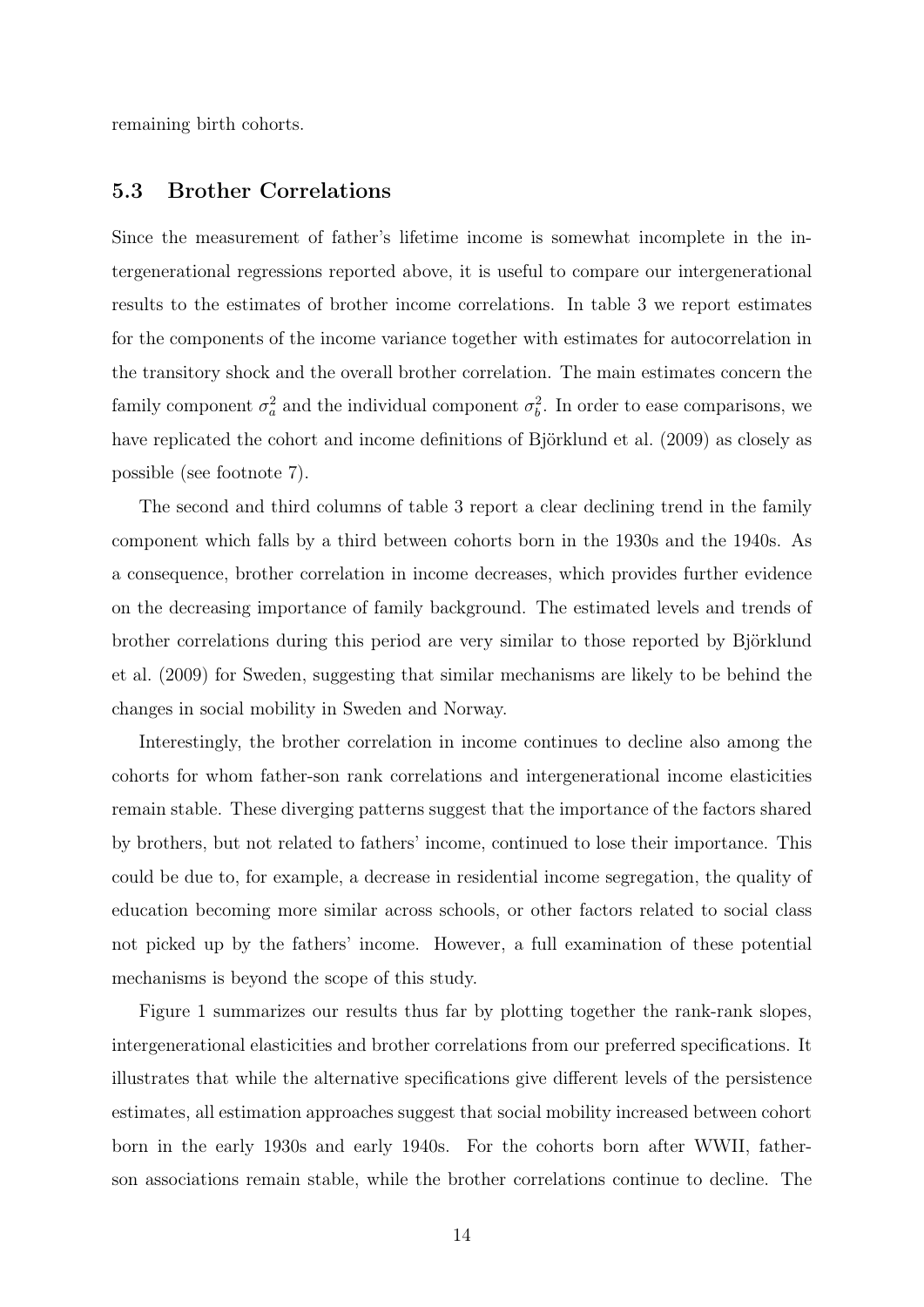remaining birth cohorts.

### 5.3 Brother Correlations

Since the measurement of father's lifetime income is somewhat incomplete in the intergenerational regressions reported above, it is useful to compare our intergenerational results to the estimates of brother income correlations. In table 3 we report estimates for the components of the income variance together with estimates for autocorrelation in the transitory shock and the overall brother correlation. The main estimates concern the family component $\sigma_a^2$ and the individual component $\sigma_b^2$. In order to ease comparisons, we have replicated the cohort and income definitions of Björklund et al. (2009) as closely as possible (see footnote 7).

The second and third columns of table 3 report a clear declining trend in the family component which falls by a third between cohorts born in the 1930s and the 1940s. As a consequence, brother correlation in income decreases, which provides further evidence on the decreasing importance of family background. The estimated levels and trends of brother correlations during this period are very similar to those reported by Björklund et al. (2009) for Sweden, suggesting that similar mechanisms are likely to be behind the changes in social mobility in Sweden and Norway.

Interestingly, the brother correlation in income continues to decline also among the cohorts for whom father-son rank correlations and intergenerational income elasticities remain stable. These diverging patterns suggest that the importance of the factors shared by brothers, but not related to fathers' income, continued to lose their importance. This could be due to, for example, a decrease in residential income segregation, the quality of education becoming more similar across schools, or other factors related to social class not picked up by the fathers' income. However, a full examination of these potential mechanisms is beyond the scope of this study.

Figure 1 summarizes our results thus far by plotting together the rank-rank slopes, intergenerational elasticities and brother correlations from our preferred specifications. It illustrates that while the alternative specifications give different levels of the persistence estimates, all estimation approaches suggest that social mobility increased between cohort born in the early 1930s and early 1940s. For the cohorts born after WWII, father-son associations remain stable, while the brother correlations continue to decline. The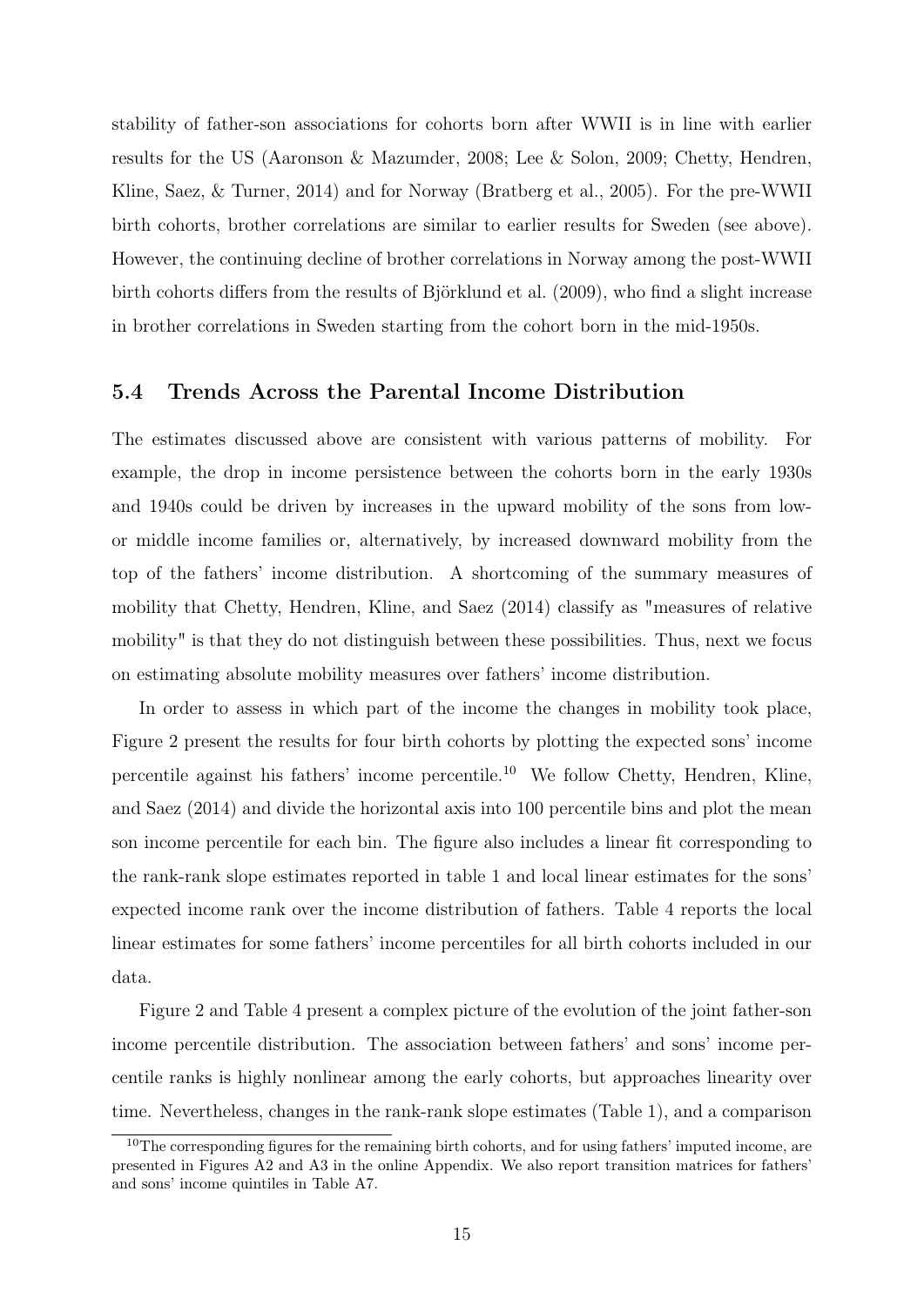stability of father-son associations for cohorts born after WWII is in line with earlier results for the US (Aaronson & Mazumder, 2008; Lee & Solon, 2009; Chetty, Hendren, Kline, Saez, & Turner, 2014) and for Norway (Bratberg et al., 2005). For the pre-WWII birth cohorts, brother correlations are similar to earlier results for Sweden (see above). However, the continuing decline of brother correlations in Norway among the post-WWII birth cohorts differs from the results of Björklund et al. (2009), who find a slight increase in brother correlations in Sweden starting from the cohort born in the mid-1950s.

## 5.4 Trends Across the Parental Income Distribution

The estimates discussed above are consistent with various patterns of mobility. For example, the drop in income persistence between the cohorts born in the early 1930s and 1940s could be driven by increases in the upward mobility of the sons from low- or middle income families or, alternatively, by increased downward mobility from the top of the fathers' income distribution. A shortcoming of the summary measures of mobility that Chetty, Hendren, Kline, and Saez (2014) classify as "measures of relative mobility" is that they do not distinguish between these possibilities. Thus, next we focus on estimating absolute mobility measures over fathers' income distribution.

In order to assess in which part of the income the changes in mobility took place, Figure 2 present the results for four birth cohorts by plotting the expected sons' income percentile against his fathers' income percentile.[10] We follow Chetty, Hendren, Kline, and Saez (2014) and divide the horizontal axis into 100 percentile bins and plot the mean son income percentile for each bin. The figure also includes a linear fit corresponding to the rank-rank slope estimates reported in table 1 and local linear estimates for the sons' expected income rank over the income distribution of fathers. Table 4 reports the local linear estimates for some fathers' income percentiles for all birth cohorts included in our data.

Figure 2 and Table 4 present a complex picture of the evolution of the joint father-son income percentile distribution. The association between fathers' and sons' income percentile ranks is highly nonlinear among the early cohorts, but approaches linearity over time. Nevertheless, changes in the rank-rank slope estimates (Table 1), and a comparison

[10] The corresponding figures for the remaining birth cohorts, and for using fathers' imputed income, are presented in Figures A2 and A3 in the online Appendix. We also report transition matrices for fathers' and sons' income quintiles in Table A7.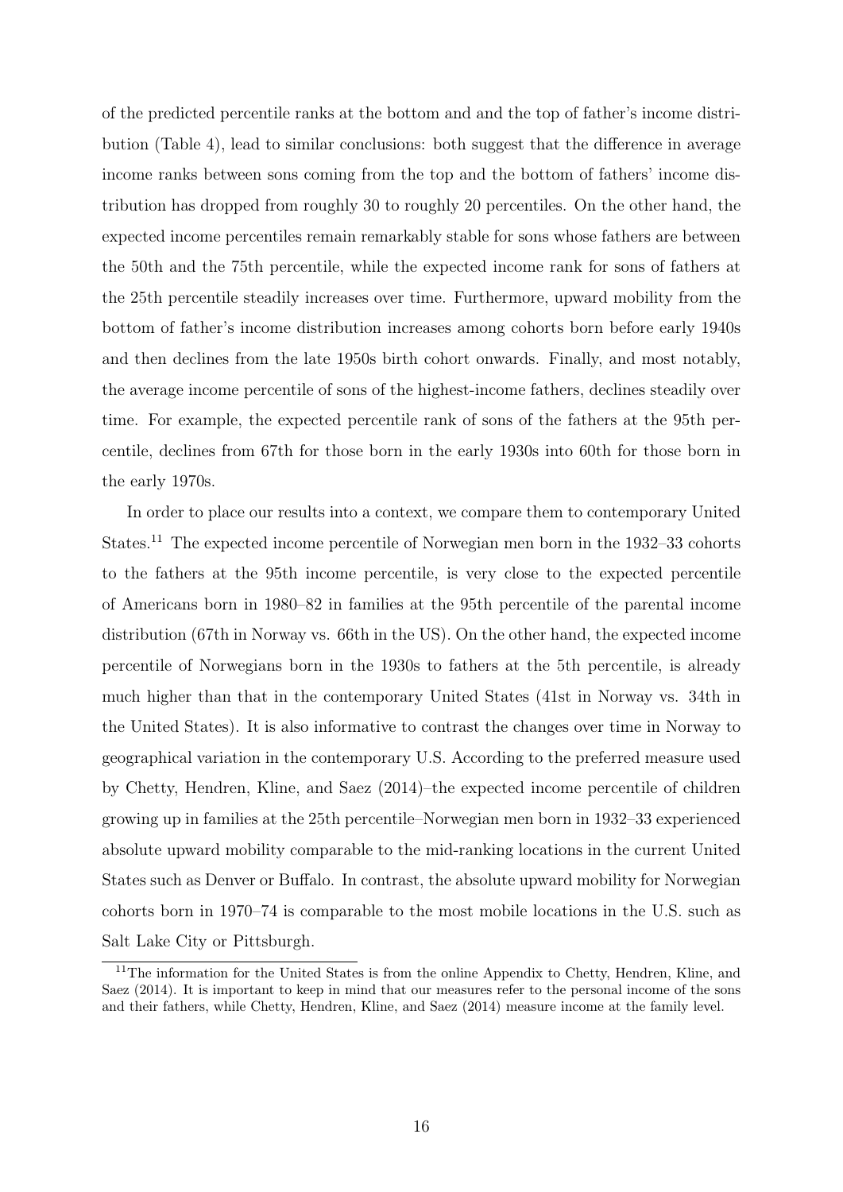of the predicted percentile ranks at the bottom and and the top of father's income distribution (Table 4), lead to similar conclusions: both suggest that the difference in average income ranks between sons coming from the top and the bottom of fathers' income distribution has dropped from roughly 30 to roughly 20 percentiles. On the other hand, the expected income percentiles remain remarkably stable for sons whose fathers are between the 50th and the 75th percentile, while the expected income rank for sons of fathers at the 25th percentile steadily increases over time. Furthermore, upward mobility from the bottom of father's income distribution increases among cohorts born before early 1940s and then declines from the late 1950s birth cohort onwards. Finally, and most notably, the average income percentile of sons of the highest-income fathers, declines steadily over time. For example, the expected percentile rank of sons of the fathers at the 95th percentile, declines from 67th for those born in the early 1930s into 60th for those born in the early 1970s.

In order to place our results into a context, we compare them to contemporary United States.[11] The expected income percentile of Norwegian men born in the 1932–33 cohorts to the fathers at the 95th income percentile, is very close to the expected percentile of Americans born in 1980–82 in families at the 95th percentile of the parental income distribution (67th in Norway vs. 66th in the US). On the other hand, the expected income percentile of Norwegians born in the 1930s to fathers at the 5th percentile, is already much higher than that in the contemporary United States (41st in Norway vs. 34th in the United States). It is also informative to contrast the changes over time in Norway to geographical variation in the contemporary U.S. According to the preferred measure used by Chetty, Hendren, Kline, and Saez (2014)–the expected income percentile of children growing up in families at the 25th percentile–Norwegian men born in 1932–33 experienced absolute upward mobility comparable to the mid-ranking locations in the current United States such as Denver or Buffalo. In contrast, the absolute upward mobility for Norwegian cohorts born in 1970–74 is comparable to the most mobile locations in the U.S. such as Salt Lake City or Pittsburgh.

[11]The information for the United States is from the online Appendix to Chetty, Hendren, Kline, and Saez (2014). It is important to keep in mind that our measures refer to the personal income of the sons and their fathers, while Chetty, Hendren, Kline, and Saez (2014) measure income at the family level.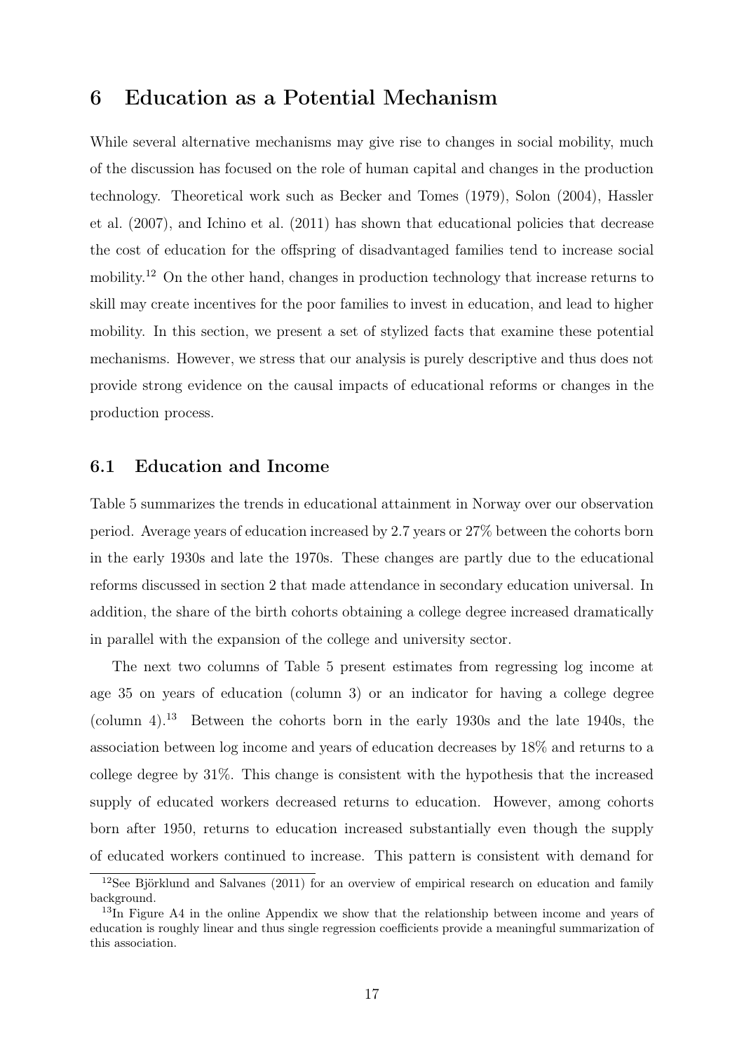## 6 Education as a Potential Mechanism

While several alternative mechanisms may give rise to changes in social mobility, much of the discussion has focused on the role of human capital and changes in the production technology. Theoretical work such as Becker and Tomes (1979), Solon (2004), Hassler et al. (2007), and Ichino et al. (2011) has shown that educational policies that decrease the cost of education for the offspring of disadvantaged families tend to increase social mobility.[12] On the other hand, changes in production technology that increase returns to skill may create incentives for the poor families to invest in education, and lead to higher mobility. In this section, we present a set of stylized facts that examine these potential mechanisms. However, we stress that our analysis is purely descriptive and thus does not provide strong evidence on the causal impacts of educational reforms or changes in the production process.

### 6.1 Education and Income

Table 5 summarizes the trends in educational attainment in Norway over our observation period. Average years of education increased by 2.7 years or 27% between the cohorts born in the early 1930s and late the 1970s. These changes are partly due to the educational reforms discussed in section 2 that made attendance in secondary education universal. In addition, the share of the birth cohorts obtaining a college degree increased dramatically in parallel with the expansion of the college and university sector.

The next two columns of Table 5 present estimates from regressing log income at age 35 on years of education (column 3) or an indicator for having a college degree (column 4).[13] Between the cohorts born in the early 1930s and the late 1940s, the association between log income and years of education decreases by 18% and returns to a college degree by 31%. This change is consistent with the hypothesis that the increased supply of educated workers decreased returns to education. However, among cohorts born after 1950, returns to education increased substantially even though the supply of educated workers continued to increase. This pattern is consistent with demand for

[12] See Björklund and Salvanes (2011) for an overview of empirical research on education and family background.

[13] In Figure A4 in the online Appendix we show that the relationship between income and years of education is roughly linear and thus single regression coefficients provide a meaningful summarization of this association.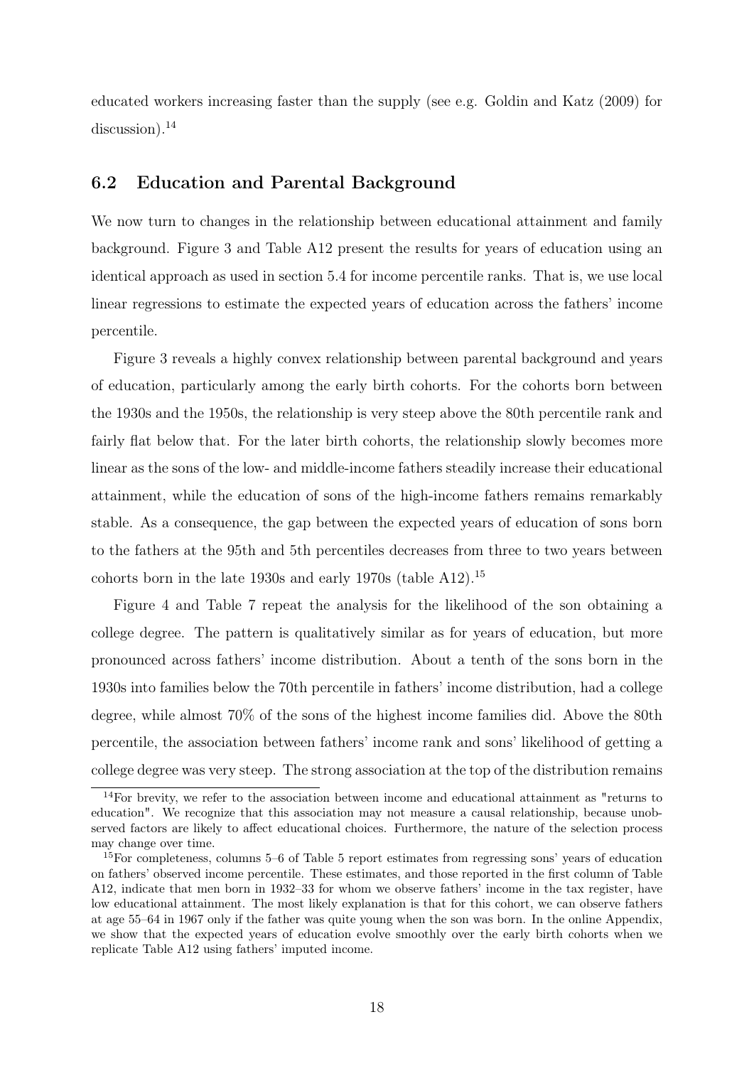educated workers increasing faster than the supply (see e.g. Goldin and Katz (2009) for discussion).[14]

### 6.2 Education and Parental Background

We now turn to changes in the relationship between educational attainment and family background. Figure 3 and Table A12 present the results for years of education using an identical approach as used in section 5.4 for income percentile ranks. That is, we use local linear regressions to estimate the expected years of education across the fathers' income percentile.

Figure 3 reveals a highly convex relationship between parental background and years of education, particularly among the early birth cohorts. For the cohorts born between the 1930s and the 1950s, the relationship is very steep above the 80th percentile rank and fairly flat below that. For the later birth cohorts, the relationship slowly becomes more linear as the sons of the low- and middle-income fathers steadily increase their educational attainment, while the education of sons of the high-income fathers remains remarkably stable. As a consequence, the gap between the expected years of education of sons born to the fathers at the 95th and 5th percentiles decreases from three to two years between cohorts born in the late 1930s and early 1970s (table A12).[15]

Figure 4 and Table 7 repeat the analysis for the likelihood of the son obtaining a college degree. The pattern is qualitatively similar as for years of education, but more pronounced across fathers' income distribution. About a tenth of the sons born in the 1930s into families below the 70th percentile in fathers' income distribution, had a college degree, while almost 70% of the sons of the highest income families did. Above the 80th percentile, the association between fathers' income rank and sons' likelihood of getting a college degree was very steep. The strong association at the top of the distribution remains

[14]For brevity, we refer to the association between income and educational attainment as "returns to education". We recognize that this association may not measure a causal relationship, because unobserved factors are likely to affect educational choices. Furthermore, the nature of the selection process may change over time.

[15]For completeness, columns 5–6 of Table 5 report estimates from regressing sons' years of education on fathers' observed income percentile. These estimates, and those reported in the first column of Table A12, indicate that men born in 1932–33 for whom we observe fathers' income in the tax register, have low educational attainment. The most likely explanation is that for this cohort, we can observe fathers at age 55–64 in 1967 only if the father was quite young when the son was born. In the online Appendix, we show that the expected years of education evolve smoothly over the early birth cohorts when we replicate Table A12 using fathers' imputed income.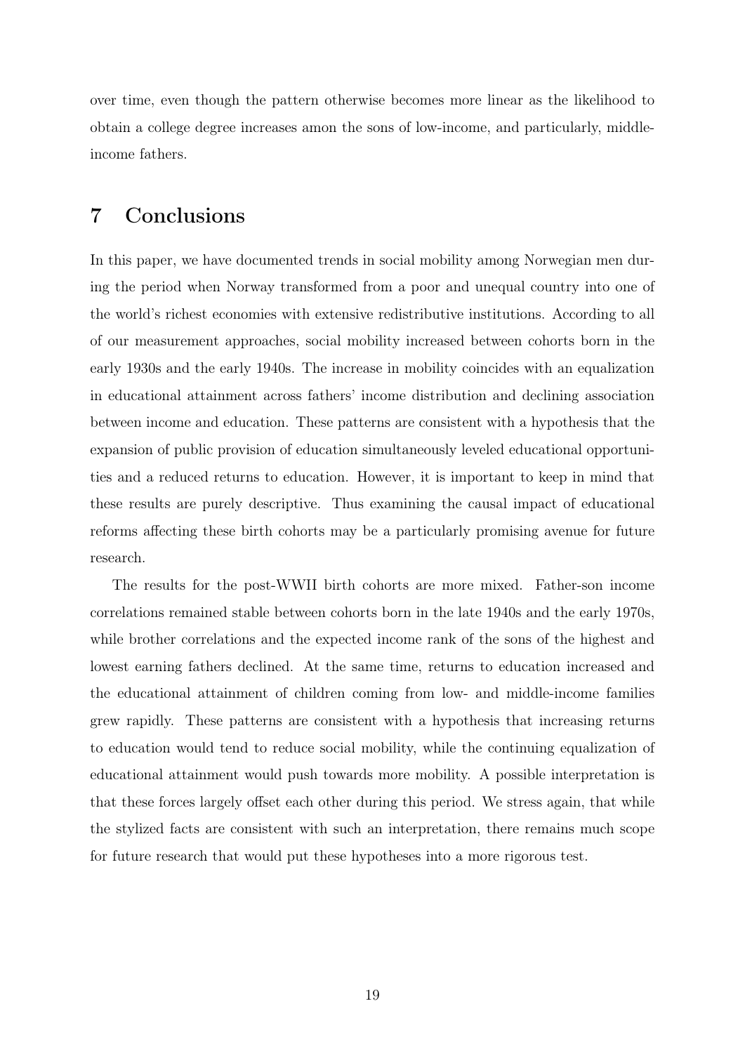over time, even though the pattern otherwise becomes more linear as the likelihood to obtain a college degree increases amon the sons of low-income, and particularly, middle-income fathers.

## 7 Conclusions

In this paper, we have documented trends in social mobility among Norwegian men during the period when Norway transformed from a poor and unequal country into one of the world's richest economies with extensive redistributive institutions. According to all of our measurement approaches, social mobility increased between cohorts born in the early 1930s and the early 1940s. The increase in mobility coincides with an equalization in educational attainment across fathers' income distribution and declining association between income and education. These patterns are consistent with a hypothesis that the expansion of public provision of education simultaneously leveled educational opportunities and a reduced returns to education. However, it is important to keep in mind that these results are purely descriptive. Thus examining the causal impact of educational reforms affecting these birth cohorts may be a particularly promising avenue for future research.

The results for the post-WWII birth cohorts are more mixed. Father-son income correlations remained stable between cohorts born in the late 1940s and the early 1970s, while brother correlations and the expected income rank of the sons of the highest and lowest earning fathers declined. At the same time, returns to education increased and the educational attainment of children coming from low- and middle-income families grew rapidly. These patterns are consistent with a hypothesis that increasing returns to education would tend to reduce social mobility, while the continuing equalization of educational attainment would push towards more mobility. A possible interpretation is that these forces largely offset each other during this period. We stress again, that while the stylized facts are consistent with such an interpretation, there remains much scope for future research that would put these hypotheses into a more rigorous test.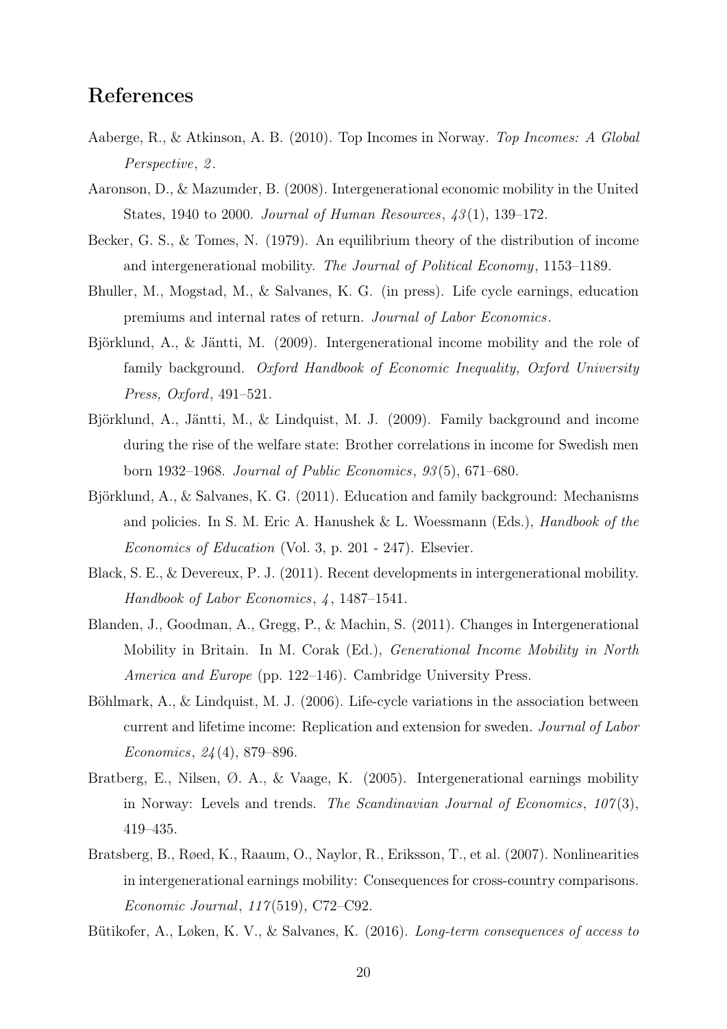# References

Aaberge, R., & Atkinson, A. B. (2010). Top Incomes in Norway. *Top Incomes: A Global Perspective*, *2*.

Aaronson, D., & Mazumder, B. (2008). Intergenerational economic mobility in the United States, 1940 to 2000. *Journal of Human Resources*, *43*(1), 139–172.

Becker, G. S., & Tomes, N. (1979). An equilibrium theory of the distribution of income and intergenerational mobility. *The Journal of Political Economy*, 1153–1189.

Bhuller, M., Mogstad, M., & Salvanes, K. G. (in press). Life cycle earnings, education premiums and internal rates of return. *Journal of Labor Economics*.

Björklund, A., & Jäntti, M. (2009). Intergenerational income mobility and the role of family background. *Oxford Handbook of Economic Inequality, Oxford University Press, Oxford*, 491–521.

Björklund, A., Jäntti, M., & Lindquist, M. J. (2009). Family background and income during the rise of the welfare state: Brother correlations in income for Swedish men born 1932–1968. *Journal of Public Economics*, *93*(5), 671–680.

Björklund, A., & Salvanes, K. G. (2011). Education and family background: Mechanisms and policies. In S. M. Eric A. Hanushek & L. Woessmann (Eds.), *Handbook of the Economics of Education* (Vol. 3, p. 201 - 247). Elsevier.

Black, S. E., & Devereux, P. J. (2011). Recent developments in intergenerational mobility. *Handbook of Labor Economics*, *4*, 1487–1541.

Blanden, J., Goodman, A., Gregg, P., & Machin, S. (2011). Changes in Intergenerational Mobility in Britain. In M. Corak (Ed.), *Generational Income Mobility in North America and Europe* (pp. 122–146). Cambridge University Press.

Böhlmark, A., & Lindquist, M. J. (2006). Life-cycle variations in the association between current and lifetime income: Replication and extension for sweden. *Journal of Labor Economics*, *24*(4), 879–896.

Bratberg, E., Nilsen, Ø. A., & Vaage, K. (2005). Intergenerational earnings mobility in Norway: Levels and trends. *The Scandinavian Journal of Economics*, *107*(3), 419–435.

Bratsberg, B., Røed, K., Raaum, O., Naylor, R., Eriksson, T., et al. (2007). Nonlinearities in intergenerational earnings mobility: Consequences for cross-country comparisons. *Economic Journal*, *117*(519), C72–C92.

Bütikofer, A., Løken, K. V., & Salvanes, K. (2016). *Long-term consequences of access to*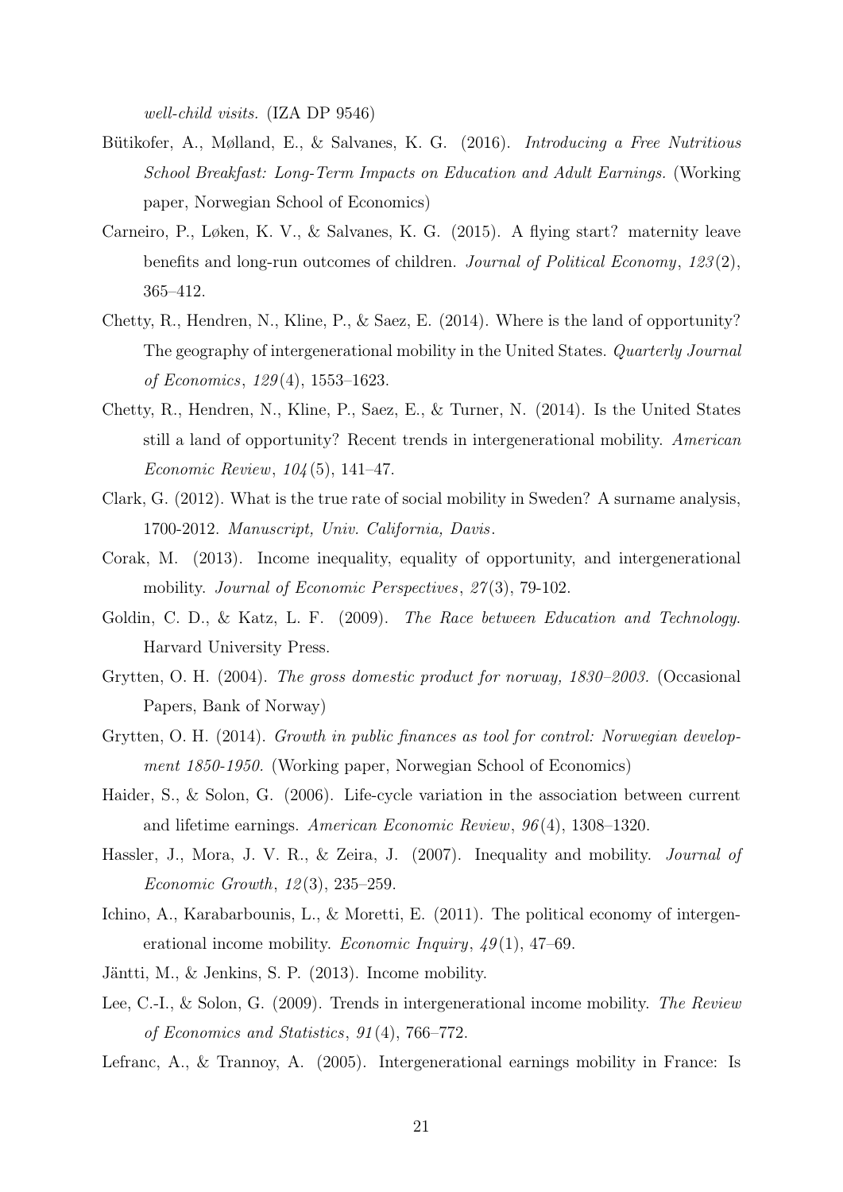*well-child visits.* (IZA DP 9546)

Bütikofer, A., Mølland, E., & Salvanes, K. G. (2016). *Introducing a Free Nutritious School Breakfast: Long-Term Impacts on Education and Adult Earnings.* (Working paper, Norwegian School of Economics)

Carneiro, P., Løken, K. V., & Salvanes, K. G. (2015). A flying start? maternity leave benefits and long-run outcomes of children. *Journal of Political Economy*, *123*(2), 365–412.

Chetty, R., Hendren, N., Kline, P., & Saez, E. (2014). Where is the land of opportunity? The geography of intergenerational mobility in the United States. *Quarterly Journal of Economics*, *129*(4), 1553–1623.

Chetty, R., Hendren, N., Kline, P., Saez, E., & Turner, N. (2014). Is the United States still a land of opportunity? Recent trends in intergenerational mobility. *American Economic Review*, *104*(5), 141–47.

Clark, G. (2012). What is the true rate of social mobility in Sweden? A surname analysis, 1700-2012. *Manuscript, Univ. California, Davis*.

Corak, M. (2013). Income inequality, equality of opportunity, and intergenerational mobility. *Journal of Economic Perspectives*, *27*(3), 79-102.

Goldin, C. D., & Katz, L. F. (2009). *The Race between Education and Technology.* Harvard University Press.

Grytten, O. H. (2004). *The gross domestic product for norway, 1830–2003.* (Occasional Papers, Bank of Norway)

Grytten, O. H. (2014). *Growth in public finances as tool for control: Norwegian development 1850-1950.* (Working paper, Norwegian School of Economics)

Haider, S., & Solon, G. (2006). Life-cycle variation in the association between current and lifetime earnings. *American Economic Review*, *96*(4), 1308–1320.

Hassler, J., Mora, J. V. R., & Zeira, J. (2007). Inequality and mobility. *Journal of Economic Growth*, *12*(3), 235–259.

Ichino, A., Karabarbounis, L., & Moretti, E. (2011). The political economy of intergenerational income mobility. *Economic Inquiry*, *49*(1), 47–69.

Jäntti, M., & Jenkins, S. P. (2013). Income mobility.

Lee, C.-I., & Solon, G. (2009). Trends in intergenerational income mobility. *The Review of Economics and Statistics*, *91*(4), 766–772.

Lefranc, A., & Trannoy, A. (2005). Intergenerational earnings mobility in France: Is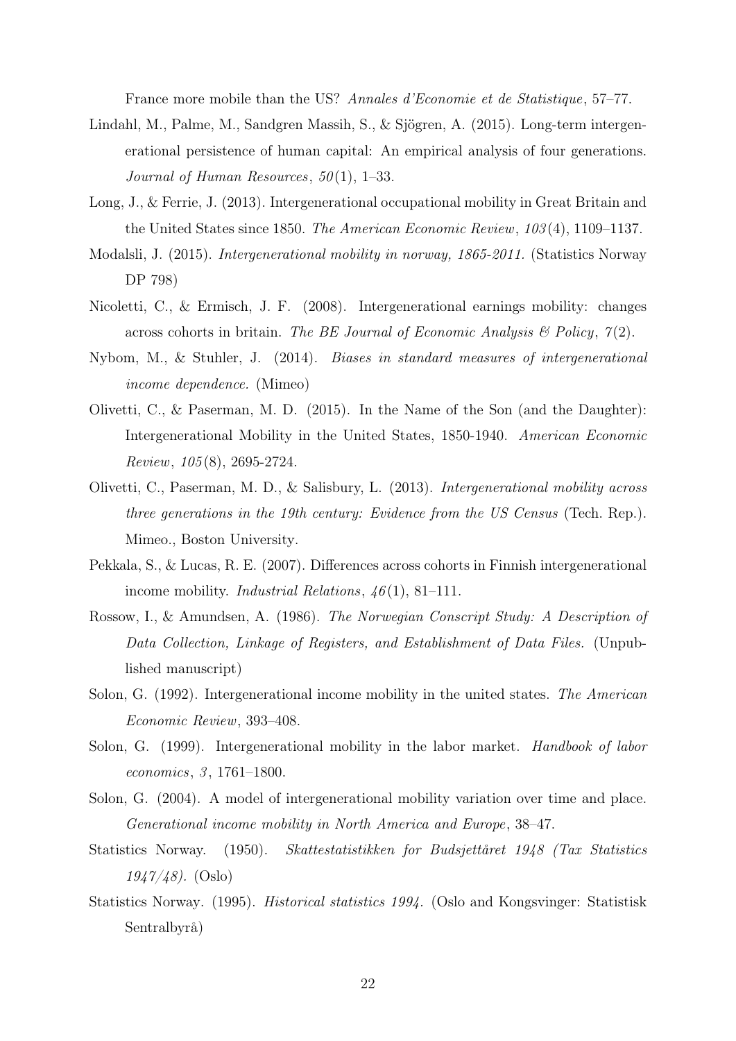France more mobile than the US? *Annales d'Economie et de Statistique*, 57–77.

Lindahl, M., Palme, M., Sandgren Massih, S., & Sjögren, A. (2015). Long-term intergenerational persistence of human capital: An empirical analysis of four generations. *Journal of Human Resources*, *50*(1), 1–33.

Long, J., & Ferrie, J. (2013). Intergenerational occupational mobility in Great Britain and the United States since 1850. *The American Economic Review*, *103*(4), 1109–1137.

Modalsli, J. (2015). *Intergenerational mobility in norway, 1865-2011.* (Statistics Norway DP 798)

Nicoletti, C., & Ermisch, J. F. (2008). Intergenerational earnings mobility: changes across cohorts in britain. *The BE Journal of Economic Analysis & Policy*, *7*(2).

Nybom, M., & Stuhler, J. (2014). *Biases in standard measures of intergenerational income dependence.* (Mimeo)

Olivetti, C., & Paserman, M. D. (2015). In the Name of the Son (and the Daughter): Intergenerational Mobility in the United States, 1850-1940. *American Economic Review*, *105*(8), 2695-2724.

Olivetti, C., Paserman, M. D., & Salisbury, L. (2013). *Intergenerational mobility across three generations in the 19th century: Evidence from the US Census* (Tech. Rep.). Mimeo., Boston University.

Pekkala, S., & Lucas, R. E. (2007). Differences across cohorts in Finnish intergenerational income mobility. *Industrial Relations*, *46*(1), 81–111.

Rossow, I., & Amundsen, A. (1986). *The Norwegian Conscript Study: A Description of Data Collection, Linkage of Registers, and Establishment of Data Files.* (Unpublished manuscript)

Solon, G. (1992). Intergenerational income mobility in the united states. *The American Economic Review*, 393–408.

Solon, G. (1999). Intergenerational mobility in the labor market. *Handbook of labor economics*, *3*, 1761–1800.

Solon, G. (2004). A model of intergenerational mobility variation over time and place. *Generational income mobility in North America and Europe*, 38–47.

Statistics Norway. (1950). *Skattestatistikken for Budsjettåret 1948 (Tax Statistics 1947/48).* (Oslo)

Statistics Norway. (1995). *Historical statistics 1994.* (Oslo and Kongsvinger: Statistisk Sentralbyrå)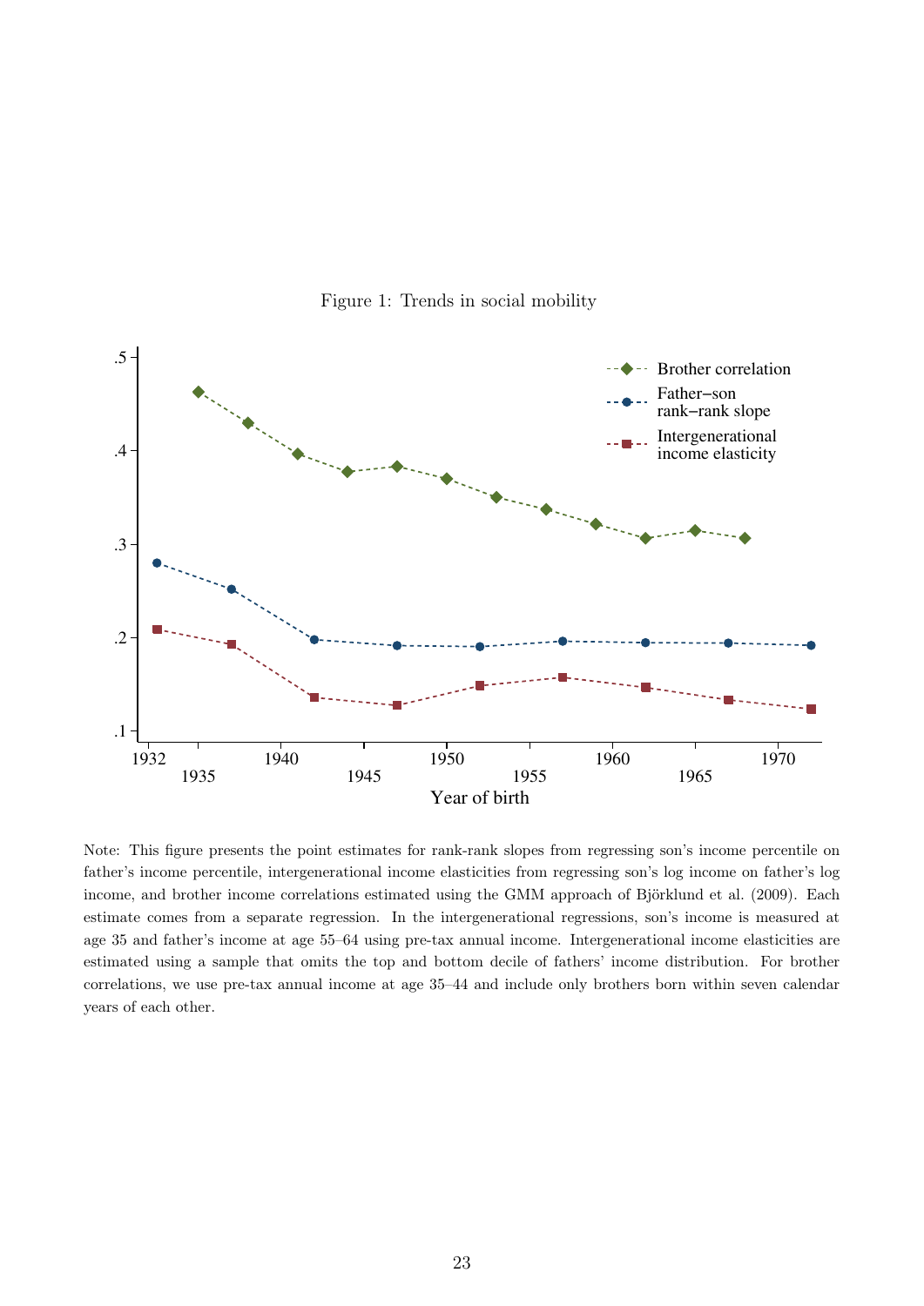Figure 1: Trends in social mobility

Note: This figure presents the point estimates for rank-rank slopes from regressing son's income percentile on father's income percentile, intergenerational income elasticities from regressing son's log income on father's log income, and brother income correlations estimated using the GMM approach of Björklund et al. (2009). Each estimate comes from a separate regression. In the intergenerational regressions, son's income is measured at age 35 and father's income at age 55–64 using pre-tax annual income. Intergenerational income elasticities are estimated using a sample that omits the top and bottom decile of fathers' income distribution. For brother correlations, we use pre-tax annual income at age 35–44 and include only brothers born within seven calendar years of each other.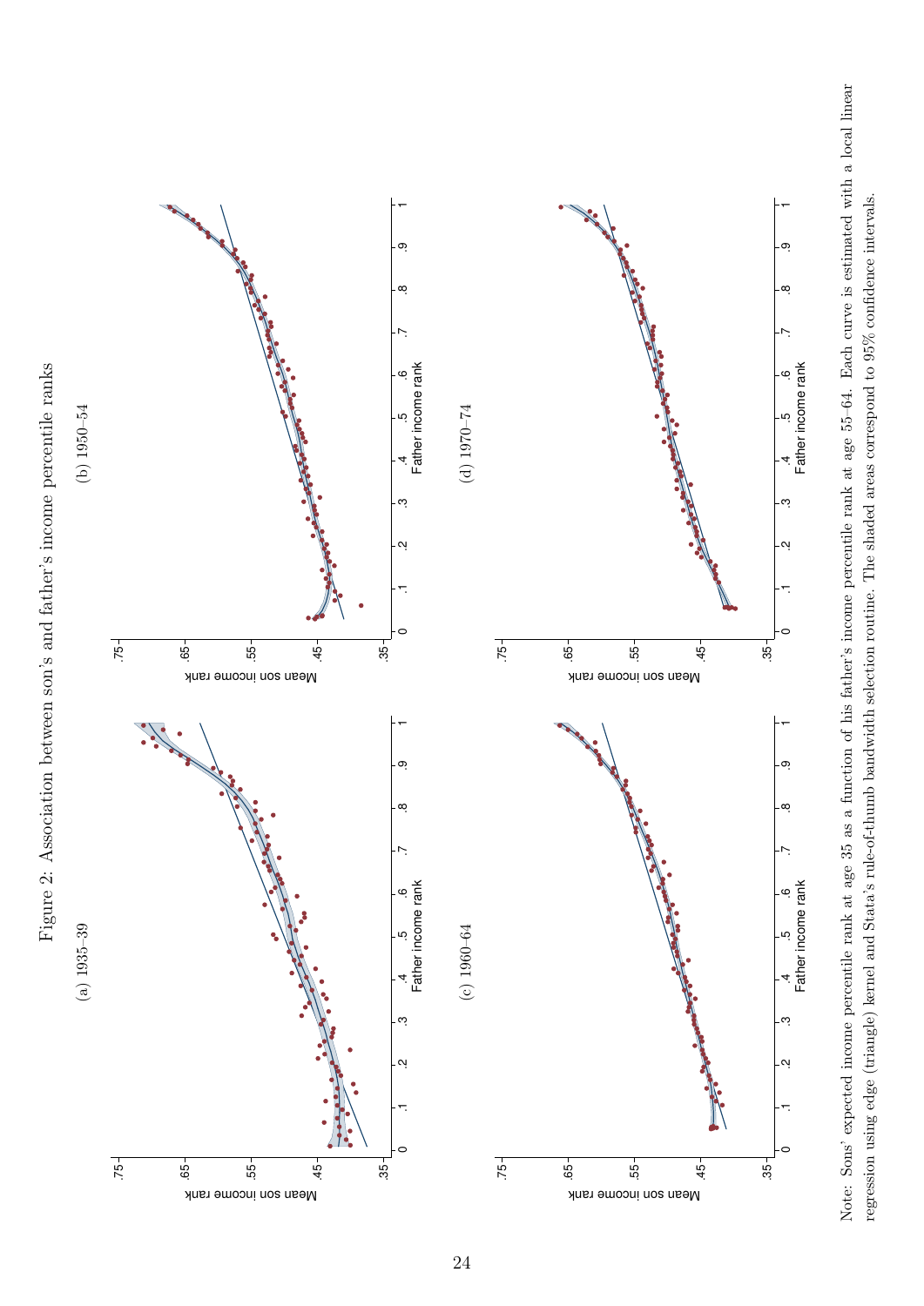Figure 2: Association between son's and father's income percentile ranks

(a) 1935–39

(b) 1950–54

(c) 1960–64

(d) 1970–74

Note: Sons' expected income percentile rank at age 35 as a function of his father's income percentile rank at age 55–64. Each curve is estimated with a local linear regression using edge (triangle) kernel and Stata's rule-of-thumb bandwidth selection routine. The shaded areas correspond to 95% confidence intervals.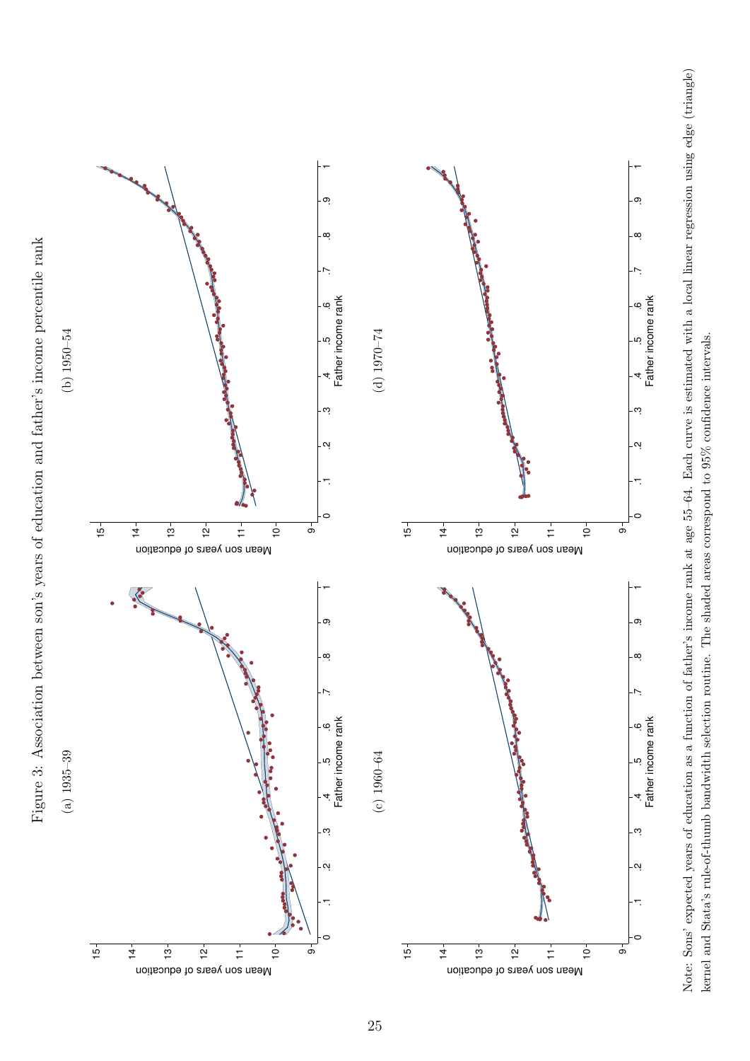Figure 3: Association between son's years of education and father's income percentile rank

(a) 1935–39

(b) 1950–54

(c) 1960–64

(d) 1970–74

Note: Sons' expected years of education as a function of father's income rank at age 55–64. Each curve is estimated with a local linear regression using edge (triangle) kernel and Stata's rule-of-thumb bandwidth selection routine. The shaded areas correspond to 95% confidence intervals.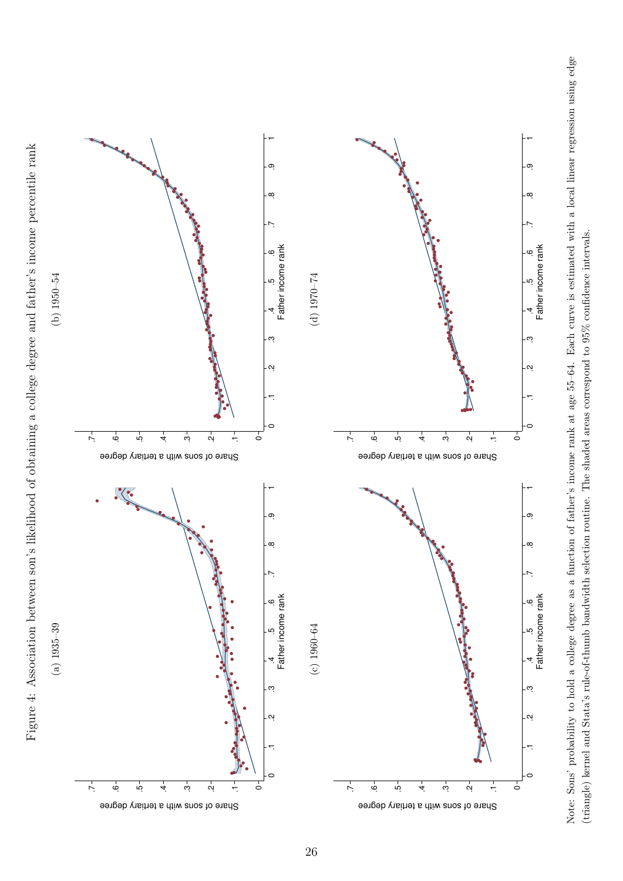Figure 4: Association between son's likelihood of obtaining a college degree and father's income percentile rank

(a) 1935–39

(b) 1950–54

(c) 1960–64

(d) 1970–74

Note: Sons' probability to hold a college degree as a function of father's income rank at age 55–64. Each curve is estimated with a local linear regression using edge (triangle) kernel and Stata's rule-of-thumb bandwidth selection routine. The shaded areas correspond to 95% confidence intervals.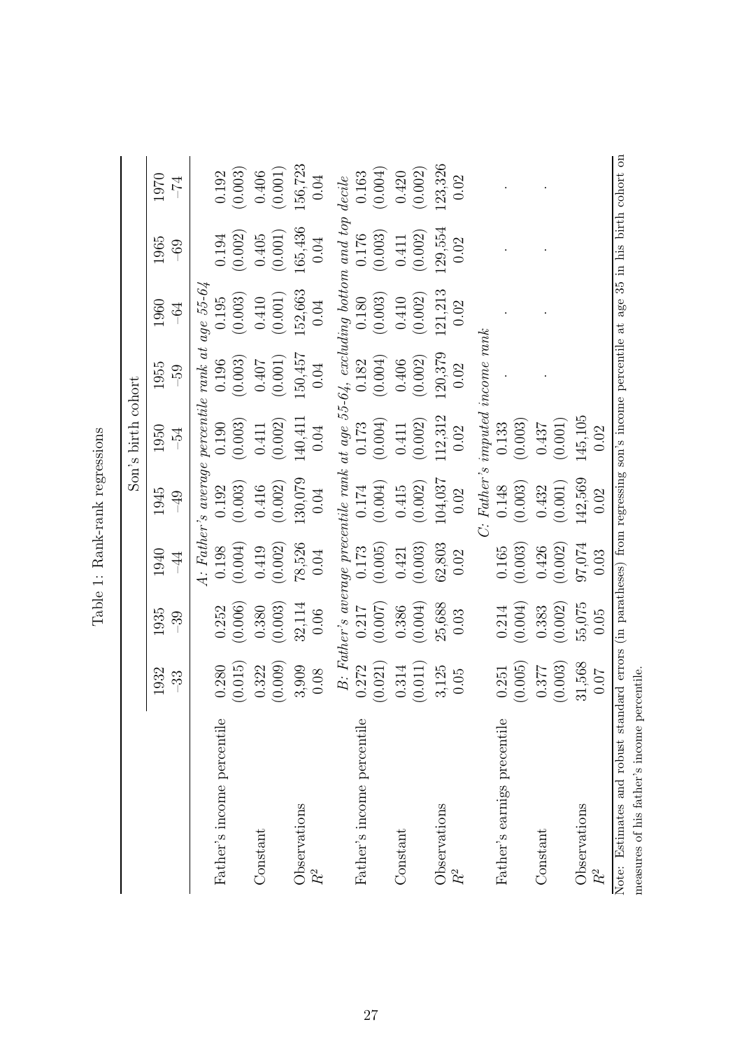Table 1: Rank-rank regressions

| | Son's birth cohort | | | | | | | | |
|---|---|---|---|---|---|---|---|---|---|
| | 1932–33 | 1935–39 | 1940–44 | 1945–49 | 1950–54 | 1955–59 | 1960–64 | 1965–69 | 1970–74 |
| | *A: Father's average percentile rank at age 55-64* | | | | | | | | |
| Father's income percentile | 0.280 | 0.252 | 0.198 | 0.192 | 0.190 | 0.196 | 0.195 | 0.194 | 0.192 |
| | (0.015) | (0.006) | (0.004) | (0.003) | (0.003) | (0.003) | (0.003) | (0.002) | (0.003) |
| Constant | 0.322 | 0.380 | 0.419 | 0.416 | 0.411 | 0.407 | 0.410 | 0.405 | 0.406 |
| | (0.009) | (0.003) | (0.002) | (0.002) | (0.002) | (0.001) | (0.001) | (0.001) | (0.001) |
| Observations | 3,909 | 32,114 | 78,526 | 130,079 | 140,411 | 150,457 | 152,663 | 165,436 | 156,723 |
| $R^2$ | 0.08 | 0.06 | 0.04 | 0.04 | 0.04 | 0.04 | 0.04 | 0.04 | 0.04 |
| | *B: Father's average precentile rank at age 55-64, excluding bottom and top decile* | | | | | | | | |
| Father's income percentile | 0.272 | 0.217 | 0.173 | 0.174 | 0.173 | 0.182 | 0.180 | 0.176 | 0.163 |
| | (0.021) | (0.007) | (0.005) | (0.004) | (0.004) | (0.004) | (0.003) | (0.003) | (0.004) |
| Constant | 0.314 | 0.386 | 0.421 | 0.415 | 0.411 | 0.406 | 0.410 | 0.411 | 0.420 |
| | (0.011) | (0.004) | (0.003) | (0.002) | (0.002) | (0.002) | (0.002) | (0.002) | (0.002) |
| Observations | 3,125 | 25,688 | 62,803 | 104,037 | 112,312 | 120,379 | 121,213 | 129,554 | 123,326 |
| $R^2$ | 0.05 | 0.03 | 0.02 | 0.02 | 0.02 | 0.02 | 0.02 | 0.02 | 0.02 |
| | *C: Father's imputed income rank* | | | | | | | | |
| Father's earnigs precentile | 0.251 | 0.214 | 0.165 | 0.148 | 0.133 | . | . | . | . |
| | (0.005) | (0.004) | (0.003) | (0.003) | (0.003) | | | | |
| Constant | 0.377 | 0.383 | 0.426 | 0.432 | 0.437 | . | . | . | . |
| | (0.003) | (0.002) | (0.002) | (0.001) | (0.001) | | | | |
| Observations | 31,568 | 55,075 | 97,074 | 142,569 | 145,105 | | | | |
| $R^2$ | 0.07 | 0.05 | 0.03 | 0.02 | 0.02 | | | | |

Note: Estimates and robust standard errors (in paratheses) from regressing son's income percentile at age 35 in his birth cohort on measures of his father's income percentile.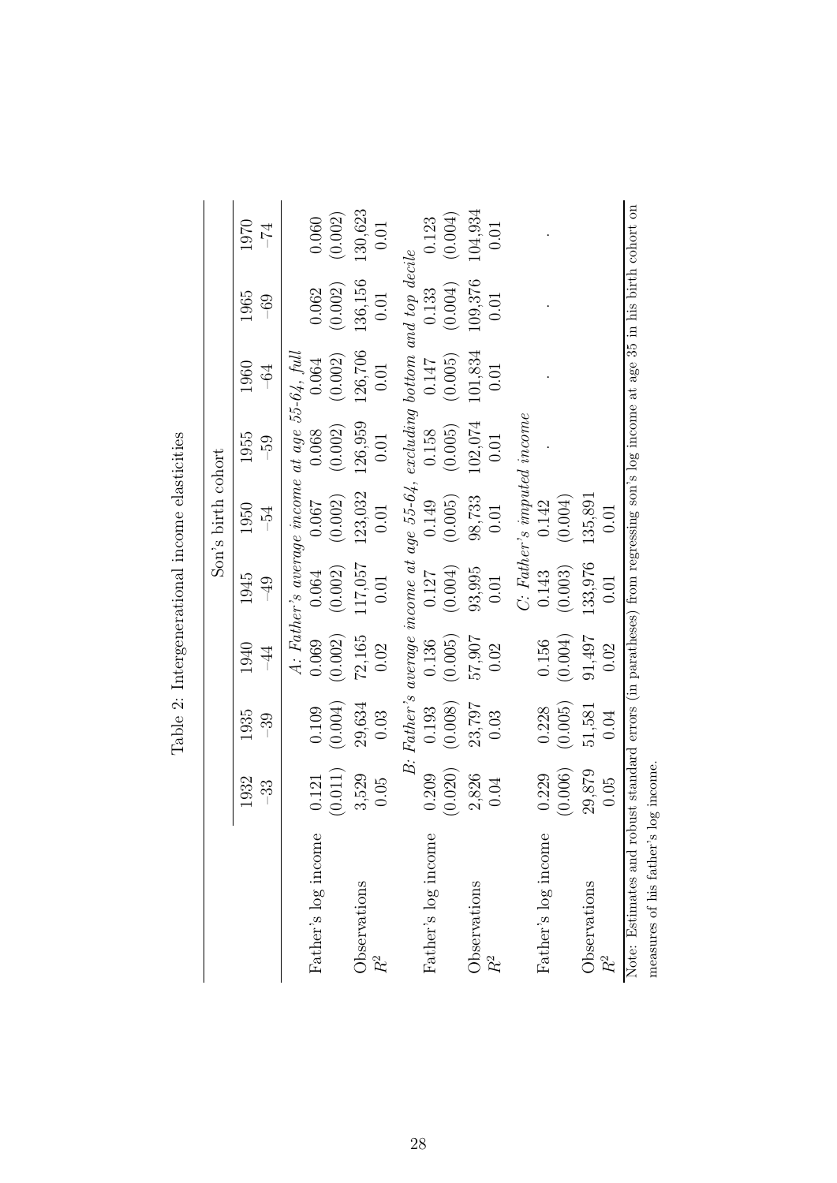Table 2: Intergenerational income elasticities

| | Son's birth cohort | | | | | | | | |
|---|---|---|---|---|---|---|---|---|---|
| | 1932–33 | 1935–39 | 1940–44 | 1945–49 | 1950–54 | 1955–59 | 1960–64 | 1965–69 | 1970–74 |
| | *A: Father's average income at age 55-64, full* | | | | | | | | |
| Father's log income | 0.121 | 0.109 | 0.069 | 0.064 | 0.067 | 0.068 | 0.064 | 0.062 | 0.060 |
| | (0.011) | (0.004) | (0.002) | (0.002) | (0.002) | (0.002) | (0.002) | (0.002) | (0.002) |
| Observations | 3,529 | 29,634 | 72,165 | 117,057 | 123,032 | 126,959 | 126,706 | 136,156 | 130,623 |
| $R^2$ | 0.05 | 0.03 | 0.02 | 0.01 | 0.01 | 0.01 | 0.01 | 0.01 | 0.01 |
| | *B: Father's average income at age 55-64, excluding bottom and top decile* | | | | | | | | |
| Father's log income | 0.209 | 0.193 | 0.136 | 0.127 | 0.149 | 0.158 | 0.147 | 0.133 | 0.123 |
| | (0.020) | (0.008) | (0.005) | (0.004) | (0.005) | (0.005) | (0.005) | (0.004) | (0.004) |
| Observations | 2,826 | 23,797 | 57,907 | 93,995 | 98,733 | 102,074 | 101,834 | 109,376 | 104,934 |
| $R^2$ | 0.04 | 0.03 | 0.02 | 0.01 | 0.01 | 0.01 | 0.01 | 0.01 | 0.01 |
| | *C: Father's imputed income* | | | | | | | | |
| Father's log income | 0.229 | 0.228 | 0.156 | 0.143 | 0.142 | . | . | . | . |
| | (0.006) | (0.005) | (0.004) | (0.003) | (0.004) | | | | |
| Observations | 29,879 | 51,581 | 91,497 | 133,976 | 135,891 | | | | |
| $R^2$ | 0.05 | 0.04 | 0.02 | 0.01 | 0.01 | | | | |

Note: Estimates and robust standard errors (in paratheses) from regressing son's log income at age 35 in his birth cohort on measures of his father's log income.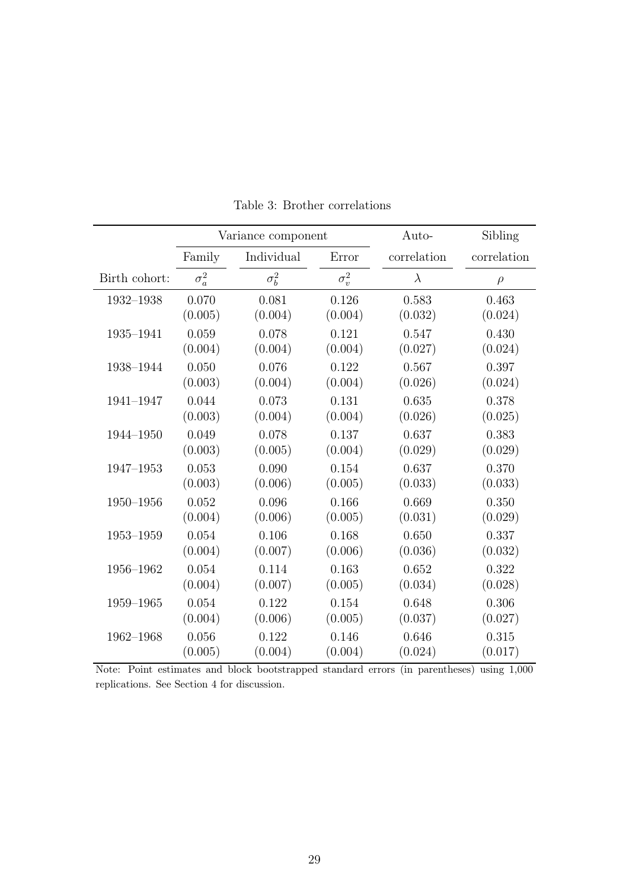Table 3: Brother correlations

| | Variance component | | | Auto- | Sibling |
|---|---|---|---|---|---|
| | Family | Individual | Error | correlation | correlation |
| Birth cohort: | $\sigma_a^2$ | $\sigma_b^2$ | $\sigma_v^2$ | $\lambda$ | $\rho$ |
| 1932–1938 | 0.070 | 0.081 | 0.126 | 0.583 | 0.463 |
| | (0.005) | (0.004) | (0.004) | (0.032) | (0.024) |
| 1935–1941 | 0.059 | 0.078 | 0.121 | 0.547 | 0.430 |
| | (0.004) | (0.004) | (0.004) | (0.027) | (0.024) |
| 1938–1944 | 0.050 | 0.076 | 0.122 | 0.567 | 0.397 |
| | (0.003) | (0.004) | (0.004) | (0.026) | (0.024) |
| 1941–1947 | 0.044 | 0.073 | 0.131 | 0.635 | 0.378 |
| | (0.003) | (0.004) | (0.004) | (0.026) | (0.025) |
| 1944–1950 | 0.049 | 0.078 | 0.137 | 0.637 | 0.383 |
| | (0.003) | (0.005) | (0.004) | (0.029) | (0.029) |
| 1947–1953 | 0.053 | 0.090 | 0.154 | 0.637 | 0.370 |
| | (0.003) | (0.006) | (0.005) | (0.033) | (0.033) |
| 1950–1956 | 0.052 | 0.096 | 0.166 | 0.669 | 0.350 |
| | (0.004) | (0.006) | (0.005) | (0.031) | (0.029) |
| 1953–1959 | 0.054 | 0.106 | 0.168 | 0.650 | 0.337 |
| | (0.004) | (0.007) | (0.006) | (0.036) | (0.032) |
| 1956–1962 | 0.054 | 0.114 | 0.163 | 0.652 | 0.322 |
| | (0.004) | (0.007) | (0.005) | (0.034) | (0.028) |
| 1959–1965 | 0.054 | 0.122 | 0.154 | 0.648 | 0.306 |
| | (0.004) | (0.006) | (0.005) | (0.037) | (0.027) |
| 1962–1968 | 0.056 | 0.122 | 0.146 | 0.646 | 0.315 |
| | (0.005) | (0.004) | (0.004) | (0.024) | (0.017) |

Note: Point estimates and block bootstrapped standard errors (in parentheses) using 1,000 replications. See Section 4 for discussion.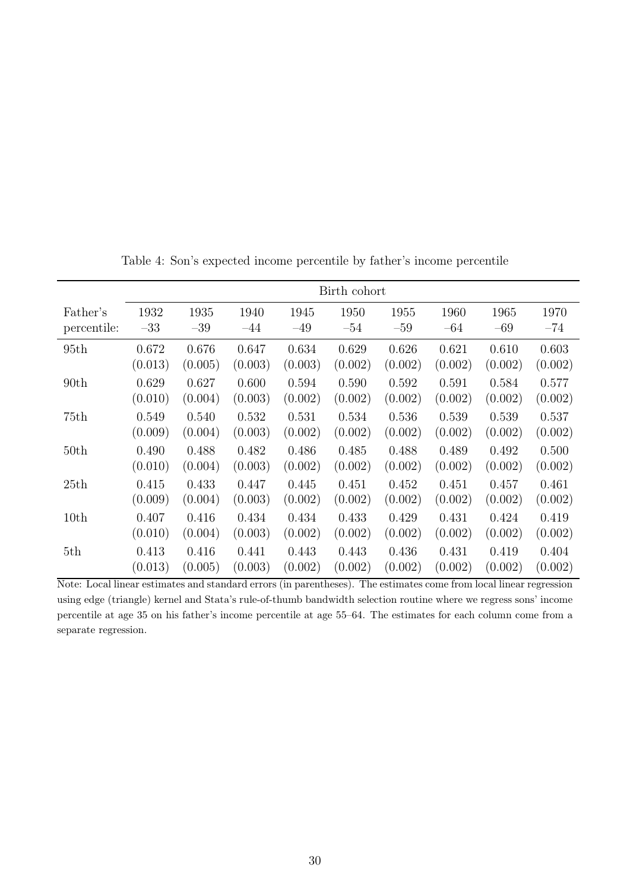Table 4: Son's expected income percentile by father's income percentile

| | Birth cohort | | | | | | | | |
|---|---|---|---|---|---|---|---|---|---|
| Father's percentile: | 1932 –33 | 1935 –39 | 1940 –44 | 1945 –49 | 1950 –54 | 1955 –59 | 1960 –64 | 1965 –69 | 1970 –74 |
| 95th | 0.672 | 0.676 | 0.647 | 0.634 | 0.629 | 0.626 | 0.621 | 0.610 | 0.603 |
| | (0.013) | (0.005) | (0.003) | (0.003) | (0.002) | (0.002) | (0.002) | (0.002) | (0.002) |
| 90th | 0.629 | 0.627 | 0.600 | 0.594 | 0.590 | 0.592 | 0.591 | 0.584 | 0.577 |
| | (0.010) | (0.004) | (0.003) | (0.002) | (0.002) | (0.002) | (0.002) | (0.002) | (0.002) |
| 75th | 0.549 | 0.540 | 0.532 | 0.531 | 0.534 | 0.536 | 0.539 | 0.539 | 0.537 |
| | (0.009) | (0.004) | (0.003) | (0.002) | (0.002) | (0.002) | (0.002) | (0.002) | (0.002) |
| 50th | 0.490 | 0.488 | 0.482 | 0.486 | 0.485 | 0.488 | 0.489 | 0.492 | 0.500 |
| | (0.010) | (0.004) | (0.003) | (0.002) | (0.002) | (0.002) | (0.002) | (0.002) | (0.002) |
| 25th | 0.415 | 0.433 | 0.447 | 0.445 | 0.451 | 0.452 | 0.451 | 0.457 | 0.461 |
| | (0.009) | (0.004) | (0.003) | (0.002) | (0.002) | (0.002) | (0.002) | (0.002) | (0.002) |
| 10th | 0.407 | 0.416 | 0.434 | 0.434 | 0.433 | 0.429 | 0.431 | 0.424 | 0.419 |
| | (0.010) | (0.004) | (0.003) | (0.002) | (0.002) | (0.002) | (0.002) | (0.002) | (0.002) |
| 5th | 0.413 | 0.416 | 0.441 | 0.443 | 0.443 | 0.436 | 0.431 | 0.419 | 0.404 |
| | (0.013) | (0.005) | (0.003) | (0.002) | (0.002) | (0.002) | (0.002) | (0.002) | (0.002) |

Note: Local linear estimates and standard errors (in parentheses). The estimates come from local linear regression using edge (triangle) kernel and Stata's rule-of-thumb bandwidth selection routine where we regress sons' income percentile at age 35 on his father's income percentile at age 55–64. The estimates for each column come from a separate regression.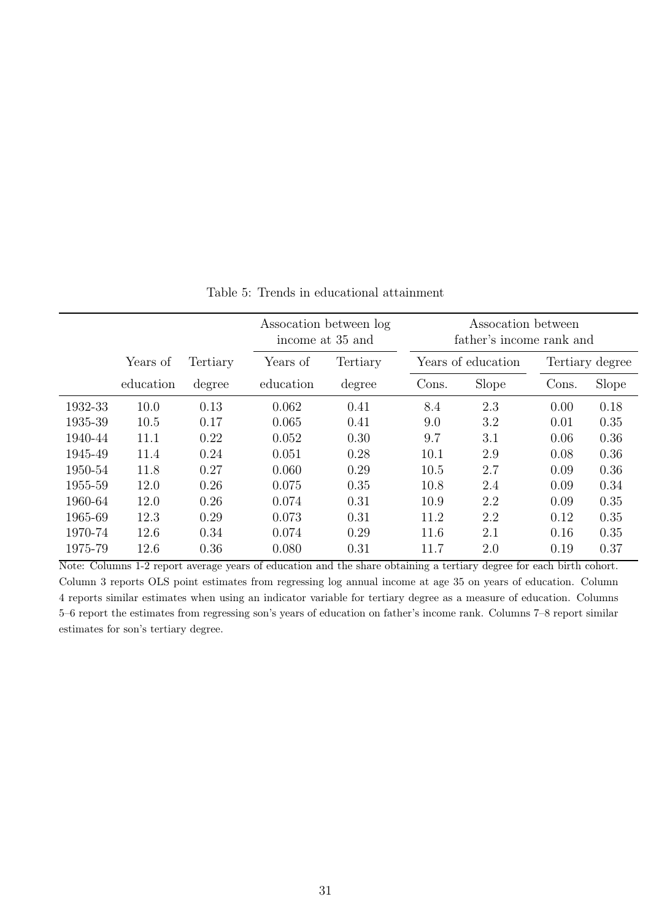Table 5: Trends in educational attainment

| | Years of education | Tertiary degree | Assocation between log income at 35 and Years of education | Tertiary degree | Assocation between father's income rank and Years of education | | Tertiary degree | |
|---|---|---|---|---|---|---|---|---|
| | | | | | Cons. | Slope | Cons. | Slope |
| 1932-33 | 10.0 | 0.13 | 0.062 | 0.41 | 8.4 | 2.3 | 0.00 | 0.18 |
| 1935-39 | 10.5 | 0.17 | 0.065 | 0.41 | 9.0 | 3.2 | 0.01 | 0.35 |
| 1940-44 | 11.1 | 0.22 | 0.052 | 0.30 | 9.7 | 3.1 | 0.06 | 0.36 |
| 1945-49 | 11.4 | 0.24 | 0.051 | 0.28 | 10.1 | 2.9 | 0.08 | 0.36 |
| 1950-54 | 11.8 | 0.27 | 0.060 | 0.29 | 10.5 | 2.7 | 0.09 | 0.36 |
| 1955-59 | 12.0 | 0.26 | 0.075 | 0.35 | 10.8 | 2.4 | 0.09 | 0.34 |
| 1960-64 | 12.0 | 0.26 | 0.074 | 0.31 | 10.9 | 2.2 | 0.09 | 0.35 |
| 1965-69 | 12.3 | 0.29 | 0.073 | 0.31 | 11.2 | 2.2 | 0.12 | 0.35 |
| 1970-74 | 12.6 | 0.34 | 0.074 | 0.29 | 11.6 | 2.1 | 0.16 | 0.35 |
| 1975-79 | 12.6 | 0.36 | 0.080 | 0.31 | 11.7 | 2.0 | 0.19 | 0.37 |

Note: Columns 1-2 report average years of education and the share obtaining a tertiary degree for each birth cohort. Column 3 reports OLS point estimates from regressing log annual income at age 35 on years of education. Column 4 reports similar estimates when using an indicator variable for tertiary degree as a measure of education. Columns 5–6 report the estimates from regressing son's years of education on father's income rank. Columns 7–8 report similar estimates for son's tertiary degree.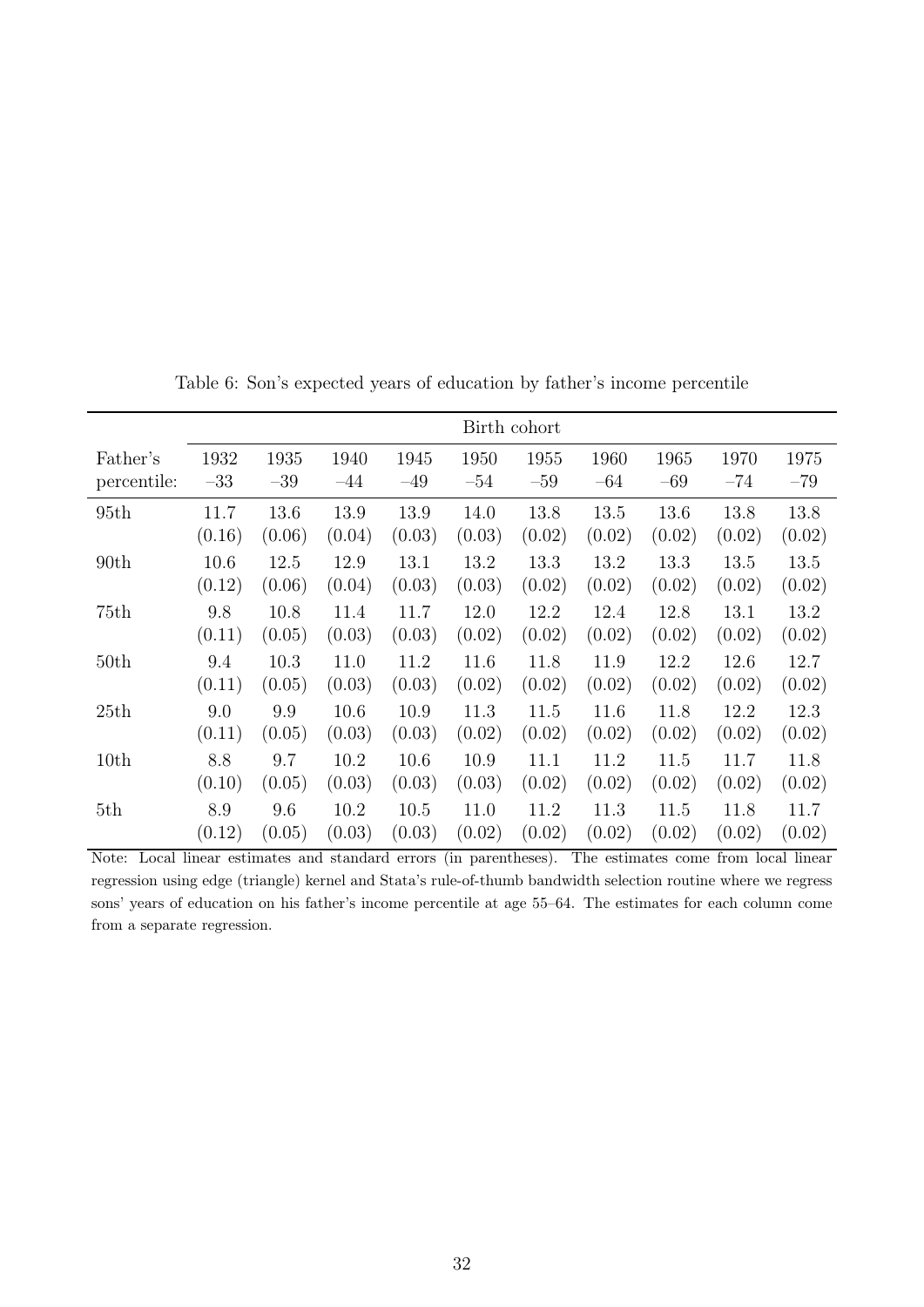Table 6: Son's expected years of education by father's income percentile

| | Birth cohort | | | | | | | | | |
|---|---|---|---|---|---|---|---|---|---|---|
| Father's percentile: | 1932 –33 | 1935 –39 | 1940 –44 | 1945 –49 | 1950 –54 | 1955 –59 | 1960 –64 | 1965 –69 | 1970 –74 | 1975 –79 |
| 95th | 11.7 | 13.6 | 13.9 | 13.9 | 14.0 | 13.8 | 13.5 | 13.6 | 13.8 | 13.8 |
| | (0.16) | (0.06) | (0.04) | (0.03) | (0.03) | (0.02) | (0.02) | (0.02) | (0.02) | (0.02) |
| 90th | 10.6 | 12.5 | 12.9 | 13.1 | 13.2 | 13.3 | 13.2 | 13.3 | 13.5 | 13.5 |
| | (0.12) | (0.06) | (0.04) | (0.03) | (0.03) | (0.02) | (0.02) | (0.02) | (0.02) | (0.02) |
| 75th | 9.8 | 10.8 | 11.4 | 11.7 | 12.0 | 12.2 | 12.4 | 12.8 | 13.1 | 13.2 |
| | (0.11) | (0.05) | (0.03) | (0.03) | (0.02) | (0.02) | (0.02) | (0.02) | (0.02) | (0.02) |
| 50th | 9.4 | 10.3 | 11.0 | 11.2 | 11.6 | 11.8 | 11.9 | 12.2 | 12.6 | 12.7 |
| | (0.11) | (0.05) | (0.03) | (0.03) | (0.02) | (0.02) | (0.02) | (0.02) | (0.02) | (0.02) |
| 25th | 9.0 | 9.9 | 10.6 | 10.9 | 11.3 | 11.5 | 11.6 | 11.8 | 12.2 | 12.3 |
| | (0.11) | (0.05) | (0.03) | (0.03) | (0.02) | (0.02) | (0.02) | (0.02) | (0.02) | (0.02) |
| 10th | 8.8 | 9.7 | 10.2 | 10.6 | 10.9 | 11.1 | 11.2 | 11.5 | 11.7 | 11.8 |
| | (0.10) | (0.05) | (0.03) | (0.03) | (0.03) | (0.02) | (0.02) | (0.02) | (0.02) | (0.02) |
| 5th | 8.9 | 9.6 | 10.2 | 10.5 | 11.0 | 11.2 | 11.3 | 11.5 | 11.8 | 11.7 |
| | (0.12) | (0.05) | (0.03) | (0.03) | (0.02) | (0.02) | (0.02) | (0.02) | (0.02) | (0.02) |

Note: Local linear estimates and standard errors (in parentheses). The estimates come from local linear regression using edge (triangle) kernel and Stata's rule-of-thumb bandwidth selection routine where we regress sons' years of education on his father's income percentile at age 55–64. The estimates for each column come from a separate regression.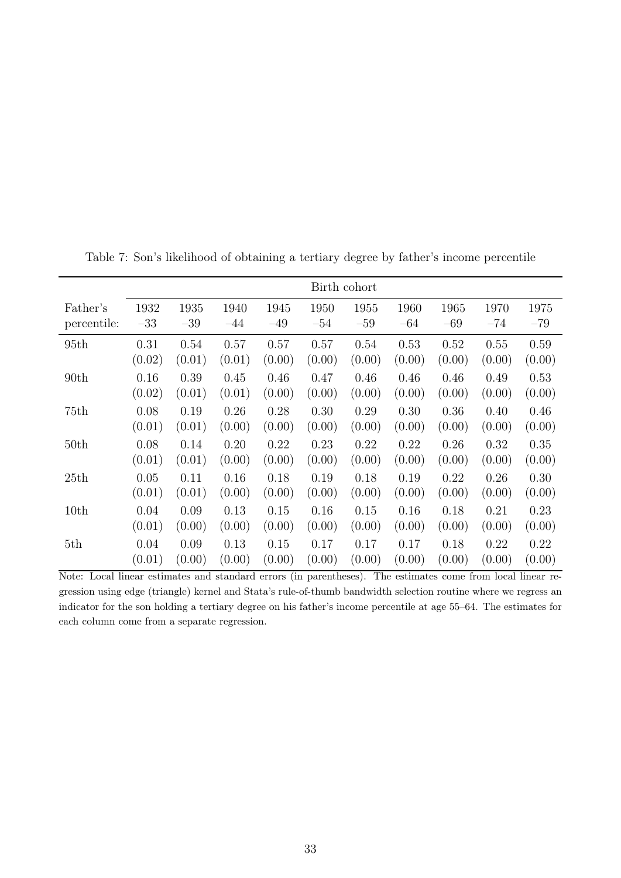Table 7: Son's likelihood of obtaining a tertiary degree by father's income percentile

| | Birth cohort | | | | | | | | | |
|---|---|---|---|---|---|---|---|---|---|---|
| Father's percentile: | 1932 –33 | 1935 –39 | 1940 –44 | 1945 –49 | 1950 –54 | 1955 –59 | 1960 –64 | 1965 –69 | 1970 –74 | 1975 –79 |
| 95th | 0.31 | 0.54 | 0.57 | 0.57 | 0.57 | 0.54 | 0.53 | 0.52 | 0.55 | 0.59 |
| | (0.02) | (0.01) | (0.01) | (0.00) | (0.00) | (0.00) | (0.00) | (0.00) | (0.00) | (0.00) |
| 90th | 0.16 | 0.39 | 0.45 | 0.46 | 0.47 | 0.46 | 0.46 | 0.46 | 0.49 | 0.53 |
| | (0.02) | (0.01) | (0.01) | (0.00) | (0.00) | (0.00) | (0.00) | (0.00) | (0.00) | (0.00) |
| 75th | 0.08 | 0.19 | 0.26 | 0.28 | 0.30 | 0.29 | 0.30 | 0.36 | 0.40 | 0.46 |
| | (0.01) | (0.01) | (0.00) | (0.00) | (0.00) | (0.00) | (0.00) | (0.00) | (0.00) | (0.00) |
| 50th | 0.08 | 0.14 | 0.20 | 0.22 | 0.23 | 0.22 | 0.22 | 0.26 | 0.32 | 0.35 |
| | (0.01) | (0.01) | (0.00) | (0.00) | (0.00) | (0.00) | (0.00) | (0.00) | (0.00) | (0.00) |
| 25th | 0.05 | 0.11 | 0.16 | 0.18 | 0.19 | 0.18 | 0.19 | 0.22 | 0.26 | 0.30 |
| | (0.01) | (0.01) | (0.00) | (0.00) | (0.00) | (0.00) | (0.00) | (0.00) | (0.00) | (0.00) |
| 10th | 0.04 | 0.09 | 0.13 | 0.15 | 0.16 | 0.15 | 0.16 | 0.18 | 0.21 | 0.23 |
| | (0.01) | (0.00) | (0.00) | (0.00) | (0.00) | (0.00) | (0.00) | (0.00) | (0.00) | (0.00) |
| 5th | 0.04 | 0.09 | 0.13 | 0.15 | 0.17 | 0.17 | 0.17 | 0.18 | 0.22 | 0.22 |
| | (0.01) | (0.00) | (0.00) | (0.00) | (0.00) | (0.00) | (0.00) | (0.00) | (0.00) | (0.00) |

Note: Local linear estimates and standard errors (in parentheses). The estimates come from local linear regression using edge (triangle) kernel and Stata's rule-of-thumb bandwidth selection routine where we regress an indicator for the son holding a tertiary degree on his father's income percentile at age 55–64. The estimates for each column come from a separate regression.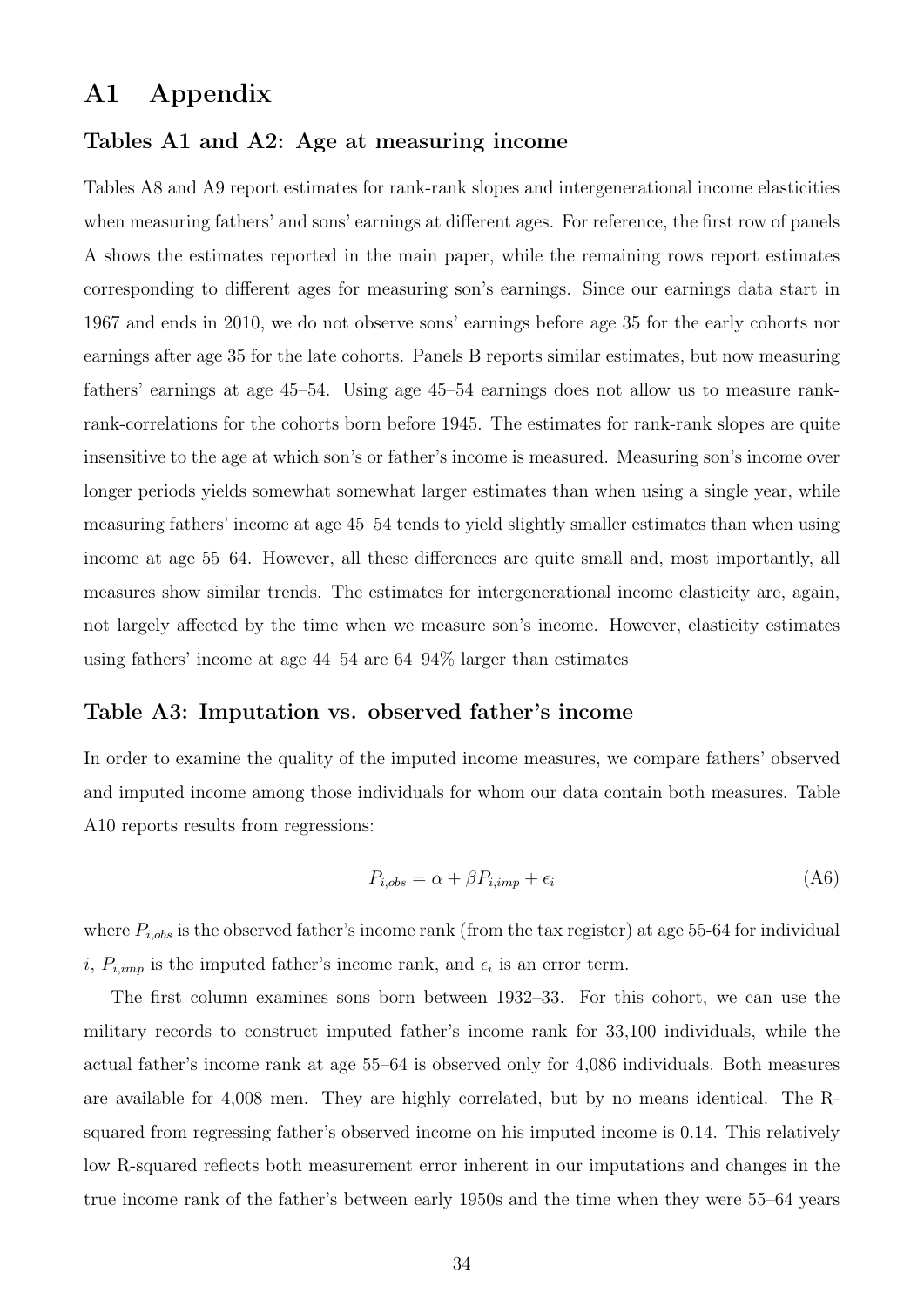# A1 Appendix

### Tables A1 and A2: Age at measuring income

Tables A8 and A9 report estimates for rank-rank slopes and intergenerational income elasticities when measuring fathers' and sons' earnings at different ages. For reference, the first row of panels A shows the estimates reported in the main paper, while the remaining rows report estimates corresponding to different ages for measuring son's earnings. Since our earnings data start in 1967 and ends in 2010, we do not observe sons' earnings before age 35 for the early cohorts nor earnings after age 35 for the late cohorts. Panels B reports similar estimates, but now measuring fathers' earnings at age 45–54. Using age 45–54 earnings does not allow us to measure rank-rank-correlations for the cohorts born before 1945. The estimates for rank-rank slopes are quite insensitive to the age at which son's or father's income is measured. Measuring son's income over longer periods yields somewhat somewhat larger estimates than when using a single year, while measuring fathers' income at age 45–54 tends to yield slightly smaller estimates than when using income at age 55–64. However, all these differences are quite small and, most importantly, all measures show similar trends. The estimates for intergenerational income elasticity are, again, not largely affected by the time when we measure son's income. However, elasticity estimates using fathers' income at age 44–54 are 64–94% larger than estimates

### Table A3: Imputation vs. observed father's income

In order to examine the quality of the imputed income measures, we compare fathers' observed and imputed income among those individuals for whom our data contain both measures. Table A10 reports results from regressions:

$$P_{i,obs} = \alpha + \beta P_{i,imp} + \epsilon_i \tag{A6}$$

where $P_{i,obs}$ is the observed father's income rank (from the tax register) at age 55-64 for individual $i$, $P_{i,imp}$ is the imputed father's income rank, and $\epsilon_i$ is an error term.

The first column examines sons born between 1932–33. For this cohort, we can use the military records to construct imputed father's income rank for 33,100 individuals, while the actual father's income rank at age 55–64 is observed only for 4,086 individuals. Both measures are available for 4,008 men. They are highly correlated, but by no means identical. The R-squared from regressing father's observed income on his imputed income is 0.14. This relatively low R-squared reflects both measurement error inherent in our imputations and changes in the true income rank of the father's between early 1950s and the time when they were 55–64 years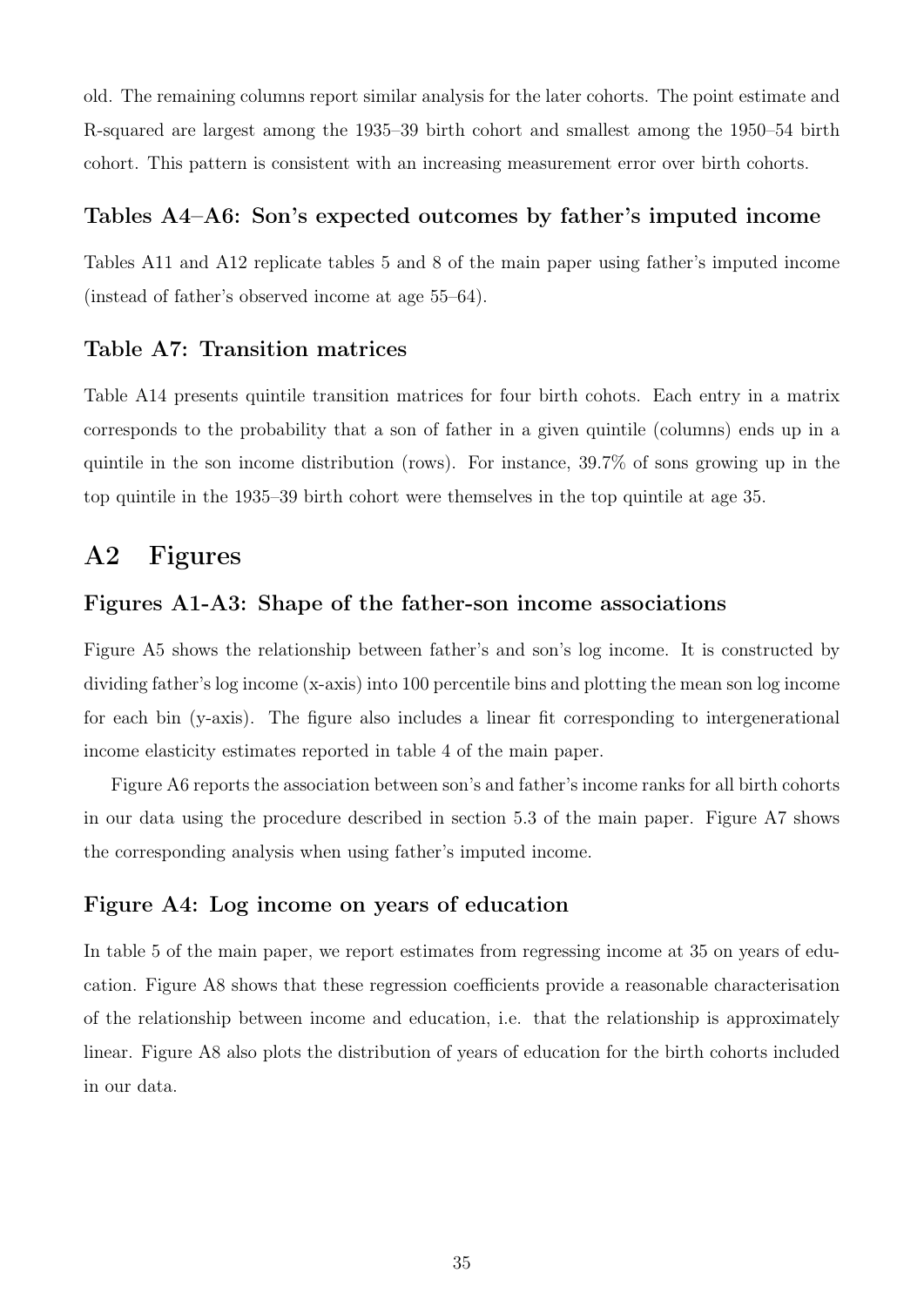old. The remaining columns report similar analysis for the later cohorts. The point estimate and R-squared are largest among the 1935–39 birth cohort and smallest among the 1950–54 birth cohort. This pattern is consistent with an increasing measurement error over birth cohorts.

### Tables A4–A6: Son's expected outcomes by father's imputed income

Tables A11 and A12 replicate tables 5 and 8 of the main paper using father's imputed income (instead of father's observed income at age 55–64).

### Table A7: Transition matrices

Table A14 presents quintile transition matrices for four birth cohots. Each entry in a matrix corresponds to the probability that a son of father in a given quintile (columns) ends up in a quintile in the son income distribution (rows). For instance, 39.7% of sons growing up in the top quintile in the 1935–39 birth cohort were themselves in the top quintile at age 35.

## A2 Figures

### Figures A1-A3: Shape of the father-son income associations

Figure A5 shows the relationship between father's and son's log income. It is constructed by dividing father's log income (x-axis) into 100 percentile bins and plotting the mean son log income for each bin (y-axis). The figure also includes a linear fit corresponding to intergenerational income elasticity estimates reported in table 4 of the main paper.

Figure A6 reports the association between son's and father's income ranks for all birth cohorts in our data using the procedure described in section 5.3 of the main paper. Figure A7 shows the corresponding analysis when using father's imputed income.

### Figure A4: Log income on years of education

In table 5 of the main paper, we report estimates from regressing income at 35 on years of education. Figure A8 shows that these regression coefficients provide a reasonable characterisation of the relationship between income and education, i.e. that the relationship is approximately linear. Figure A8 also plots the distribution of years of education for the birth cohorts included in our data.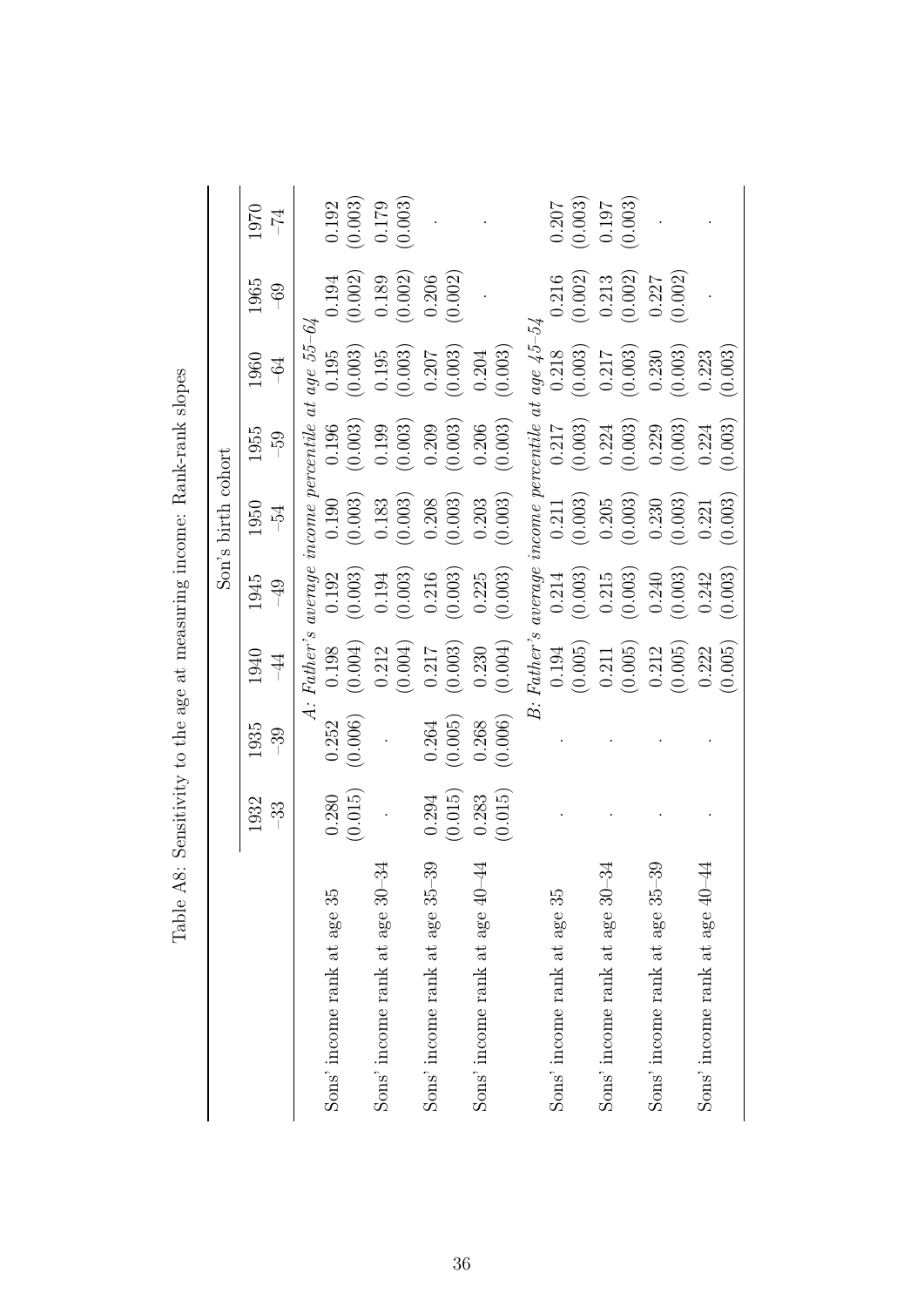Table A8: Sensitivity to the age at measuring income: Rank-rank slopes

| | Son's birth cohort | | | | | | | | |
|---|---|---|---|---|---|---|---|---|---|
| | 1932–33 | 1935–39 | 1940–44 | 1945–49 | 1950–54 | 1955–59 | 1960–64 | 1965–69 | 1970–74 |
| | *A: Father's average income percentile at age 55–64* | | | | | | | | |
| Sons' income rank at age 35 | 0.280 | 0.252 | 0.198 | 0.192 | 0.190 | 0.196 | 0.195 | 0.194 | 0.192 |
| | (0.015) | (0.006) | (0.004) | (0.003) | (0.003) | (0.003) | (0.003) | (0.002) | (0.003) |
| Sons' income rank at age 30–34 | . | . | 0.212 | 0.194 | 0.183 | 0.199 | 0.195 | 0.189 | 0.179 |
| | | | (0.004) | (0.003) | (0.003) | (0.003) | (0.003) | (0.002) | (0.003) |
| Sons' income rank at age 35–39 | 0.294 | 0.264 | 0.217 | 0.216 | 0.208 | 0.209 | 0.207 | 0.206 | . |
| | (0.015) | (0.005) | (0.003) | (0.003) | (0.003) | (0.003) | (0.003) | (0.002) | |
| Sons' income rank at age 40–44 | 0.283 | 0.268 | 0.230 | 0.225 | 0.203 | 0.206 | 0.204 | . | . |
| | (0.015) | (0.006) | (0.004) | (0.003) | (0.003) | (0.003) | (0.003) | | |
| | *B: Father's average income percentile at age 45–54* | | | | | | | | |
| Sons' income rank at age 35 | . | . | 0.194 | 0.214 | 0.211 | 0.217 | 0.218 | 0.216 | 0.207 |
| | | | (0.005) | (0.003) | (0.003) | (0.003) | (0.003) | (0.002) | (0.003) |
| Sons' income rank at age 30–34 | . | . | 0.211 | 0.215 | 0.205 | 0.224 | 0.217 | 0.213 | 0.197 |
| | | | (0.005) | (0.003) | (0.003) | (0.003) | (0.003) | (0.002) | (0.003) |
| Sons' income rank at age 35–39 | . | . | 0.212 | 0.240 | 0.230 | 0.229 | 0.230 | 0.227 | . |
| | | | (0.005) | (0.003) | (0.003) | (0.003) | (0.003) | (0.002) | |
| Sons' income rank at age 40–44 | . | . | 0.222 | 0.242 | 0.221 | 0.224 | 0.223 | . | . |
| | | | (0.005) | (0.003) | (0.003) | (0.003) | (0.003) | | |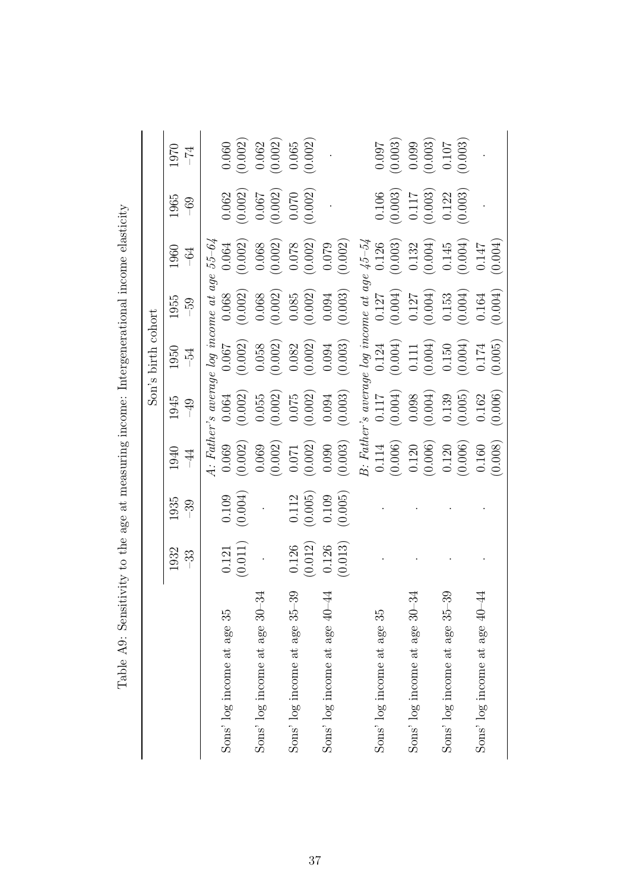Table A9: Sensitivity to the age at measuring income: Intergenerational income elasticity

| | Son's birth cohort | | | | | | | | |
|---|---|---|---|---|---|---|---|---|---|
| | 1932–33 | 1935–39 | 1940–44 | 1945–49 | 1950–54 | 1955–59 | 1960–64 | 1965–69 | 1970–74 |
| | *A: Father's average log income at age 55–64* | | | | | | | | |
| Sons' log income at age 35 | 0.121 | 0.109 | 0.069 | 0.064 | 0.067 | 0.068 | 0.064 | 0.062 | 0.060 |
| | (0.011) | (0.004) | (0.002) | (0.002) | (0.002) | (0.002) | (0.002) | (0.002) | (0.002) |
| Sons' log income at age 30–34 | . | . | 0.069 | 0.055 | 0.058 | 0.068 | 0.068 | 0.067 | 0.062 |
| | | | (0.002) | (0.002) | (0.002) | (0.002) | (0.002) | (0.002) | (0.002) |
| Sons' log income at age 35–39 | 0.126 | 0.112 | 0.071 | 0.075 | 0.082 | 0.085 | 0.078 | 0.070 | 0.065 |
| | (0.012) | (0.005) | (0.002) | (0.002) | (0.002) | (0.002) | (0.002) | (0.002) | (0.002) |
| Sons' log income at age 40–44 | 0.126 | 0.109 | 0.090 | 0.094 | 0.094 | 0.094 | 0.079 | . | . |
| | (0.013) | (0.005) | (0.003) | (0.003) | (0.003) | (0.003) | (0.002) | | |
| | *B: Father's average log income at age 45–54* | | | | | | | | |
| Sons' log income at age 35 | . | . | 0.114 | 0.117 | 0.124 | 0.127 | 0.126 | 0.106 | 0.097 |
| | | | (0.006) | (0.004) | (0.004) | (0.004) | (0.003) | (0.003) | (0.003) |
| Sons' log income at age 30–34 | . | . | 0.120 | 0.098 | 0.111 | 0.127 | 0.132 | 0.117 | 0.099 |
| | | | (0.006) | (0.004) | (0.004) | (0.004) | (0.004) | (0.003) | (0.003) |
| Sons' log income at age 35–39 | . | . | 0.120 | 0.139 | 0.150 | 0.153 | 0.145 | 0.122 | 0.107 |
| | | | (0.006) | (0.005) | (0.004) | (0.004) | (0.004) | (0.003) | (0.003) |
| Sons' log income at age 40–44 | . | . | 0.160 | 0.162 | 0.174 | 0.164 | 0.147 | . | . |
| | | | (0.008) | (0.006) | (0.005) | (0.004) | (0.004) | | |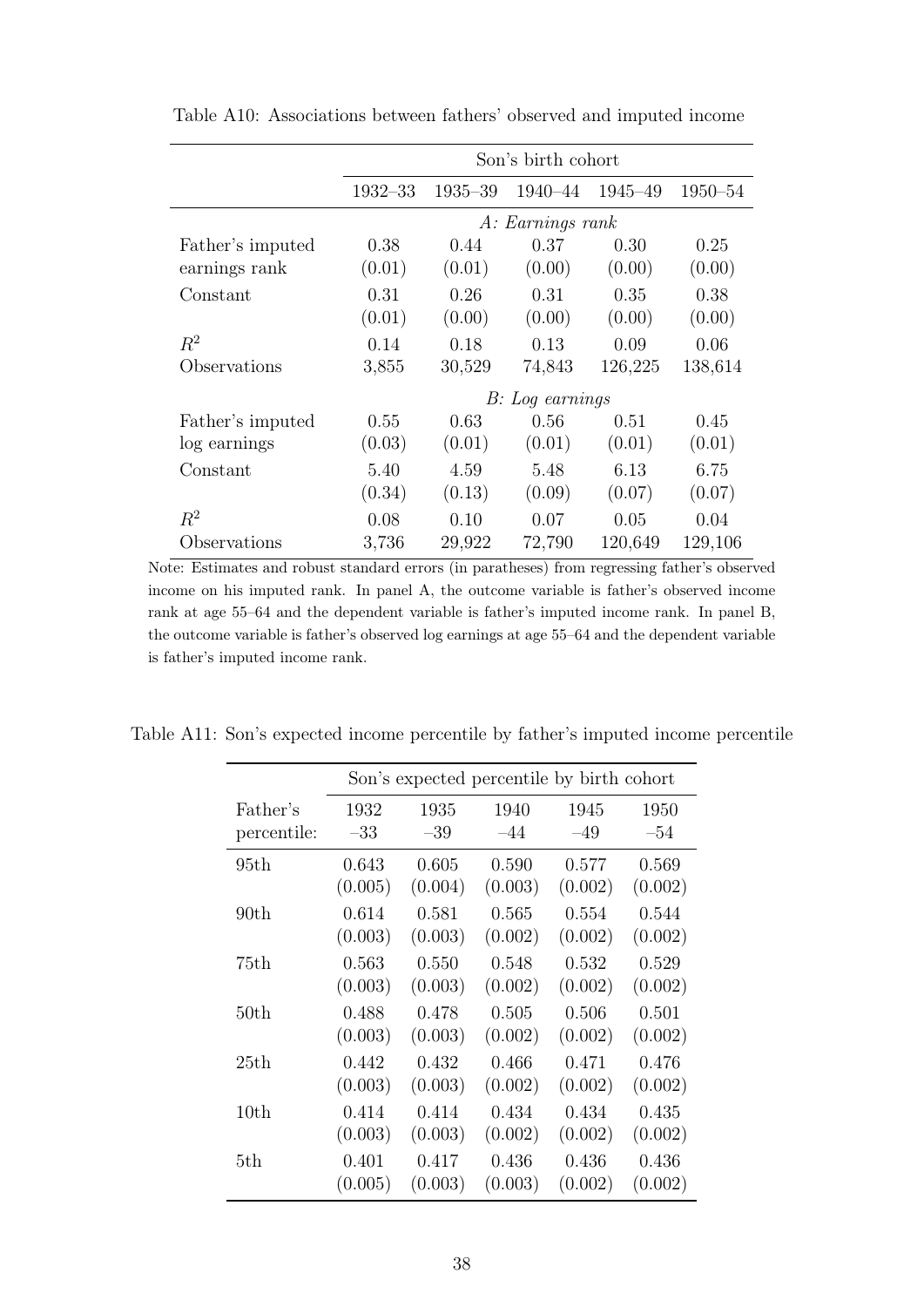Table A10: Associations between fathers' observed and imputed income

| | Son's birth cohort | | | | |
|---|---|---|---|---|---|
| | 1932–33 | 1935–39 | 1940–44 | 1945–49 | 1950–54 |
| | *A: Earnings rank* | | | | |
| Father's imputed earnings rank | 0.38 | 0.44 | 0.37 | 0.30 | 0.25 |
| | (0.01) | (0.01) | (0.00) | (0.00) | (0.00) |
| Constant | 0.31 | 0.26 | 0.31 | 0.35 | 0.38 |
| | (0.01) | (0.00) | (0.00) | (0.00) | (0.00) |
| $R^2$ | 0.14 | 0.18 | 0.13 | 0.09 | 0.06 |
| Observations | 3,855 | 30,529 | 74,843 | 126,225 | 138,614 |
| | *B: Log earnings* | | | | |
| Father's imputed log earnings | 0.55 | 0.63 | 0.56 | 0.51 | 0.45 |
| | (0.03) | (0.01) | (0.01) | (0.01) | (0.01) |
| Constant | 5.40 | 4.59 | 5.48 | 6.13 | 6.75 |
| | (0.34) | (0.13) | (0.09) | (0.07) | (0.07) |
| $R^2$ | 0.08 | 0.10 | 0.07 | 0.05 | 0.04 |
| Observations | 3,736 | 29,922 | 72,790 | 120,649 | 129,106 |

Note: Estimates and robust standard errors (in paratheses) from regressing father's observed income on his imputed rank. In panel A, the outcome variable is father's observed income rank at age 55–64 and the dependent variable is father's imputed income rank. In panel B, the outcome variable is father's observed log earnings at age 55–64 and the dependent variable is father's imputed income rank.

Table A11: Son's expected income percentile by father's imputed income percentile

| | Son's expected percentile by birth cohort | | | | |
|---|---|---|---|---|---|
| Father's percentile: | 1932 –33 | 1935 –39 | 1940 –44 | 1945 –49 | 1950 –54 |
| 95th | 0.643 | 0.605 | 0.590 | 0.577 | 0.569 |
| | (0.005) | (0.004) | (0.003) | (0.002) | (0.002) |
| 90th | 0.614 | 0.581 | 0.565 | 0.554 | 0.544 |
| | (0.003) | (0.003) | (0.002) | (0.002) | (0.002) |
| 75th | 0.563 | 0.550 | 0.548 | 0.532 | 0.529 |
| | (0.003) | (0.003) | (0.002) | (0.002) | (0.002) |
| 50th | 0.488 | 0.478 | 0.505 | 0.506 | 0.501 |
| | (0.003) | (0.003) | (0.002) | (0.002) | (0.002) |
| 25th | 0.442 | 0.432 | 0.466 | 0.471 | 0.476 |
| | (0.003) | (0.003) | (0.002) | (0.002) | (0.002) |
| 10th | 0.414 | 0.414 | 0.434 | 0.434 | 0.435 |
| | (0.003) | (0.003) | (0.002) | (0.002) | (0.002) |
| 5th | 0.401 | 0.417 | 0.436 | 0.436 | 0.436 |
| | (0.005) | (0.003) | (0.003) | (0.002) | (0.002) |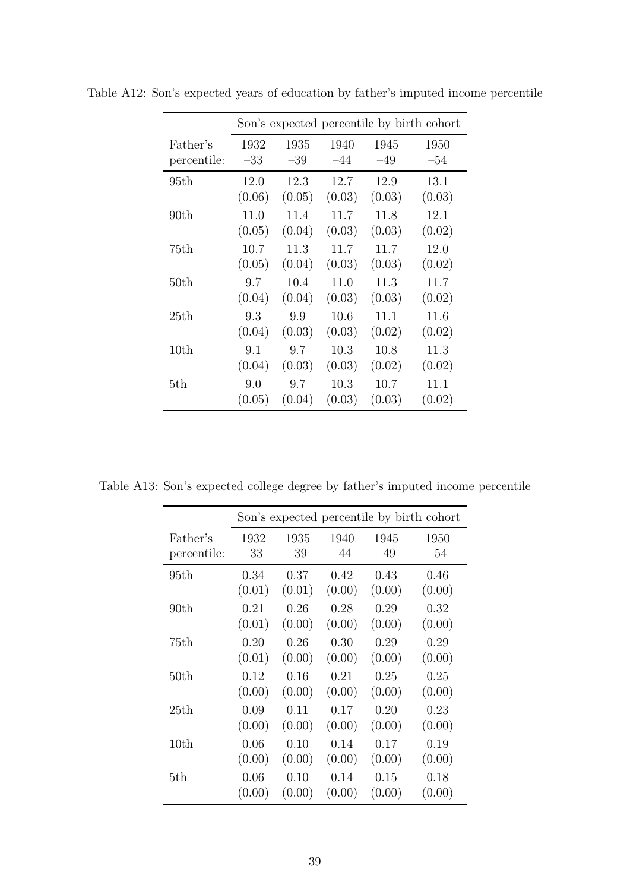Table A12: Son's expected years of education by father's imputed income percentile

| | Son's expected percentile by birth cohort | | | | |
|---|---|---|---|---|---|
| Father's percentile: | 1932–33 | 1935–39 | 1940–44 | 1945–49 | 1950–54 |
| 95th | 12.0 | 12.3 | 12.7 | 12.9 | 13.1 |
| | (0.06) | (0.05) | (0.03) | (0.03) | (0.03) |
| 90th | 11.0 | 11.4 | 11.7 | 11.8 | 12.1 |
| | (0.05) | (0.04) | (0.03) | (0.03) | (0.02) |
| 75th | 10.7 | 11.3 | 11.7 | 11.7 | 12.0 |
| | (0.05) | (0.04) | (0.03) | (0.03) | (0.02) |
| 50th | 9.7 | 10.4 | 11.0 | 11.3 | 11.7 |
| | (0.04) | (0.04) | (0.03) | (0.03) | (0.02) |
| 25th | 9.3 | 9.9 | 10.6 | 11.1 | 11.6 |
| | (0.04) | (0.03) | (0.03) | (0.02) | (0.02) |
| 10th | 9.1 | 9.7 | 10.3 | 10.8 | 11.3 |
| | (0.04) | (0.03) | (0.03) | (0.02) | (0.02) |
| 5th | 9.0 | 9.7 | 10.3 | 10.7 | 11.1 |
| | (0.05) | (0.04) | (0.03) | (0.03) | (0.02) |

Table A13: Son's expected college degree by father's imputed income percentile

| | Son's expected percentile by birth cohort | | | | |
|---|---|---|---|---|---|
| Father's percentile: | 1932–33 | 1935–39 | 1940–44 | 1945–49 | 1950–54 |
| 95th | 0.34 | 0.37 | 0.42 | 0.43 | 0.46 |
| | (0.01) | (0.01) | (0.00) | (0.00) | (0.00) |
| 90th | 0.21 | 0.26 | 0.28 | 0.29 | 0.32 |
| | (0.01) | (0.00) | (0.00) | (0.00) | (0.00) |
| 75th | 0.20 | 0.26 | 0.30 | 0.29 | 0.29 |
| | (0.01) | (0.00) | (0.00) | (0.00) | (0.00) |
| 50th | 0.12 | 0.16 | 0.21 | 0.25 | 0.25 |
| | (0.00) | (0.00) | (0.00) | (0.00) | (0.00) |
| 25th | 0.09 | 0.11 | 0.17 | 0.20 | 0.23 |
| | (0.00) | (0.00) | (0.00) | (0.00) | (0.00) |
| 10th | 0.06 | 0.10 | 0.14 | 0.17 | 0.19 |
| | (0.00) | (0.00) | (0.00) | (0.00) | (0.00) |
| 5th | 0.06 | 0.10 | 0.14 | 0.15 | 0.18 |
| | (0.00) | (0.00) | (0.00) | (0.00) | (0.00) |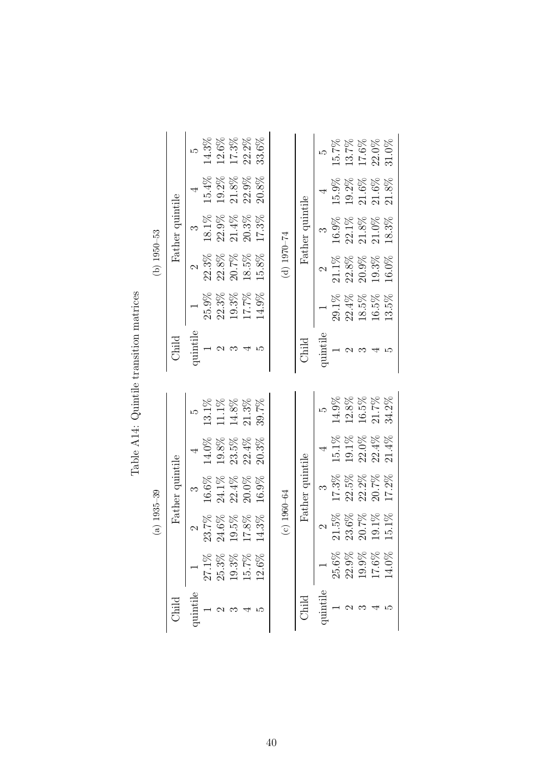# Table A14: Quintile transition matrices

(a) 1935–39

| Child quintile | Father quintile 1 | 2 | 3 | 4 | 5 |
|---|---|---|---|---|---|
| 1 | 27.1% | 23.7% | 16.6% | 14.0% | 13.1% |
| 2 | 25.3% | 24.6% | 24.1% | 19.8% | 11.1% |
| 3 | 19.3% | 19.5% | 22.4% | 23.5% | 14.8% |
| 4 | 15.7% | 17.8% | 20.0% | 22.4% | 21.3% |
| 5 | 12.6% | 14.3% | 16.9% | 20.3% | 39.7% |

(b) 1950–53

| Child quintile | Father quintile 1 | 2 | 3 | 4 | 5 |
|---|---|---|---|---|---|
| 1 | 25.9% | 22.3% | 18.1% | 15.4% | 14.3% |
| 2 | 22.3% | 22.8% | 22.9% | 19.2% | 12.6% |
| 3 | 19.3% | 20.7% | 21.4% | 21.8% | 17.3% |
| 4 | 17.7% | 18.5% | 20.3% | 22.9% | 22.2% |
| 5 | 14.9% | 15.8% | 17.3% | 20.8% | 33.6% |

(c) 1960–64

| Child quintile | Father quintile 1 | 2 | 3 | 4 | 5 |
|---|---|---|---|---|---|
| 1 | 25.6% | 21.5% | 17.3% | 15.1% | 14.9% |
| 2 | 22.9% | 23.6% | 22.5% | 19.1% | 12.8% |
| 3 | 19.9% | 20.7% | 22.2% | 22.0% | 16.5% |
| 4 | 17.6% | 19.1% | 20.7% | 22.4% | 21.7% |
| 5 | 14.0% | 15.1% | 17.2% | 21.4% | 34.2% |

(d) 1970–74

| Child quintile | Father quintile 1 | 2 | 3 | 4 | 5 |
|---|---|---|---|---|---|
| 1 | 29.1% | 21.1% | 16.9% | 15.9% | 15.7% |
| 2 | 22.4% | 22.8% | 22.1% | 19.2% | 13.7% |
| 3 | 18.5% | 20.9% | 21.8% | 21.6% | 17.6% |
| 4 | 16.5% | 19.3% | 21.0% | 21.6% | 22.0% |
| 5 | 13.5% | 16.0% | 18.3% | 21.8% | 31.0% |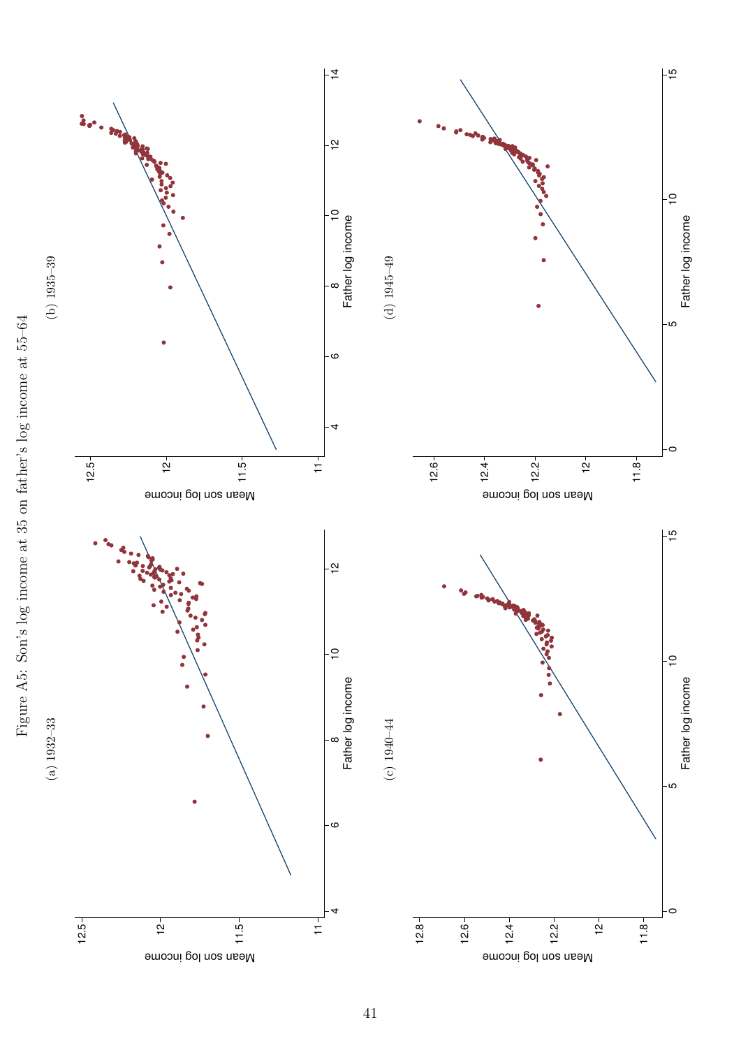Figure A5: Son's log income at 35 on father's log income at 55–64

(a) 1932–33

(b) 1935–39

(c) 1940–44

(d) 1945–49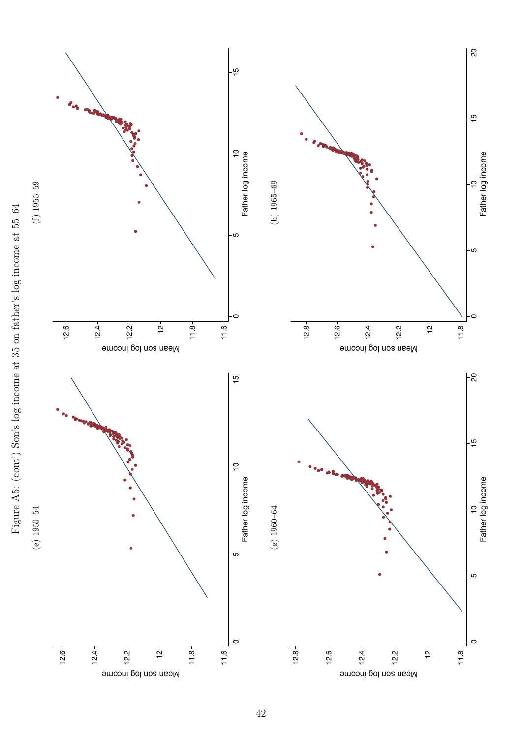Figure A5: (cont') Son's log income at 35 on father's log income at 55–64

(e) 1950–54

(f) 1955–59

(g) 1960–64

(h) 1965–69

Mean son log income

Father log income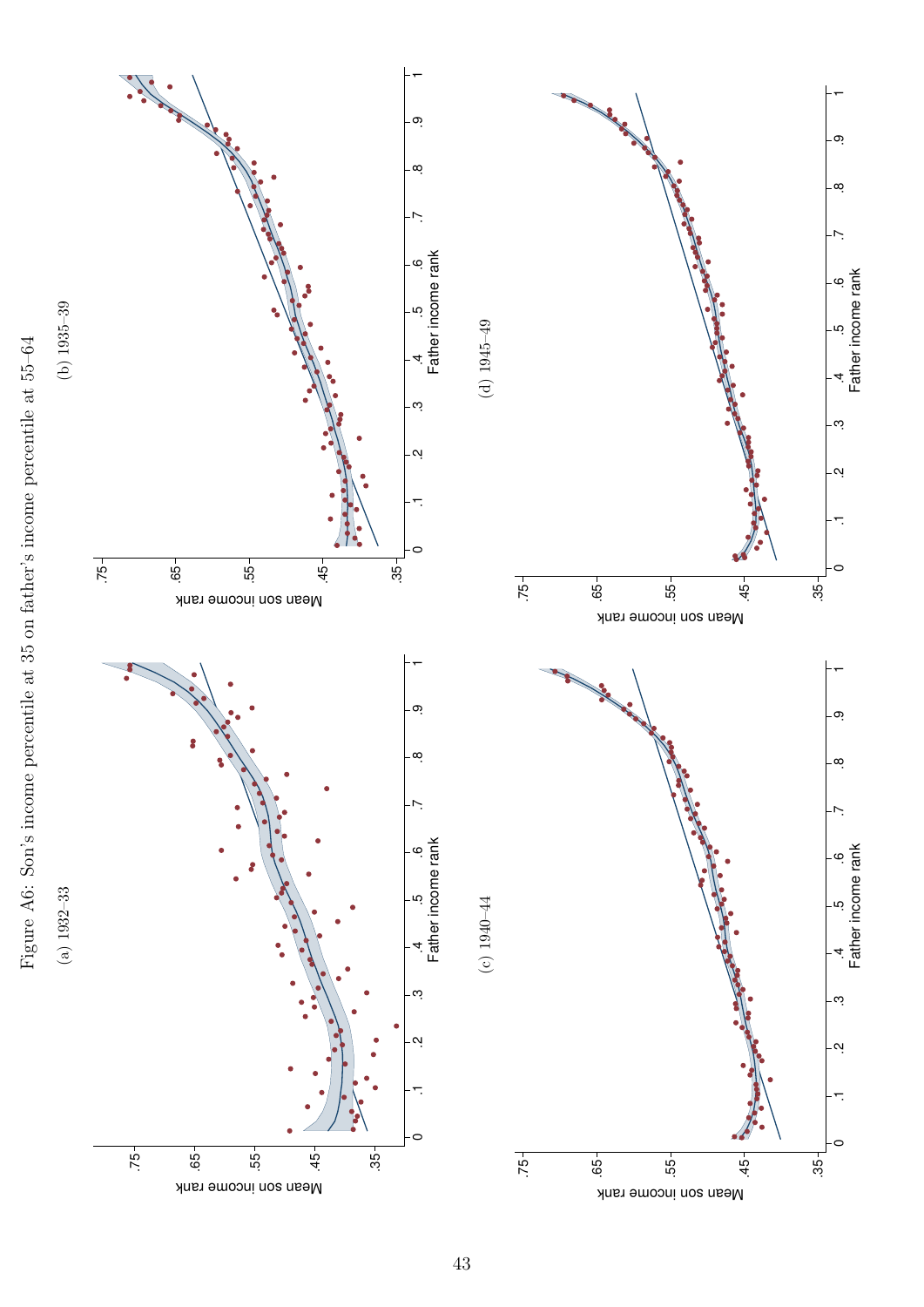Figure A6: Son's income percentile at 35 on father's income percentile at 55–64

(a) 1932–33

(b) 1935–39

(c) 1940–44

(d) 1945–49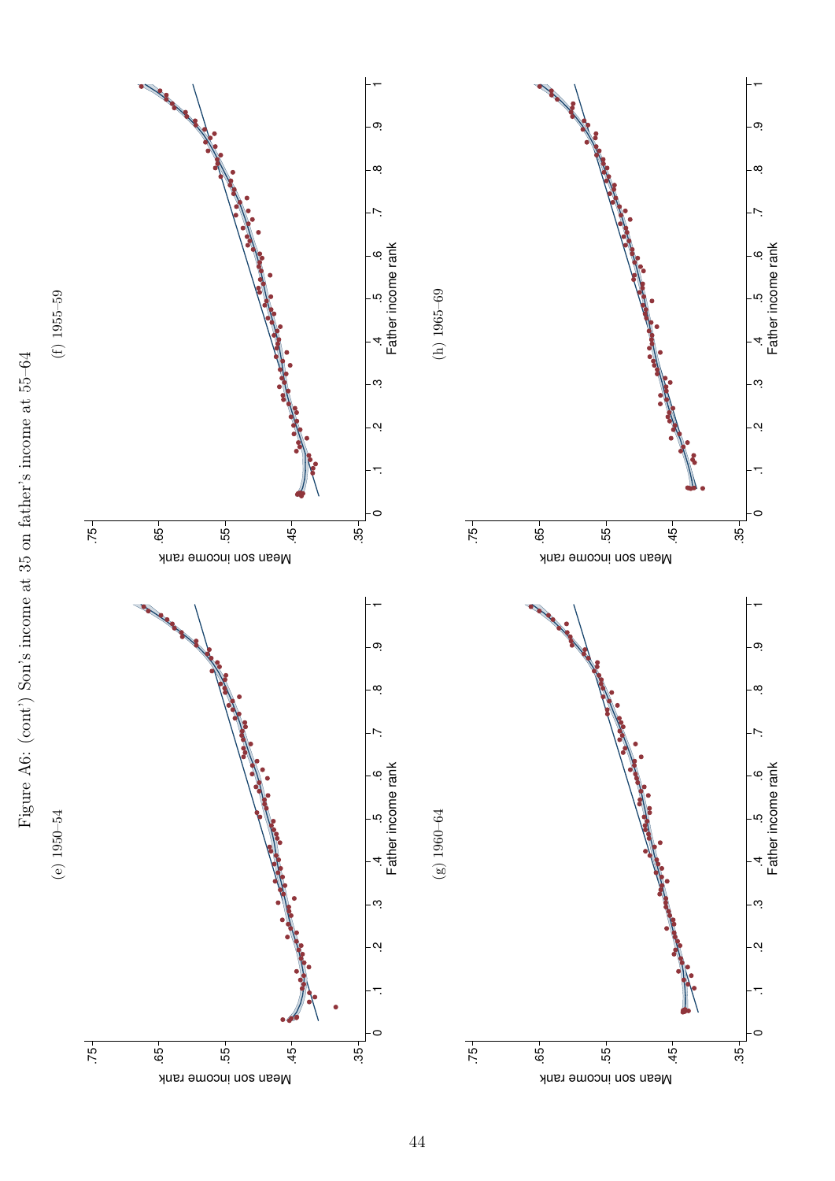Figure A6: (cont') Son's income at 35 on father's income at 55–64

(e) 1950–54

(f) 1955–59

(g) 1960–64

(h) 1965–69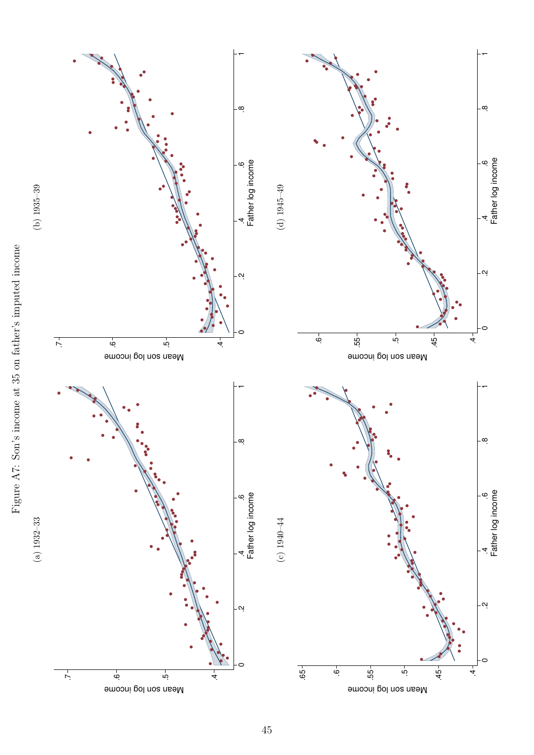Figure A7: Son's income at 35 on father's imputed income

(a) 1932–33

(b) 1935–39

(c) 1940–44

(d) 1945–49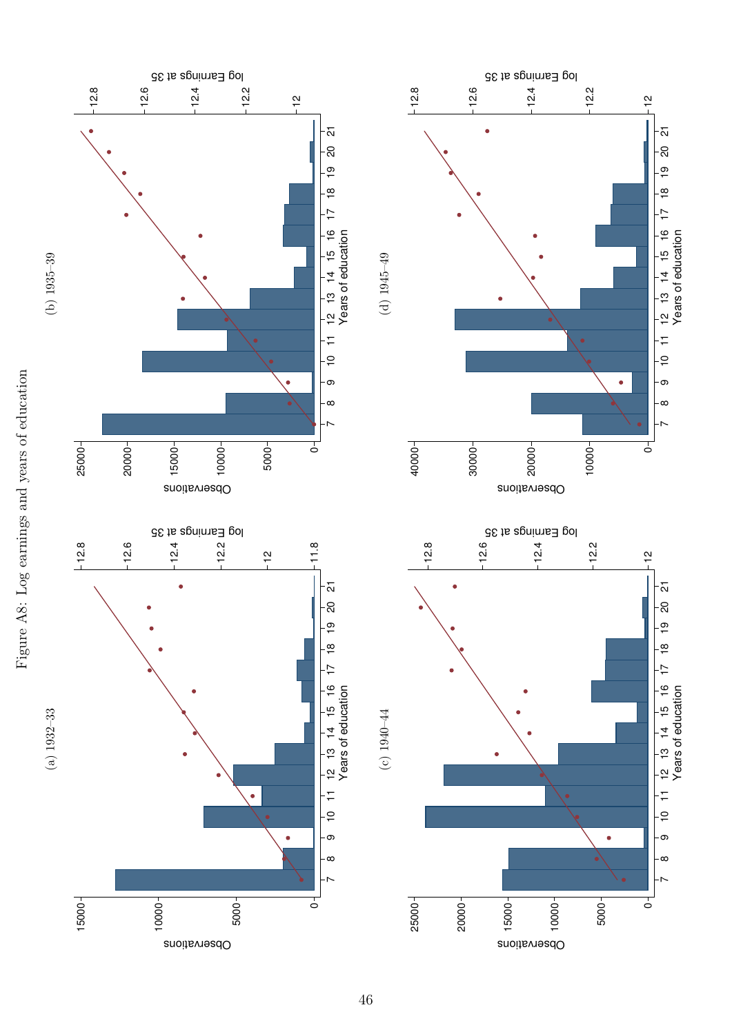Figure A8: Log earnings and years of education

(a) 1932–33

(b) 1935–39

(c) 1940–44

(d) 1945–49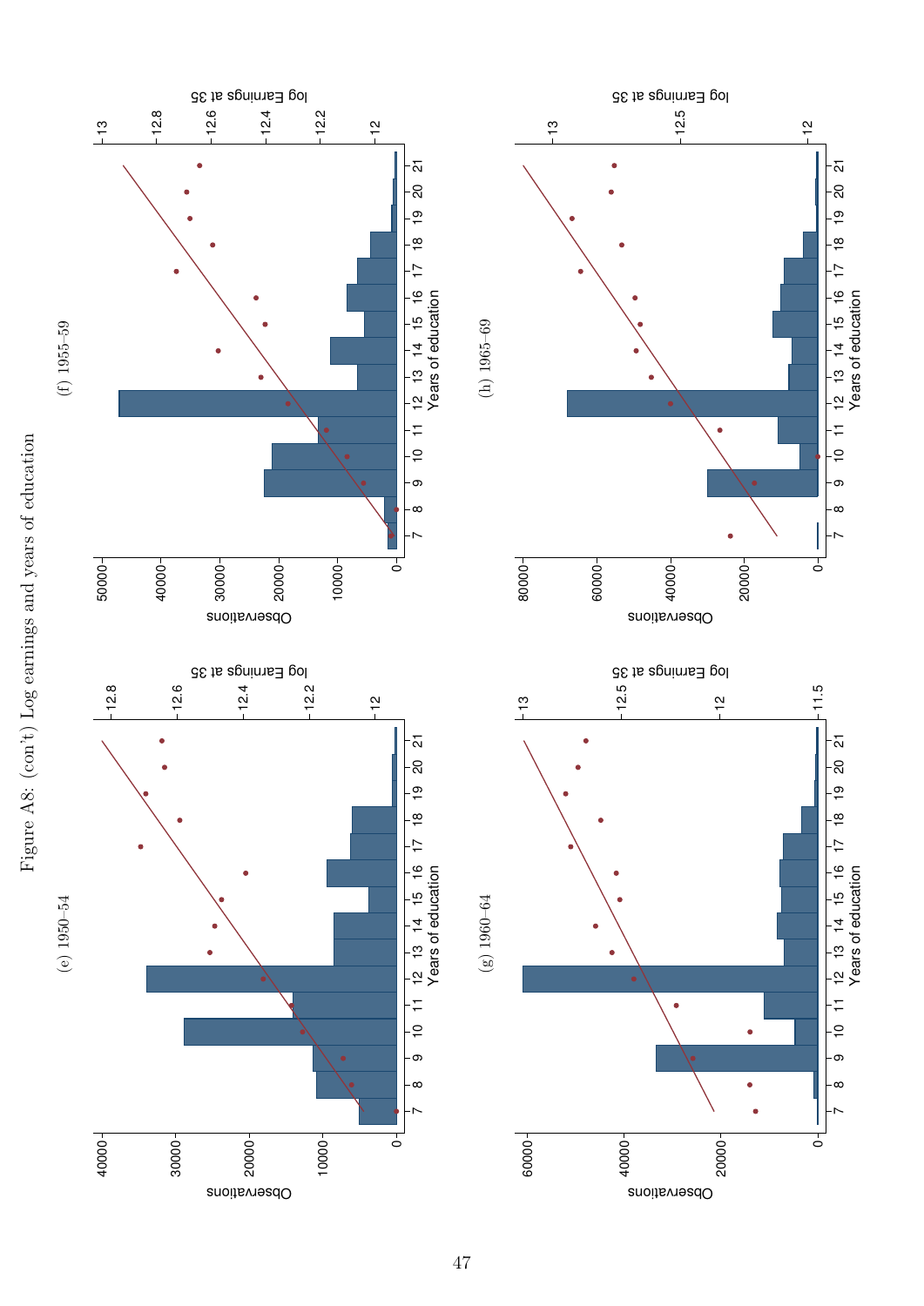Figure A8: (con't) Log earnings and years of education

(e) 1950–54

Observations
40000
30000
20000
10000
0

log Earnings at 35
12.8
12.6
12.4
12.2
12

Years of education
7 8 9 10 11 12 13 14 15 16 17 18 19 20 21

(f) 1955–59

Observations
50000
40000
30000
20000
10000
0

log Earnings at 35
13
12.8
12.6
12.4
12.2
12

Years of education
7 8 9 10 11 12 13 14 15 16 17 18 19 20 21

(g) 1960–64

Observations
60000
40000
20000
0

log Earnings at 35
13
12.5
12
11.5

Years of education
7 8 9 10 11 12 13 14 15 16 17 18 19 20 21

(h) 1965–69

Observations
80000
60000
40000
20000
0

log Earnings at 35
13
12.5
12

Years of education
7 8 9 10 11 12 13 14 15 16 17 18 19 20 21